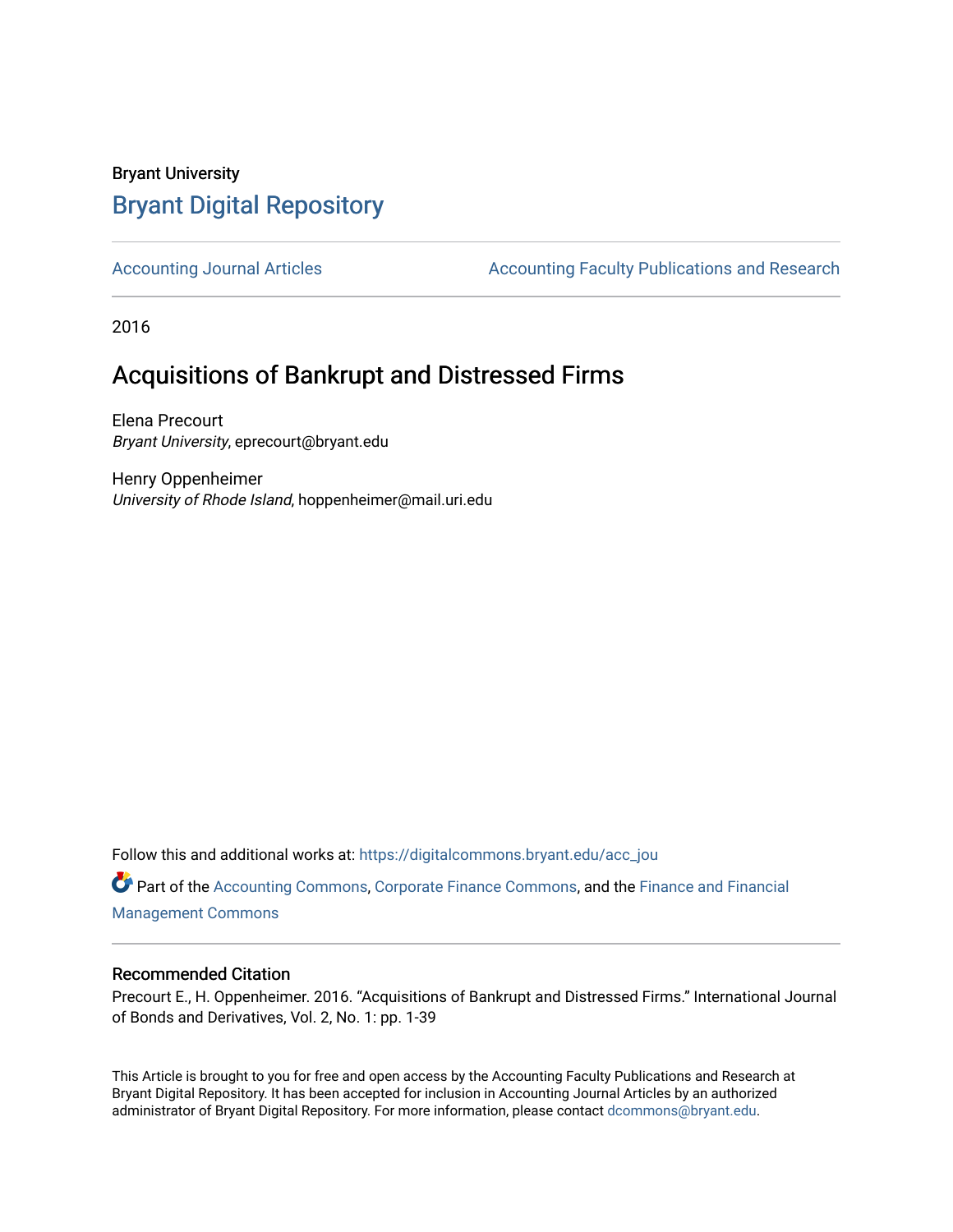Bryant University

# Bryant Digital Repository

Accounting Journal Articles | Accounting Faculty Publications and Research

2016

## Acquisitions of Bankrupt and Distressed Firms

Elena Precourt
*Bryant University*, eprecourt@bryant.edu

Henry Oppenheimer
*University of Rhode Island*, hoppenheimer@mail.uri.edu

Follow this and additional works at: https://digitalcommons.bryant.edu/acc_jou

Part of the Accounting Commons, Corporate Finance Commons, and the Finance and Financial Management Commons

### Recommended Citation

Precourt E., H. Oppenheimer. 2016. "Acquisitions of Bankrupt and Distressed Firms." International Journal of Bonds and Derivatives, Vol. 2, No. 1: pp. 1-39

This Article is brought to you for free and open access by the Accounting Faculty Publications and Research at Bryant Digital Repository. It has been accepted for inclusion in Accounting Journal Articles by an authorized administrator of Bryant Digital Repository. For more information, please contact dcommons@bryant.edu.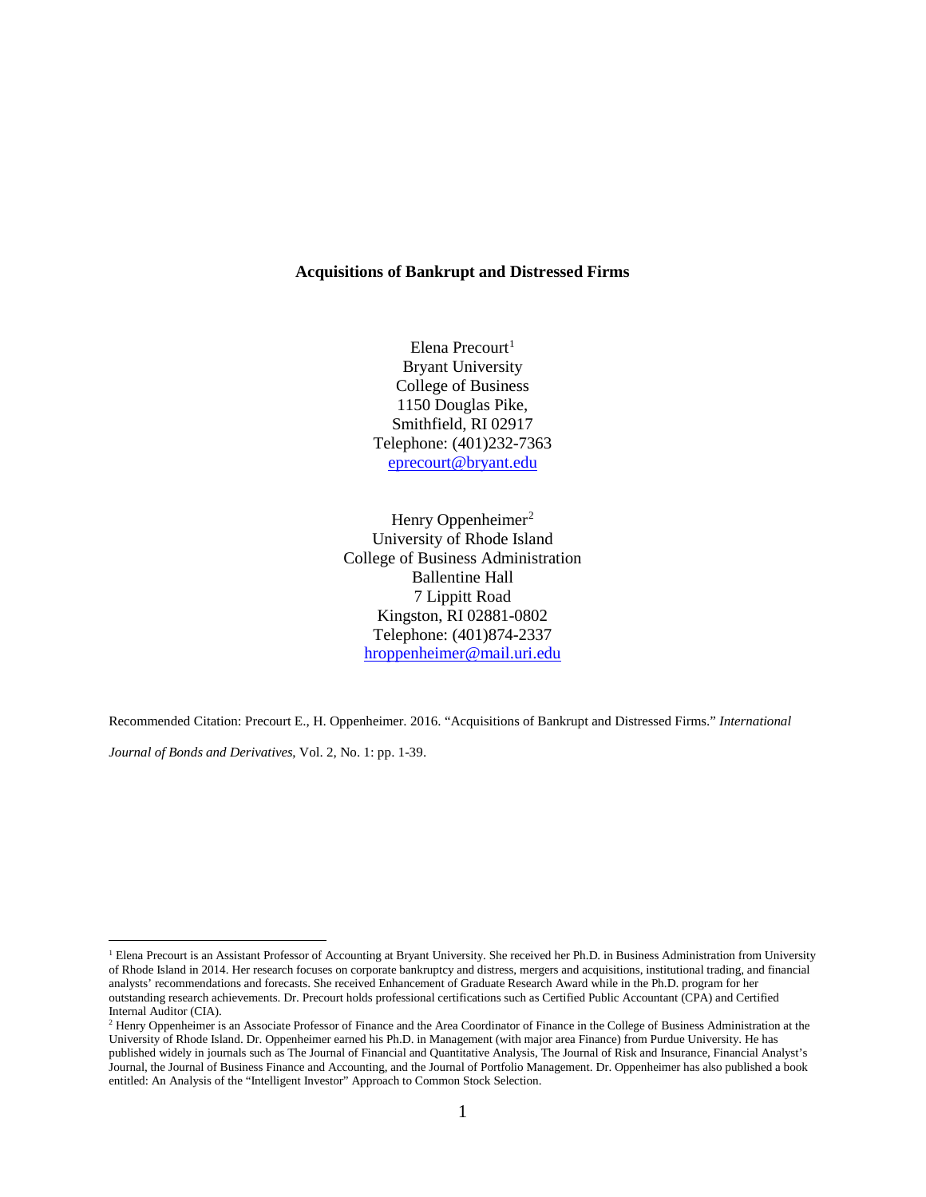**Acquisitions of Bankrupt and Distressed Firms**

Elena Precourt[1]
Bryant University
College of Business
1150 Douglas Pike,
Smithfield, RI 02917
Telephone: (401)232-7363
eprecourt@bryant.edu

Henry Oppenheimer[2]
University of Rhode Island
College of Business Administration
Ballentine Hall
7 Lippitt Road
Kingston, RI 02881-0802
Telephone: (401)874-2337
hroppenheimer@mail.uri.edu

Recommended Citation: Precourt E., H. Oppenheimer. 2016. "Acquisitions of Bankrupt and Distressed Firms." *International Journal of Bonds and Derivatives*, Vol. 2, No. 1: pp. 1-39.

---

[1] Elena Precourt is an Assistant Professor of Accounting at Bryant University. She received her Ph.D. in Business Administration from University of Rhode Island in 2014. Her research focuses on corporate bankruptcy and distress, mergers and acquisitions, institutional trading, and financial analysts' recommendations and forecasts. She received Enhancement of Graduate Research Award while in the Ph.D. program for her outstanding research achievements. Dr. Precourt holds professional certifications such as Certified Public Accountant (CPA) and Certified Internal Auditor (CIA).

[2] Henry Oppenheimer is an Associate Professor of Finance and the Area Coordinator of Finance in the College of Business Administration at the University of Rhode Island. Dr. Oppenheimer earned his Ph.D. in Management (with major area Finance) from Purdue University. He has published widely in journals such as The Journal of Financial and Quantitative Analysis, The Journal of Risk and Insurance, Financial Analyst's Journal, the Journal of Business Finance and Accounting, and the Journal of Portfolio Management. Dr. Oppenheimer has also published a book entitled: An Analysis of the "Intelligent Investor" Approach to Common Stock Selection.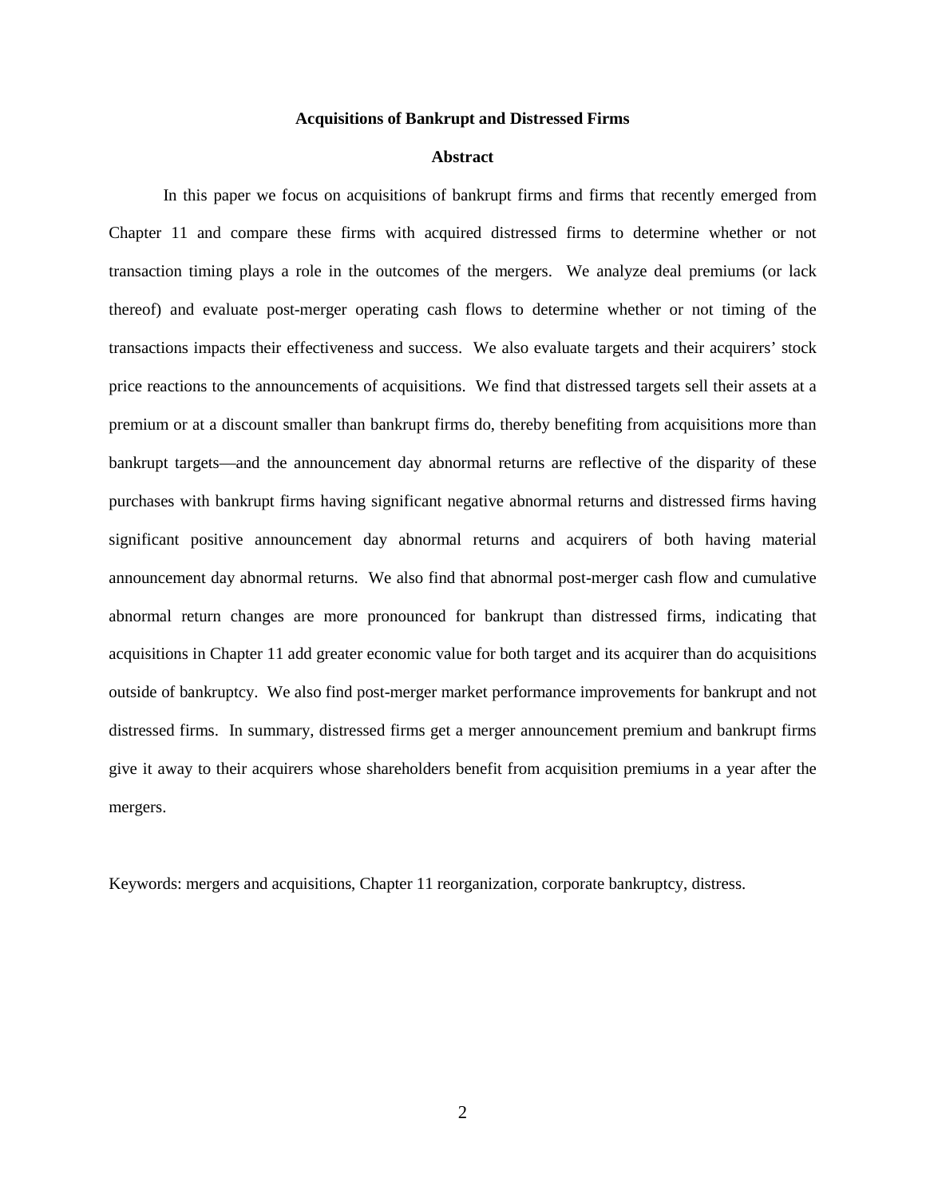**Acquisitions of Bankrupt and Distressed Firms**

**Abstract**

In this paper we focus on acquisitions of bankrupt firms and firms that recently emerged from Chapter 11 and compare these firms with acquired distressed firms to determine whether or not transaction timing plays a role in the outcomes of the mergers. We analyze deal premiums (or lack thereof) and evaluate post-merger operating cash flows to determine whether or not timing of the transactions impacts their effectiveness and success. We also evaluate targets and their acquirers' stock price reactions to the announcements of acquisitions. We find that distressed targets sell their assets at a premium or at a discount smaller than bankrupt firms do, thereby benefiting from acquisitions more than bankrupt targets—and the announcement day abnormal returns are reflective of the disparity of these purchases with bankrupt firms having significant negative abnormal returns and distressed firms having significant positive announcement day abnormal returns and acquirers of both having material announcement day abnormal returns. We also find that abnormal post-merger cash flow and cumulative abnormal return changes are more pronounced for bankrupt than distressed firms, indicating that acquisitions in Chapter 11 add greater economic value for both target and its acquirer than do acquisitions outside of bankruptcy. We also find post-merger market performance improvements for bankrupt and not distressed firms. In summary, distressed firms get a merger announcement premium and bankrupt firms give it away to their acquirers whose shareholders benefit from acquisition premiums in a year after the mergers.

Keywords: mergers and acquisitions, Chapter 11 reorganization, corporate bankruptcy, distress.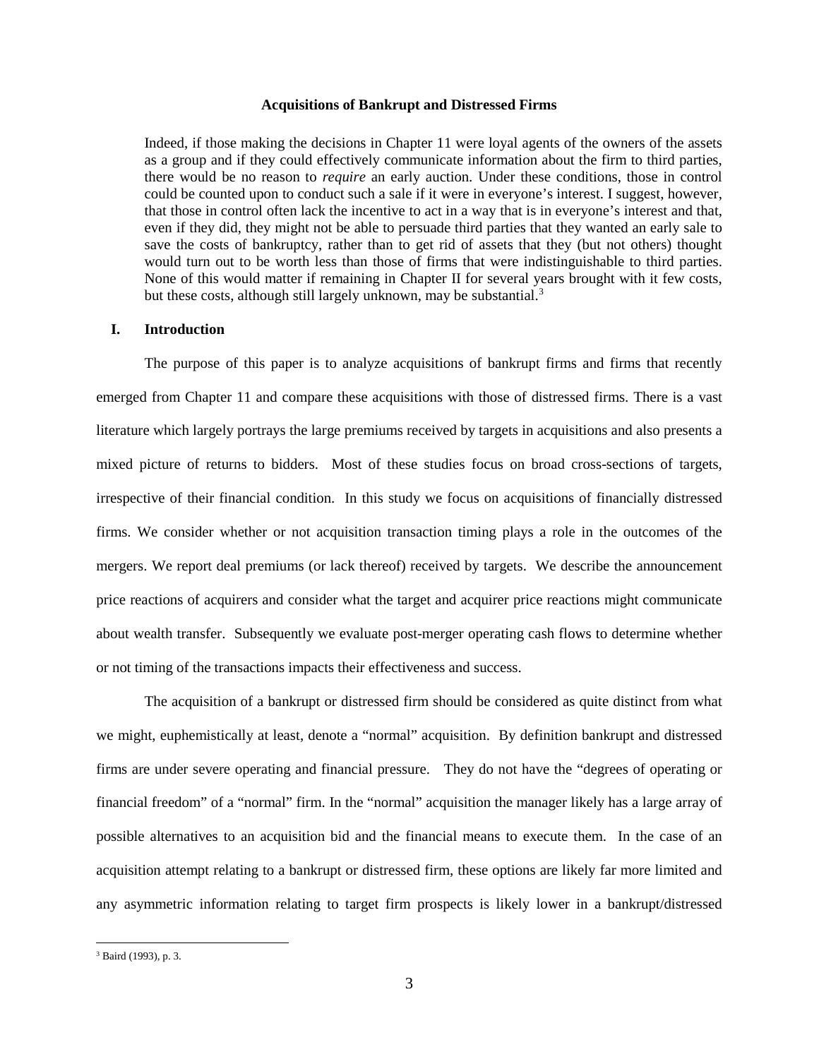**Acquisitions of Bankrupt and Distressed Firms**

> Indeed, if those making the decisions in Chapter 11 were loyal agents of the owners of the assets as a group and if they could effectively communicate information about the firm to third parties, there would be no reason to *require* an early auction. Under these conditions, those in control could be counted upon to conduct such a sale if it were in everyone's interest. I suggest, however, that those in control often lack the incentive to act in a way that is in everyone's interest and that, even if they did, they might not be able to persuade third parties that they wanted an early sale to save the costs of bankruptcy, rather than to get rid of assets that they (but not others) thought would turn out to be worth less than those of firms that were indistinguishable to third parties. None of this would matter if remaining in Chapter II for several years brought with it few costs, but these costs, although still largely unknown, may be substantial.[3]

## I. Introduction

The purpose of this paper is to analyze acquisitions of bankrupt firms and firms that recently emerged from Chapter 11 and compare these acquisitions with those of distressed firms. There is a vast literature which largely portrays the large premiums received by targets in acquisitions and also presents a mixed picture of returns to bidders. Most of these studies focus on broad cross-sections of targets, irrespective of their financial condition. In this study we focus on acquisitions of financially distressed firms. We consider whether or not acquisition transaction timing plays a role in the outcomes of the mergers. We report deal premiums (or lack thereof) received by targets. We describe the announcement price reactions of acquirers and consider what the target and acquirer price reactions might communicate about wealth transfer. Subsequently we evaluate post-merger operating cash flows to determine whether or not timing of the transactions impacts their effectiveness and success.

The acquisition of a bankrupt or distressed firm should be considered as quite distinct from what we might, euphemistically at least, denote a "normal" acquisition. By definition bankrupt and distressed firms are under severe operating and financial pressure. They do not have the "degrees of operating or financial freedom" of a "normal" firm. In the "normal" acquisition the manager likely has a large array of possible alternatives to an acquisition bid and the financial means to execute them. In the case of an acquisition attempt relating to a bankrupt or distressed firm, these options are likely far more limited and any asymmetric information relating to target firm prospects is likely lower in a bankrupt/distressed

[3] Baird (1993), p. 3.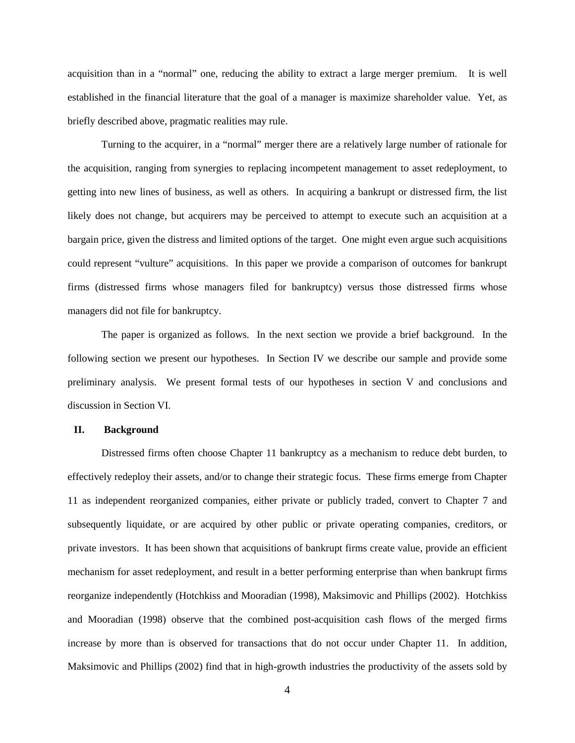acquisition than in a "normal" one, reducing the ability to extract a large merger premium. It is well established in the financial literature that the goal of a manager is maximize shareholder value. Yet, as briefly described above, pragmatic realities may rule.

Turning to the acquirer, in a "normal" merger there are a relatively large number of rationale for the acquisition, ranging from synergies to replacing incompetent management to asset redeployment, to getting into new lines of business, as well as others. In acquiring a bankrupt or distressed firm, the list likely does not change, but acquirers may be perceived to attempt to execute such an acquisition at a bargain price, given the distress and limited options of the target. One might even argue such acquisitions could represent "vulture" acquisitions. In this paper we provide a comparison of outcomes for bankrupt firms (distressed firms whose managers filed for bankruptcy) versus those distressed firms whose managers did not file for bankruptcy.

The paper is organized as follows. In the next section we provide a brief background. In the following section we present our hypotheses. In Section IV we describe our sample and provide some preliminary analysis. We present formal tests of our hypotheses in section V and conclusions and discussion in Section VI.

## II. Background

Distressed firms often choose Chapter 11 bankruptcy as a mechanism to reduce debt burden, to effectively redeploy their assets, and/or to change their strategic focus. These firms emerge from Chapter 11 as independent reorganized companies, either private or publicly traded, convert to Chapter 7 and subsequently liquidate, or are acquired by other public or private operating companies, creditors, or private investors. It has been shown that acquisitions of bankrupt firms create value, provide an efficient mechanism for asset redeployment, and result in a better performing enterprise than when bankrupt firms reorganize independently (Hotchkiss and Mooradian (1998), Maksimovic and Phillips (2002). Hotchkiss and Mooradian (1998) observe that the combined post-acquisition cash flows of the merged firms increase by more than is observed for transactions that do not occur under Chapter 11. In addition, Maksimovic and Phillips (2002) find that in high-growth industries the productivity of the assets sold by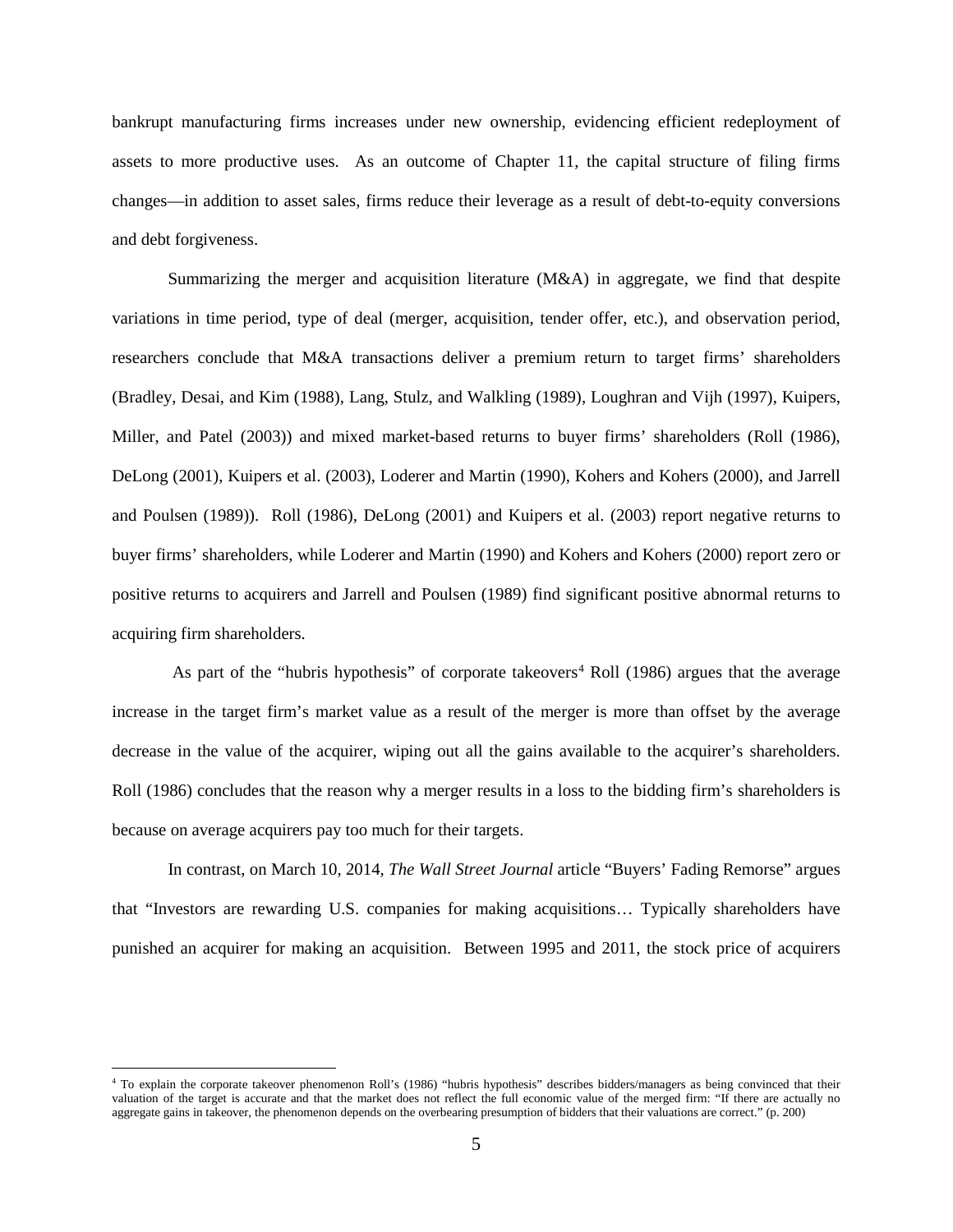bankrupt manufacturing firms increases under new ownership, evidencing efficient redeployment of assets to more productive uses. As an outcome of Chapter 11, the capital structure of filing firms changes—in addition to asset sales, firms reduce their leverage as a result of debt-to-equity conversions and debt forgiveness.

Summarizing the merger and acquisition literature (M&A) in aggregate, we find that despite variations in time period, type of deal (merger, acquisition, tender offer, etc.), and observation period, researchers conclude that M&A transactions deliver a premium return to target firms' shareholders (Bradley, Desai, and Kim (1988), Lang, Stulz, and Walkling (1989), Loughran and Vijh (1997), Kuipers, Miller, and Patel (2003)) and mixed market-based returns to buyer firms' shareholders (Roll (1986), DeLong (2001), Kuipers et al. (2003), Loderer and Martin (1990), Kohers and Kohers (2000), and Jarrell and Poulsen (1989)). Roll (1986), DeLong (2001) and Kuipers et al. (2003) report negative returns to buyer firms' shareholders, while Loderer and Martin (1990) and Kohers and Kohers (2000) report zero or positive returns to acquirers and Jarrell and Poulsen (1989) find significant positive abnormal returns to acquiring firm shareholders.

As part of the "hubris hypothesis" of corporate takeovers[4] Roll (1986) argues that the average increase in the target firm's market value as a result of the merger is more than offset by the average decrease in the value of the acquirer, wiping out all the gains available to the acquirer's shareholders. Roll (1986) concludes that the reason why a merger results in a loss to the bidding firm's shareholders is because on average acquirers pay too much for their targets.

In contrast, on March 10, 2014, *The Wall Street Journal* article "Buyers' Fading Remorse" argues that "Investors are rewarding U.S. companies for making acquisitions… Typically shareholders have punished an acquirer for making an acquisition. Between 1995 and 2011, the stock price of acquirers

[4] To explain the corporate takeover phenomenon Roll's (1986) "hubris hypothesis" describes bidders/managers as being convinced that their valuation of the target is accurate and that the market does not reflect the full economic value of the merged firm: "If there are actually no aggregate gains in takeover, the phenomenon depends on the overbearing presumption of bidders that their valuations are correct." (p. 200)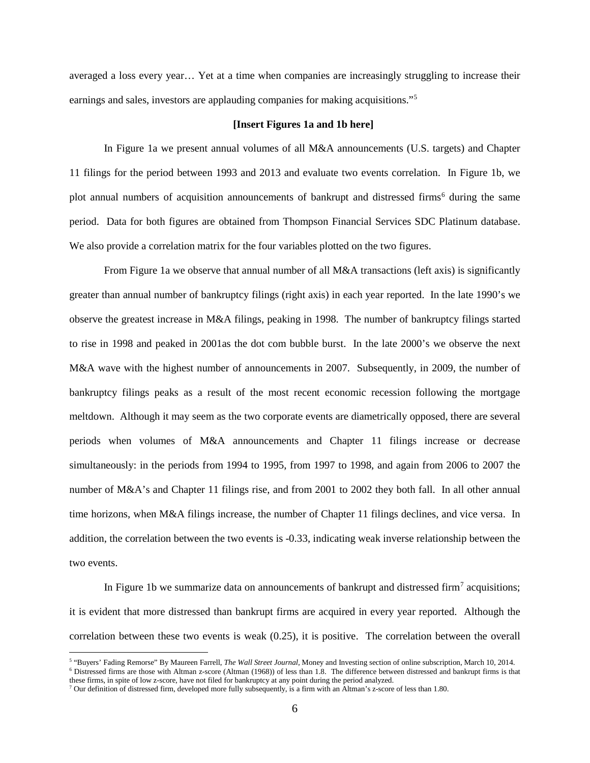averaged a loss every year… Yet at a time when companies are increasingly struggling to increase their earnings and sales, investors are applauding companies for making acquisitions."[5]

**[Insert Figures 1a and 1b here]**

In Figure 1a we present annual volumes of all M&A announcements (U.S. targets) and Chapter 11 filings for the period between 1993 and 2013 and evaluate two events correlation. In Figure 1b, we plot annual numbers of acquisition announcements of bankrupt and distressed firms[6] during the same period. Data for both figures are obtained from Thompson Financial Services SDC Platinum database. We also provide a correlation matrix for the four variables plotted on the two figures.

From Figure 1a we observe that annual number of all M&A transactions (left axis) is significantly greater than annual number of bankruptcy filings (right axis) in each year reported. In the late 1990's we observe the greatest increase in M&A filings, peaking in 1998. The number of bankruptcy filings started to rise in 1998 and peaked in 2001as the dot com bubble burst. In the late 2000's we observe the next M&A wave with the highest number of announcements in 2007. Subsequently, in 2009, the number of bankruptcy filings peaks as a result of the most recent economic recession following the mortgage meltdown. Although it may seem as the two corporate events are diametrically opposed, there are several periods when volumes of M&A announcements and Chapter 11 filings increase or decrease simultaneously: in the periods from 1994 to 1995, from 1997 to 1998, and again from 2006 to 2007 the number of M&A's and Chapter 11 filings rise, and from 2001 to 2002 they both fall. In all other annual time horizons, when M&A filings increase, the number of Chapter 11 filings declines, and vice versa. In addition, the correlation between the two events is -0.33, indicating weak inverse relationship between the two events.

In Figure 1b we summarize data on announcements of bankrupt and distressed firm[7] acquisitions; it is evident that more distressed than bankrupt firms are acquired in every year reported. Although the correlation between these two events is weak (0.25), it is positive. The correlation between the overall

[5] "Buyers' Fading Remorse" By Maureen Farrell, *The Wall Street Journal*, Money and Investing section of online subscription, March 10, 2014.

[6] Distressed firms are those with Altman z-score (Altman (1968)) of less than 1.8. The difference between distressed and bankrupt firms is that these firms, in spite of low z-score, have not filed for bankruptcy at any point during the period analyzed.

[7] Our definition of distressed firm, developed more fully subsequently, is a firm with an Altman's z-score of less than 1.80.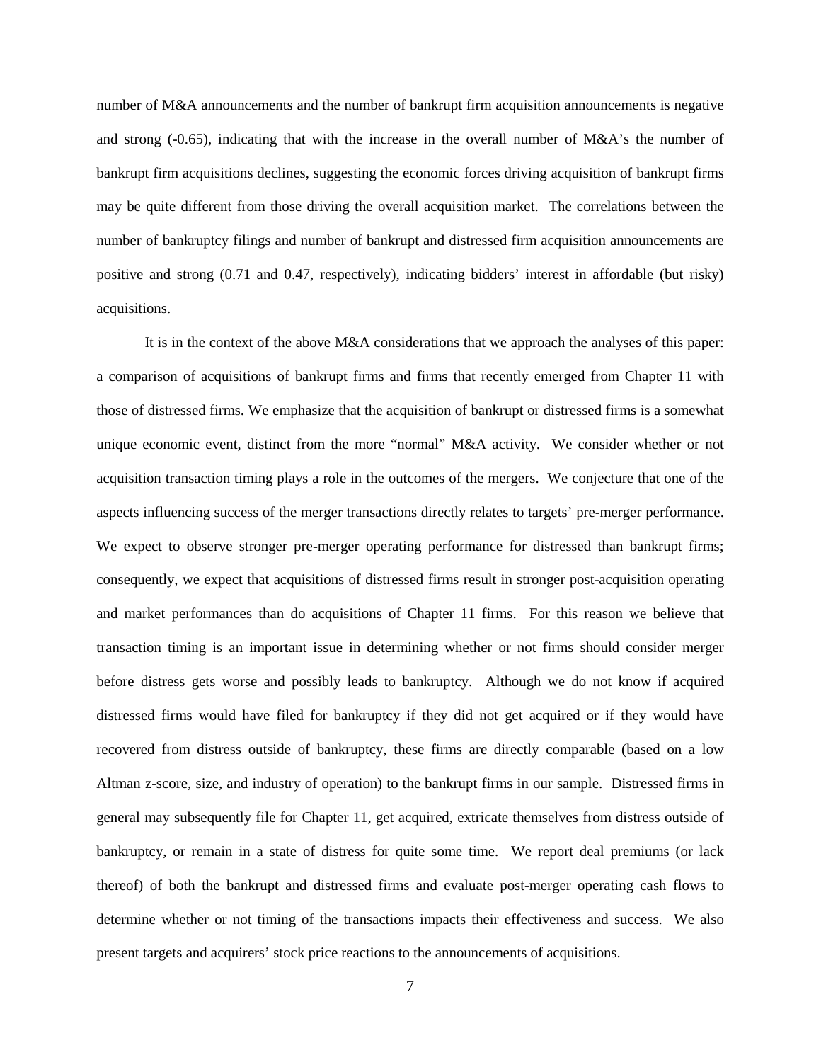number of M&A announcements and the number of bankrupt firm acquisition announcements is negative and strong (-0.65), indicating that with the increase in the overall number of M&A's the number of bankrupt firm acquisitions declines, suggesting the economic forces driving acquisition of bankrupt firms may be quite different from those driving the overall acquisition market. The correlations between the number of bankruptcy filings and number of bankrupt and distressed firm acquisition announcements are positive and strong (0.71 and 0.47, respectively), indicating bidders' interest in affordable (but risky) acquisitions.

It is in the context of the above M&A considerations that we approach the analyses of this paper: a comparison of acquisitions of bankrupt firms and firms that recently emerged from Chapter 11 with those of distressed firms. We emphasize that the acquisition of bankrupt or distressed firms is a somewhat unique economic event, distinct from the more "normal" M&A activity. We consider whether or not acquisition transaction timing plays a role in the outcomes of the mergers. We conjecture that one of the aspects influencing success of the merger transactions directly relates to targets' pre-merger performance. We expect to observe stronger pre-merger operating performance for distressed than bankrupt firms; consequently, we expect that acquisitions of distressed firms result in stronger post-acquisition operating and market performances than do acquisitions of Chapter 11 firms. For this reason we believe that transaction timing is an important issue in determining whether or not firms should consider merger before distress gets worse and possibly leads to bankruptcy. Although we do not know if acquired distressed firms would have filed for bankruptcy if they did not get acquired or if they would have recovered from distress outside of bankruptcy, these firms are directly comparable (based on a low Altman z-score, size, and industry of operation) to the bankrupt firms in our sample. Distressed firms in general may subsequently file for Chapter 11, get acquired, extricate themselves from distress outside of bankruptcy, or remain in a state of distress for quite some time. We report deal premiums (or lack thereof) of both the bankrupt and distressed firms and evaluate post-merger operating cash flows to determine whether or not timing of the transactions impacts their effectiveness and success. We also present targets and acquirers' stock price reactions to the announcements of acquisitions.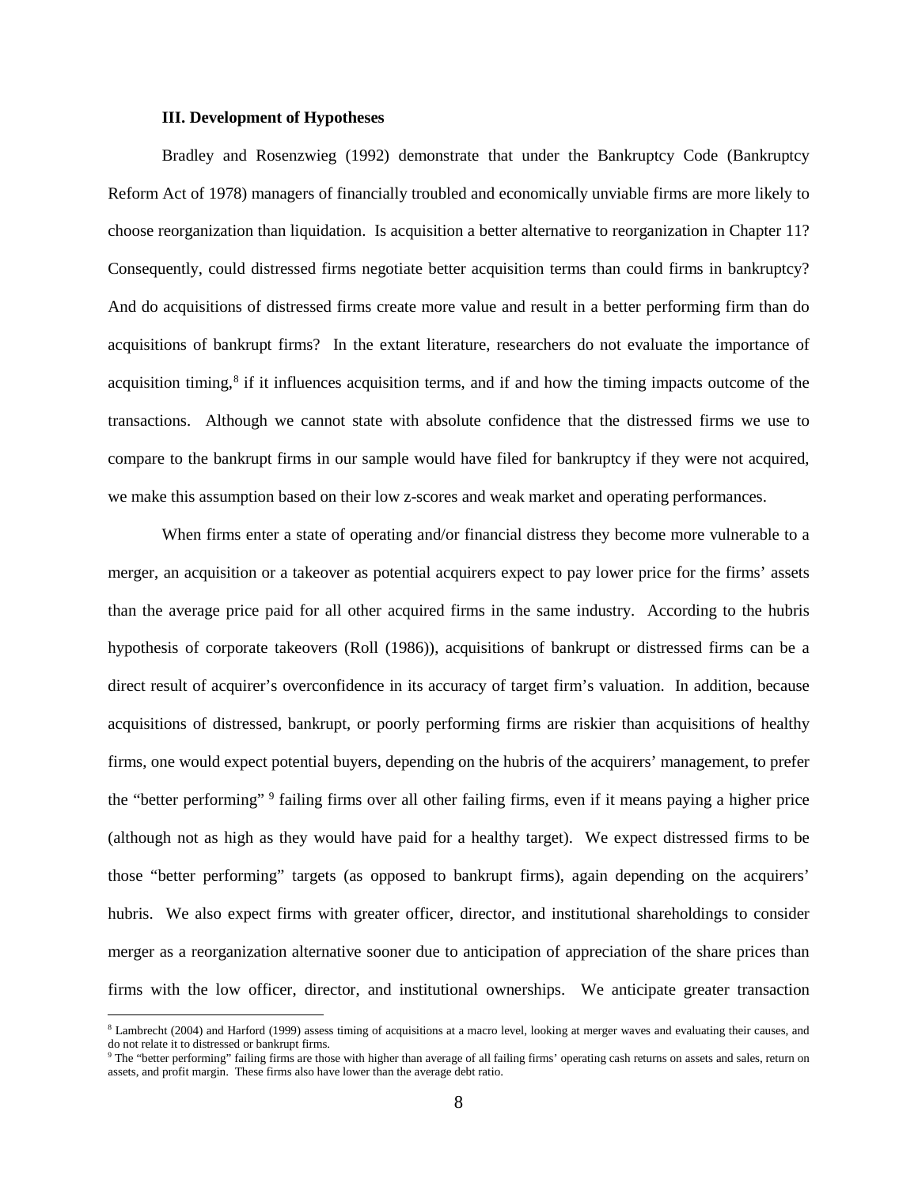### III. Development of Hypotheses

Bradley and Rosenzweig (1992) demonstrate that under the Bankruptcy Code (Bankruptcy Reform Act of 1978) managers of financially troubled and economically unviable firms are more likely to choose reorganization than liquidation. Is acquisition a better alternative to reorganization in Chapter 11? Consequently, could distressed firms negotiate better acquisition terms than could firms in bankruptcy? And do acquisitions of distressed firms create more value and result in a better performing firm than do acquisitions of bankrupt firms? In the extant literature, researchers do not evaluate the importance of acquisition timing,[8] if it influences acquisition terms, and if and how the timing impacts outcome of the transactions. Although we cannot state with absolute confidence that the distressed firms we use to compare to the bankrupt firms in our sample would have filed for bankruptcy if they were not acquired, we make this assumption based on their low z-scores and weak market and operating performances.

When firms enter a state of operating and/or financial distress they become more vulnerable to a merger, an acquisition or a takeover as potential acquirers expect to pay lower price for the firms' assets than the average price paid for all other acquired firms in the same industry. According to the hubris hypothesis of corporate takeovers (Roll (1986)), acquisitions of bankrupt or distressed firms can be a direct result of acquirer's overconfidence in its accuracy of target firm's valuation. In addition, because acquisitions of distressed, bankrupt, or poorly performing firms are riskier than acquisitions of healthy firms, one would expect potential buyers, depending on the hubris of the acquirers' management, to prefer the "better performing" [9] failing firms over all other failing firms, even if it means paying a higher price (although not as high as they would have paid for a healthy target). We expect distressed firms to be those "better performing" targets (as opposed to bankrupt firms), again depending on the acquirers' hubris. We also expect firms with greater officer, director, and institutional shareholdings to consider merger as a reorganization alternative sooner due to anticipation of appreciation of the share prices than firms with the low officer, director, and institutional ownerships. We anticipate greater transaction

[8] Lambrecht (2004) and Harford (1999) assess timing of acquisitions at a macro level, looking at merger waves and evaluating their causes, and do not relate it to distressed or bankrupt firms.

[9] The "better performing" failing firms are those with higher than average of all failing firms' operating cash returns on assets and sales, return on assets, and profit margin. These firms also have lower than the average debt ratio.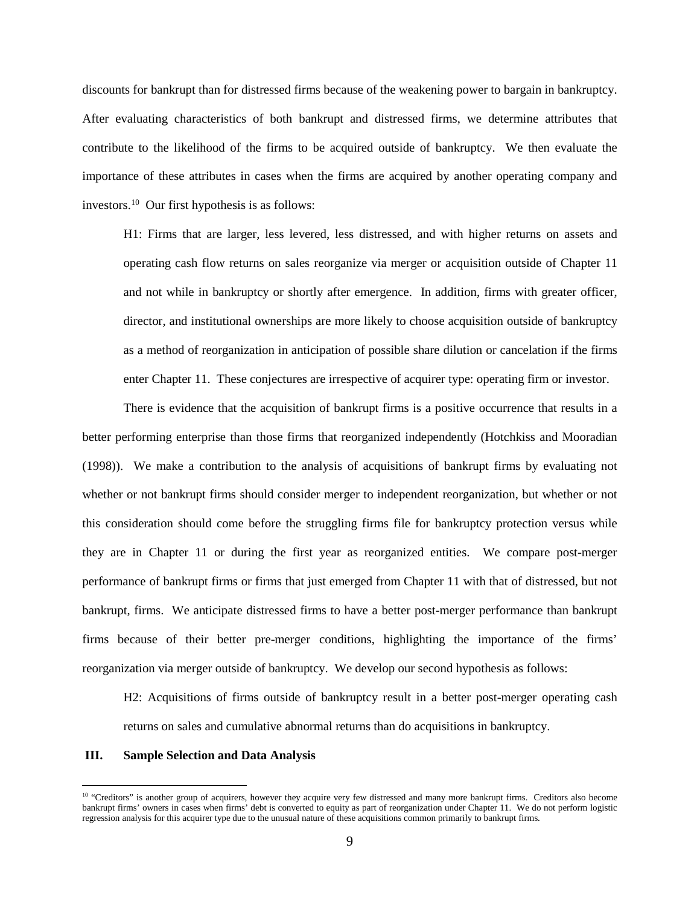discounts for bankrupt than for distressed firms because of the weakening power to bargain in bankruptcy. After evaluating characteristics of both bankrupt and distressed firms, we determine attributes that contribute to the likelihood of the firms to be acquired outside of bankruptcy. We then evaluate the importance of these attributes in cases when the firms are acquired by another operating company and investors.[10] Our first hypothesis is as follows:

> H1: Firms that are larger, less levered, less distressed, and with higher returns on assets and operating cash flow returns on sales reorganize via merger or acquisition outside of Chapter 11 and not while in bankruptcy or shortly after emergence. In addition, firms with greater officer, director, and institutional ownerships are more likely to choose acquisition outside of bankruptcy as a method of reorganization in anticipation of possible share dilution or cancelation if the firms enter Chapter 11. These conjectures are irrespective of acquirer type: operating firm or investor.

There is evidence that the acquisition of bankrupt firms is a positive occurrence that results in a better performing enterprise than those firms that reorganized independently (Hotchkiss and Mooradian (1998)). We make a contribution to the analysis of acquisitions of bankrupt firms by evaluating not whether or not bankrupt firms should consider merger to independent reorganization, but whether or not this consideration should come before the struggling firms file for bankruptcy protection versus while they are in Chapter 11 or during the first year as reorganized entities. We compare post-merger performance of bankrupt firms or firms that just emerged from Chapter 11 with that of distressed, but not bankrupt, firms. We anticipate distressed firms to have a better post-merger performance than bankrupt firms because of their better pre-merger conditions, highlighting the importance of the firms' reorganization via merger outside of bankruptcy. We develop our second hypothesis as follows:

> H2: Acquisitions of firms outside of bankruptcy result in a better post-merger operating cash returns on sales and cumulative abnormal returns than do acquisitions in bankruptcy.

## III. Sample Selection and Data Analysis

[10] "Creditors" is another group of acquirers, however they acquire very few distressed and many more bankrupt firms. Creditors also become bankrupt firms' owners in cases when firms' debt is converted to equity as part of reorganization under Chapter 11. We do not perform logistic regression analysis for this acquirer type due to the unusual nature of these acquisitions common primarily to bankrupt firms.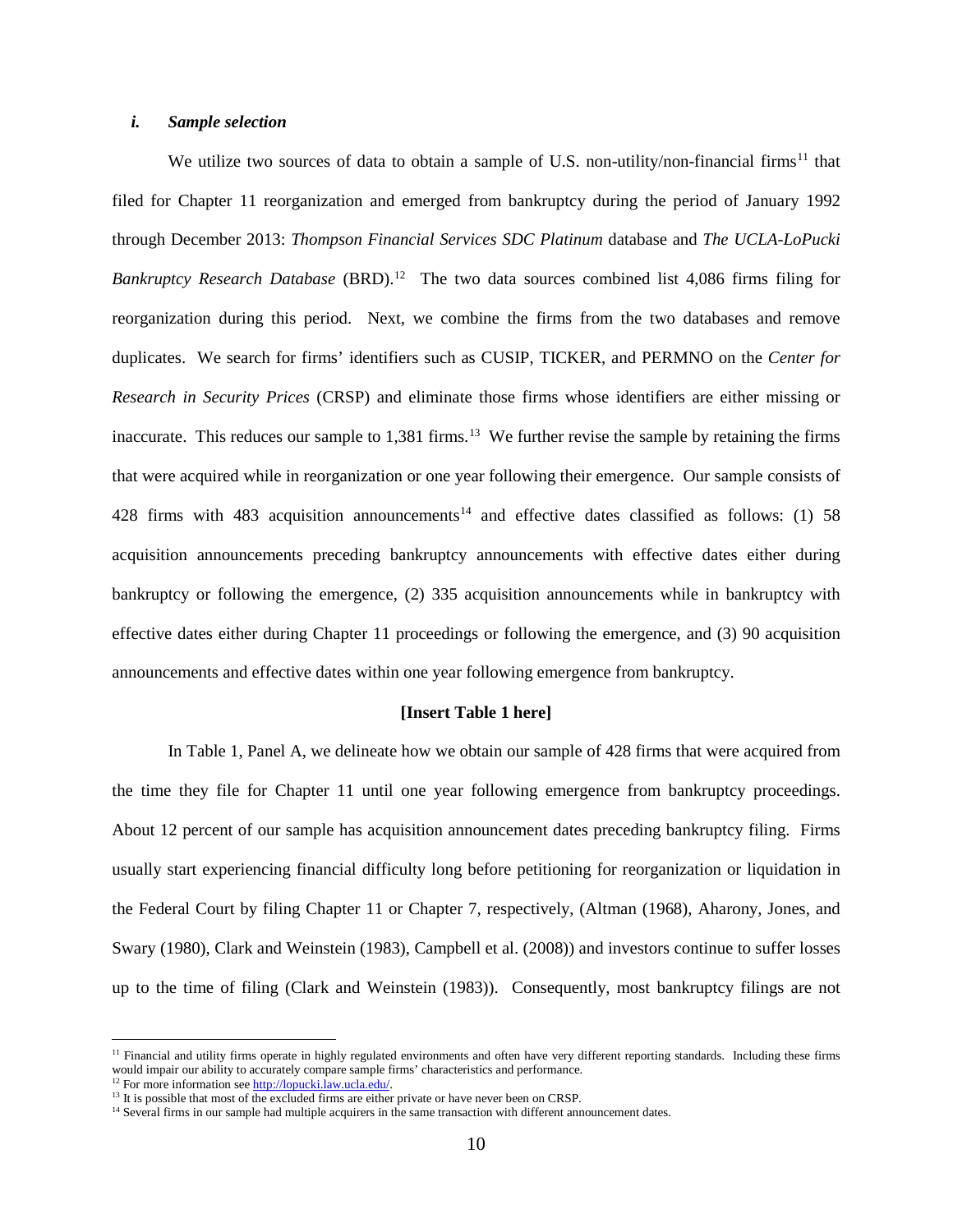### *i. Sample selection*

We utilize two sources of data to obtain a sample of U.S. non-utility/non-financial firms[11] that filed for Chapter 11 reorganization and emerged from bankruptcy during the period of January 1992 through December 2013: *Thompson Financial Services SDC Platinum* database and *The UCLA-LoPucki Bankruptcy Research Database* (BRD).[12] The two data sources combined list 4,086 firms filing for reorganization during this period. Next, we combine the firms from the two databases and remove duplicates. We search for firms' identifiers such as CUSIP, TICKER, and PERMNO on the *Center for Research in Security Prices* (CRSP) and eliminate those firms whose identifiers are either missing or inaccurate. This reduces our sample to 1,381 firms.[13] We further revise the sample by retaining the firms that were acquired while in reorganization or one year following their emergence. Our sample consists of 428 firms with 483 acquisition announcements[14] and effective dates classified as follows: (1) 58 acquisition announcements preceding bankruptcy announcements with effective dates either during bankruptcy or following the emergence, (2) 335 acquisition announcements while in bankruptcy with effective dates either during Chapter 11 proceedings or following the emergence, and (3) 90 acquisition announcements and effective dates within one year following emergence from bankruptcy.

**[Insert Table 1 here]**

In Table 1, Panel A, we delineate how we obtain our sample of 428 firms that were acquired from the time they file for Chapter 11 until one year following emergence from bankruptcy proceedings. About 12 percent of our sample has acquisition announcement dates preceding bankruptcy filing. Firms usually start experiencing financial difficulty long before petitioning for reorganization or liquidation in the Federal Court by filing Chapter 11 or Chapter 7, respectively, (Altman (1968), Aharony, Jones, and Swary (1980), Clark and Weinstein (1983), Campbell et al. (2008)) and investors continue to suffer losses up to the time of filing (Clark and Weinstein (1983)). Consequently, most bankruptcy filings are not

---

[11] Financial and utility firms operate in highly regulated environments and often have very different reporting standards. Including these firms would impair our ability to accurately compare sample firms' characteristics and performance.

[12] For more information see http://lopucki.law.ucla.edu/.

[13] It is possible that most of the excluded firms are either private or have never been on CRSP.

[14] Several firms in our sample had multiple acquirers in the same transaction with different announcement dates.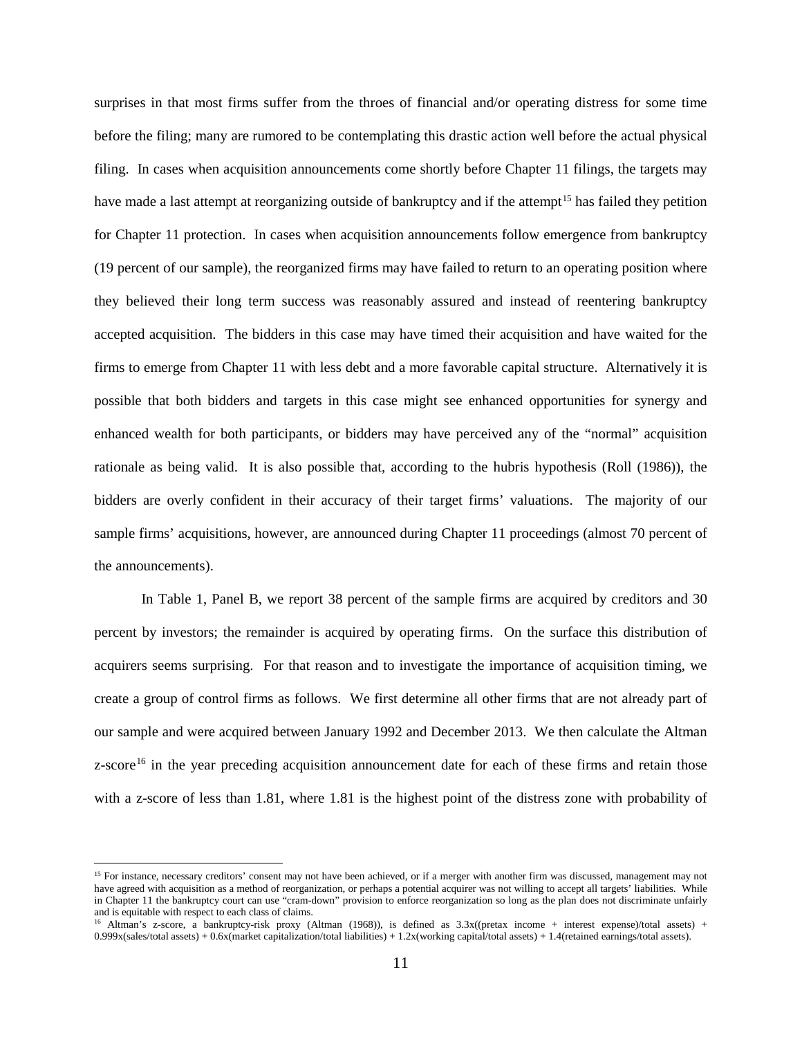surprises in that most firms suffer from the throes of financial and/or operating distress for some time before the filing; many are rumored to be contemplating this drastic action well before the actual physical filing. In cases when acquisition announcements come shortly before Chapter 11 filings, the targets may have made a last attempt at reorganizing outside of bankruptcy and if the attempt[15] has failed they petition for Chapter 11 protection. In cases when acquisition announcements follow emergence from bankruptcy (19 percent of our sample), the reorganized firms may have failed to return to an operating position where they believed their long term success was reasonably assured and instead of reentering bankruptcy accepted acquisition. The bidders in this case may have timed their acquisition and have waited for the firms to emerge from Chapter 11 with less debt and a more favorable capital structure. Alternatively it is possible that both bidders and targets in this case might see enhanced opportunities for synergy and enhanced wealth for both participants, or bidders may have perceived any of the "normal" acquisition rationale as being valid. It is also possible that, according to the hubris hypothesis (Roll (1986)), the bidders are overly confident in their accuracy of their target firms' valuations. The majority of our sample firms' acquisitions, however, are announced during Chapter 11 proceedings (almost 70 percent of the announcements).

In Table 1, Panel B, we report 38 percent of the sample firms are acquired by creditors and 30 percent by investors; the remainder is acquired by operating firms. On the surface this distribution of acquirers seems surprising. For that reason and to investigate the importance of acquisition timing, we create a group of control firms as follows. We first determine all other firms that are not already part of our sample and were acquired between January 1992 and December 2013. We then calculate the Altman z-score[16] in the year preceding acquisition announcement date for each of these firms and retain those with a z-score of less than 1.81, where 1.81 is the highest point of the distress zone with probability of

[15] For instance, necessary creditors' consent may not have been achieved, or if a merger with another firm was discussed, management may not have agreed with acquisition as a method of reorganization, or perhaps a potential acquirer was not willing to accept all targets' liabilities. While in Chapter 11 the bankruptcy court can use "cram-down" provision to enforce reorganization so long as the plan does not discriminate unfairly and is equitable with respect to each class of claims.

[16] Altman's z-score, a bankruptcy-risk proxy (Altman (1968)), is defined as 3.3x((pretax income + interest expense)/total assets) + 0.999x(sales/total assets) + 0.6x(market capitalization/total liabilities) + 1.2x(working capital/total assets) + 1.4(retained earnings/total assets).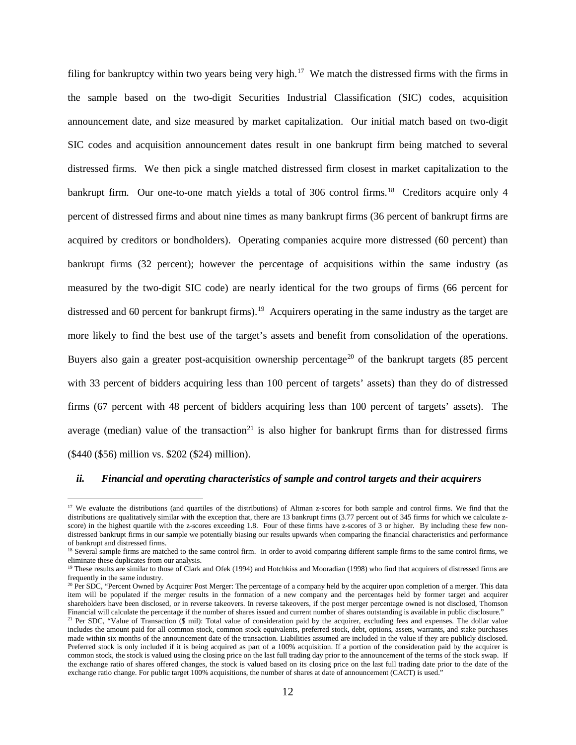filing for bankruptcy within two years being very high.[17] We match the distressed firms with the firms in the sample based on the two-digit Securities Industrial Classification (SIC) codes, acquisition announcement date, and size measured by market capitalization. Our initial match based on two-digit SIC codes and acquisition announcement dates result in one bankrupt firm being matched to several distressed firms. We then pick a single matched distressed firm closest in market capitalization to the bankrupt firm. Our one-to-one match yields a total of 306 control firms.[18] Creditors acquire only 4 percent of distressed firms and about nine times as many bankrupt firms (36 percent of bankrupt firms are acquired by creditors or bondholders). Operating companies acquire more distressed (60 percent) than bankrupt firms (32 percent); however the percentage of acquisitions within the same industry (as measured by the two-digit SIC code) are nearly identical for the two groups of firms (66 percent for distressed and 60 percent for bankrupt firms).[19] Acquirers operating in the same industry as the target are more likely to find the best use of the target's assets and benefit from consolidation of the operations. Buyers also gain a greater post-acquisition ownership percentage[20] of the bankrupt targets (85 percent with 33 percent of bidders acquiring less than 100 percent of targets' assets) than they do of distressed firms (67 percent with 48 percent of bidders acquiring less than 100 percent of targets' assets). The average (median) value of the transaction[21] is also higher for bankrupt firms than for distressed firms ($440 ($56) million vs. $202 ($24) million).

### *ii. Financial and operating characteristics of sample and control targets and their acquirers*

[17] We evaluate the distributions (and quartiles of the distributions) of Altman z-scores for both sample and control firms. We find that the distributions are qualitatively similar with the exception that, there are 13 bankrupt firms (3.77 percent out of 345 firms for which we calculate z-score) in the highest quartile with the z-scores exceeding 1.8. Four of these firms have z-scores of 3 or higher. By including these few non-distressed bankrupt firms in our sample we potentially biasing our results upwards when comparing the financial characteristics and performance of bankrupt and distressed firms.

[18] Several sample firms are matched to the same control firm. In order to avoid comparing different sample firms to the same control firms, we eliminate these duplicates from our analysis.

[19] These results are similar to those of Clark and Ofek (1994) and Hotchkiss and Mooradian (1998) who find that acquirers of distressed firms are frequently in the same industry.

[20] Per SDC, "Percent Owned by Acquirer Post Merger: The percentage of a company held by the acquirer upon completion of a merger. This data item will be populated if the merger results in the formation of a new company and the percentages held by former target and acquirer shareholders have been disclosed, or in reverse takeovers. In reverse takeovers, if the post merger percentage owned is not disclosed, Thomson Financial will calculate the percentage if the number of shares issued and current number of shares outstanding is available in public disclosure."

[21] Per SDC, "Value of Transaction ($ mil): Total value of consideration paid by the acquirer, excluding fees and expenses. The dollar value includes the amount paid for all common stock, common stock equivalents, preferred stock, debt, options, assets, warrants, and stake purchases made within six months of the announcement date of the transaction. Liabilities assumed are included in the value if they are publicly disclosed. Preferred stock is only included if it is being acquired as part of a 100% acquisition. If a portion of the consideration paid by the acquirer is common stock, the stock is valued using the closing price on the last full trading day prior to the announcement of the terms of the stock swap. If the exchange ratio of shares offered changes, the stock is valued based on its closing price on the last full trading date prior to the date of the exchange ratio change. For public target 100% acquisitions, the number of shares at date of announcement (CACT) is used."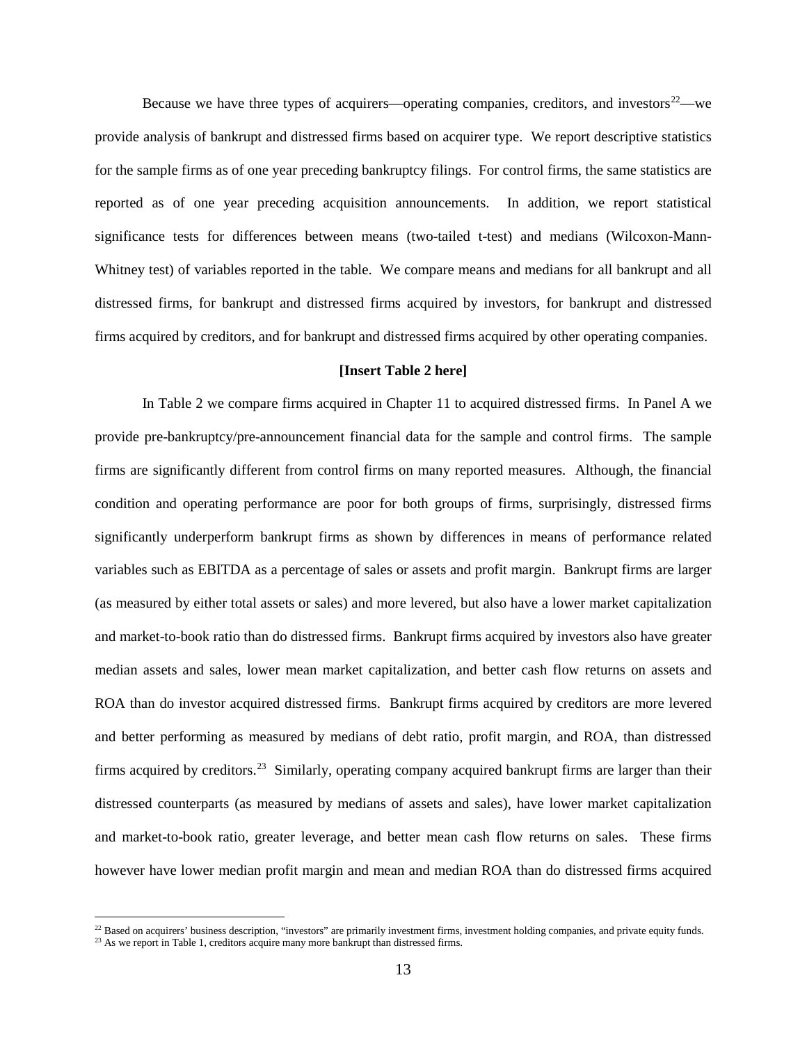Because we have three types of acquirers—operating companies, creditors, and investors[22]—we provide analysis of bankrupt and distressed firms based on acquirer type. We report descriptive statistics for the sample firms as of one year preceding bankruptcy filings. For control firms, the same statistics are reported as of one year preceding acquisition announcements. In addition, we report statistical significance tests for differences between means (two-tailed t-test) and medians (Wilcoxon-Mann-Whitney test) of variables reported in the table. We compare means and medians for all bankrupt and all distressed firms, for bankrupt and distressed firms acquired by investors, for bankrupt and distressed firms acquired by creditors, and for bankrupt and distressed firms acquired by other operating companies.

**[Insert Table 2 here]**

In Table 2 we compare firms acquired in Chapter 11 to acquired distressed firms. In Panel A we provide pre-bankruptcy/pre-announcement financial data for the sample and control firms. The sample firms are significantly different from control firms on many reported measures. Although, the financial condition and operating performance are poor for both groups of firms, surprisingly, distressed firms significantly underperform bankrupt firms as shown by differences in means of performance related variables such as EBITDA as a percentage of sales or assets and profit margin. Bankrupt firms are larger (as measured by either total assets or sales) and more levered, but also have a lower market capitalization and market-to-book ratio than do distressed firms. Bankrupt firms acquired by investors also have greater median assets and sales, lower mean market capitalization, and better cash flow returns on assets and ROA than do investor acquired distressed firms. Bankrupt firms acquired by creditors are more levered and better performing as measured by medians of debt ratio, profit margin, and ROA, than distressed firms acquired by creditors.[23] Similarly, operating company acquired bankrupt firms are larger than their distressed counterparts (as measured by medians of assets and sales), have lower market capitalization and market-to-book ratio, greater leverage, and better mean cash flow returns on sales. These firms however have lower median profit margin and mean and median ROA than do distressed firms acquired

[22] Based on acquirers' business description, "investors" are primarily investment firms, investment holding companies, and private equity funds.

[23] As we report in Table 1, creditors acquire many more bankrupt than distressed firms.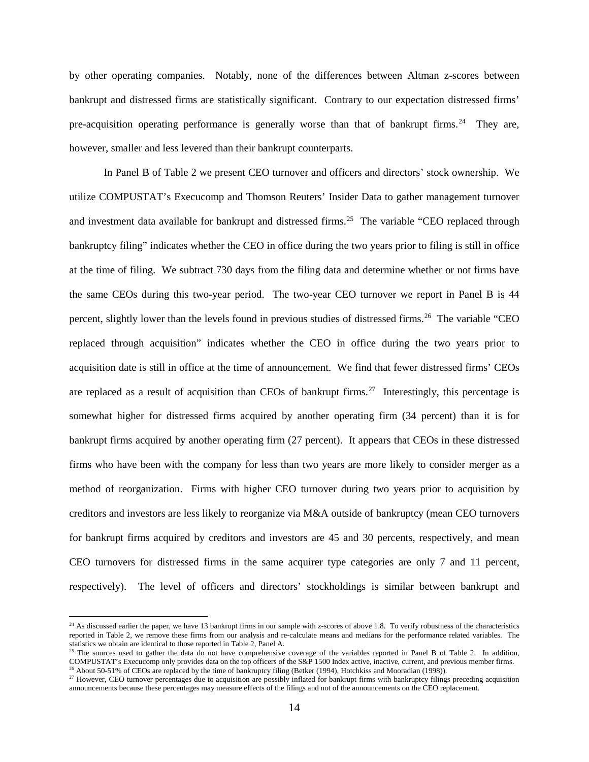by other operating companies. Notably, none of the differences between Altman z-scores between bankrupt and distressed firms are statistically significant. Contrary to our expectation distressed firms' pre-acquisition operating performance is generally worse than that of bankrupt firms.[24] They are, however, smaller and less levered than their bankrupt counterparts.

In Panel B of Table 2 we present CEO turnover and officers and directors' stock ownership. We utilize COMPUSTAT's Execucomp and Thomson Reuters' Insider Data to gather management turnover and investment data available for bankrupt and distressed firms.[25] The variable "CEO replaced through bankruptcy filing" indicates whether the CEO in office during the two years prior to filing is still in office at the time of filing. We subtract 730 days from the filing data and determine whether or not firms have the same CEOs during this two-year period. The two-year CEO turnover we report in Panel B is 44 percent, slightly lower than the levels found in previous studies of distressed firms.[26] The variable "CEO replaced through acquisition" indicates whether the CEO in office during the two years prior to acquisition date is still in office at the time of announcement. We find that fewer distressed firms' CEOs are replaced as a result of acquisition than CEOs of bankrupt firms.[27] Interestingly, this percentage is somewhat higher for distressed firms acquired by another operating firm (34 percent) than it is for bankrupt firms acquired by another operating firm (27 percent). It appears that CEOs in these distressed firms who have been with the company for less than two years are more likely to consider merger as a method of reorganization. Firms with higher CEO turnover during two years prior to acquisition by creditors and investors are less likely to reorganize via M&A outside of bankruptcy (mean CEO turnovers for bankrupt firms acquired by creditors and investors are 45 and 30 percents, respectively, and mean CEO turnovers for distressed firms in the same acquirer type categories are only 7 and 11 percent, respectively). The level of officers and directors' stockholdings is similar between bankrupt and

---

[24] As discussed earlier the paper, we have 13 bankrupt firms in our sample with z-scores of above 1.8. To verify robustness of the characteristics reported in Table 2, we remove these firms from our analysis and re-calculate means and medians for the performance related variables. The statistics we obtain are identical to those reported in Table 2, Panel A.

[25] The sources used to gather the data do not have comprehensive coverage of the variables reported in Panel B of Table 2. In addition, COMPUSTAT's Execucomp only provides data on the top officers of the S&P 1500 Index active, inactive, current, and previous member firms.

[26] About 50-51% of CEOs are replaced by the time of bankruptcy filing (Betker (1994), Hotchkiss and Mooradian (1998)).

[27] However, CEO turnover percentages due to acquisition are possibly inflated for bankrupt firms with bankruptcy filings preceding acquisition announcements because these percentages may measure effects of the filings and not of the announcements on the CEO replacement.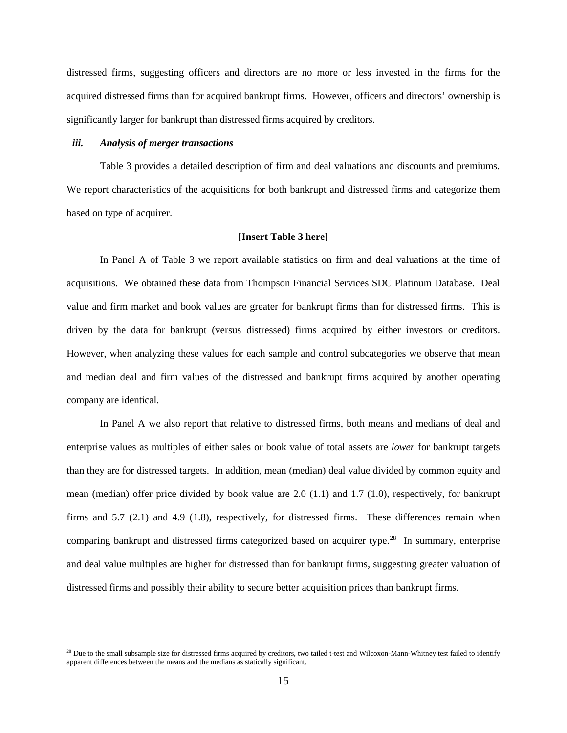distressed firms, suggesting officers and directors are no more or less invested in the firms for the acquired distressed firms than for acquired bankrupt firms. However, officers and directors' ownership is significantly larger for bankrupt than distressed firms acquired by creditors.

### *iii. Analysis of merger transactions*

Table 3 provides a detailed description of firm and deal valuations and discounts and premiums. We report characteristics of the acquisitions for both bankrupt and distressed firms and categorize them based on type of acquirer.

**[Insert Table 3 here]**

In Panel A of Table 3 we report available statistics on firm and deal valuations at the time of acquisitions. We obtained these data from Thompson Financial Services SDC Platinum Database. Deal value and firm market and book values are greater for bankrupt firms than for distressed firms. This is driven by the data for bankrupt (versus distressed) firms acquired by either investors or creditors. However, when analyzing these values for each sample and control subcategories we observe that mean and median deal and firm values of the distressed and bankrupt firms acquired by another operating company are identical.

In Panel A we also report that relative to distressed firms, both means and medians of deal and enterprise values as multiples of either sales or book value of total assets are *lower* for bankrupt targets than they are for distressed targets. In addition, mean (median) deal value divided by common equity and mean (median) offer price divided by book value are 2.0 (1.1) and 1.7 (1.0), respectively, for bankrupt firms and 5.7 (2.1) and 4.9 (1.8), respectively, for distressed firms. These differences remain when comparing bankrupt and distressed firms categorized based on acquirer type.[28] In summary, enterprise and deal value multiples are higher for distressed than for bankrupt firms, suggesting greater valuation of distressed firms and possibly their ability to secure better acquisition prices than bankrupt firms.

[28] Due to the small subsample size for distressed firms acquired by creditors, two tailed t-test and Wilcoxon-Mann-Whitney test failed to identify apparent differences between the means and the medians as statically significant.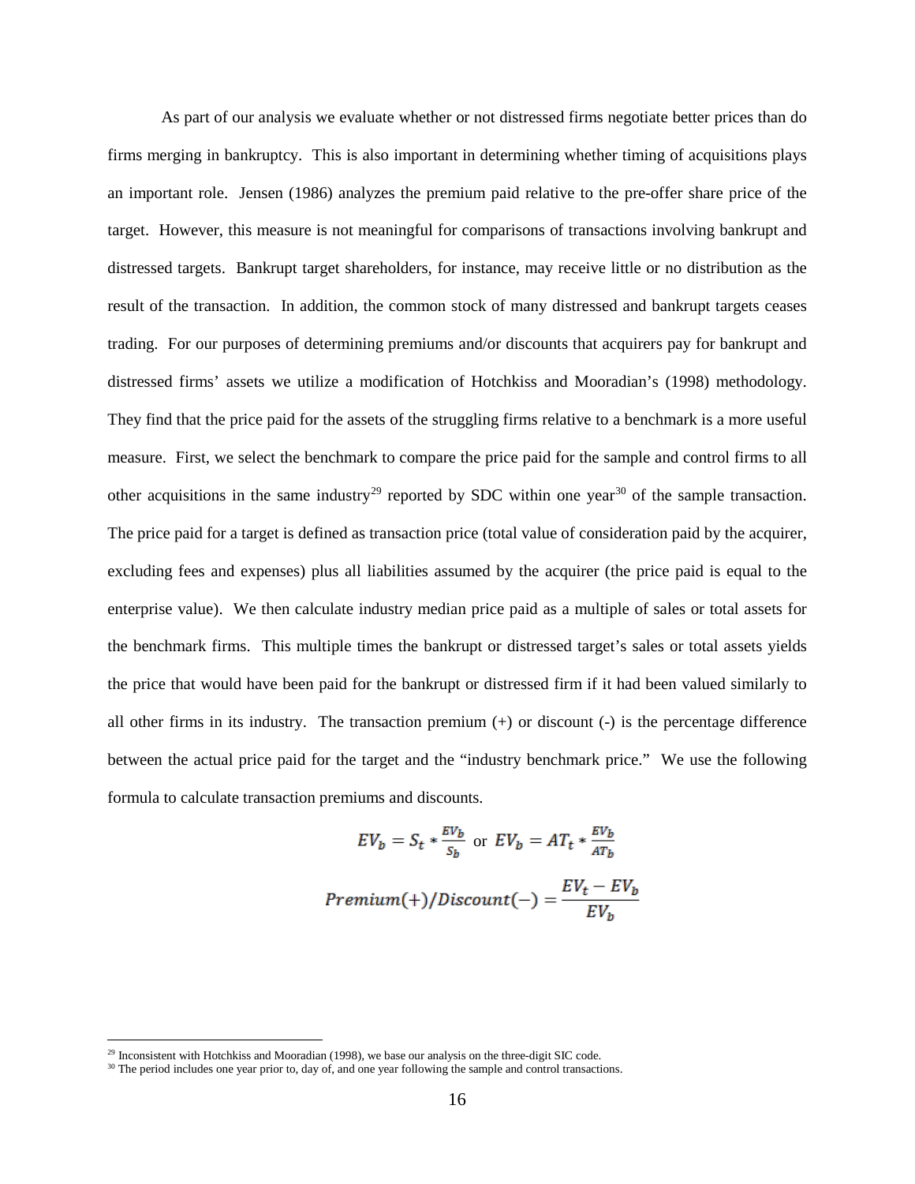As part of our analysis we evaluate whether or not distressed firms negotiate better prices than do firms merging in bankruptcy. This is also important in determining whether timing of acquisitions plays an important role. Jensen (1986) analyzes the premium paid relative to the pre-offer share price of the target. However, this measure is not meaningful for comparisons of transactions involving bankrupt and distressed targets. Bankrupt target shareholders, for instance, may receive little or no distribution as the result of the transaction. In addition, the common stock of many distressed and bankrupt targets ceases trading. For our purposes of determining premiums and/or discounts that acquirers pay for bankrupt and distressed firms' assets we utilize a modification of Hotchkiss and Mooradian's (1998) methodology. They find that the price paid for the assets of the struggling firms relative to a benchmark is a more useful measure. First, we select the benchmark to compare the price paid for the sample and control firms to all other acquisitions in the same industry[29] reported by SDC within one year[30] of the sample transaction. The price paid for a target is defined as transaction price (total value of consideration paid by the acquirer, excluding fees and expenses) plus all liabilities assumed by the acquirer (the price paid is equal to the enterprise value). We then calculate industry median price paid as a multiple of sales or total assets for the benchmark firms. This multiple times the bankrupt or distressed target's sales or total assets yields the price that would have been paid for the bankrupt or distressed firm if it had been valued similarly to all other firms in its industry. The transaction premium (+) or discount (-) is the percentage difference between the actual price paid for the target and the "industry benchmark price." We use the following formula to calculate transaction premiums and discounts.

$$EV_b = S_t * \frac{EV_b}{S_b} \text{ or } EV_b = AT_t * \frac{EV_b}{AT_b}$$

$$Premium(+)/Discount(-) = \frac{EV_t - EV_b}{EV_b}$$

---

[29] Inconsistent with Hotchkiss and Mooradian (1998), we base our analysis on the three-digit SIC code.

[30] The period includes one year prior to, day of, and one year following the sample and control transactions.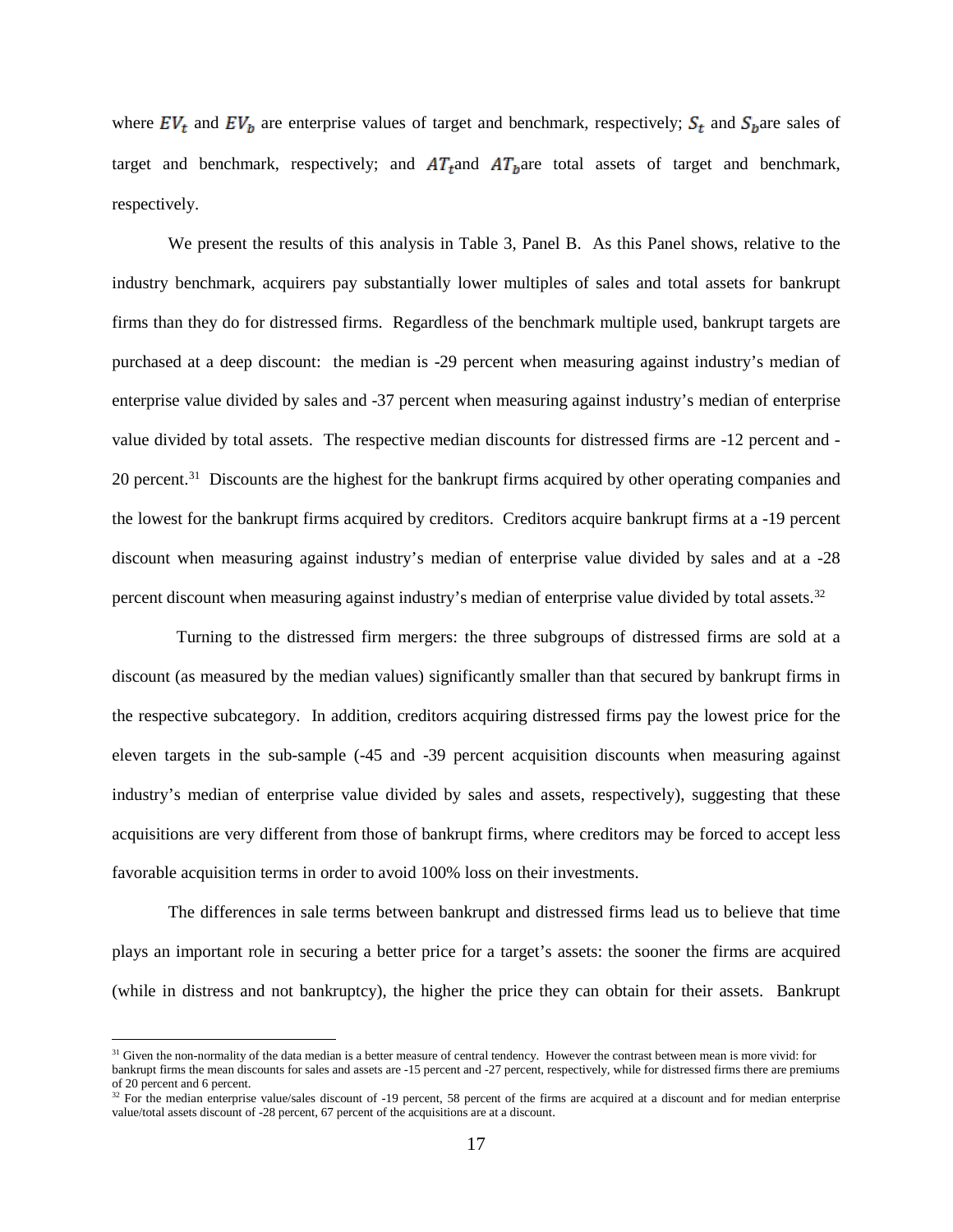where $EV_t$ and $EV_b$ are enterprise values of target and benchmark, respectively; $S_t$ and $S_b$ are sales of target and benchmark, respectively; and $AT_t$ and $AT_b$ are total assets of target and benchmark, respectively.

We present the results of this analysis in Table 3, Panel B. As this Panel shows, relative to the industry benchmark, acquirers pay substantially lower multiples of sales and total assets for bankrupt firms than they do for distressed firms. Regardless of the benchmark multiple used, bankrupt targets are purchased at a deep discount: the median is -29 percent when measuring against industry's median of enterprise value divided by sales and -37 percent when measuring against industry's median of enterprise value divided by total assets. The respective median discounts for distressed firms are -12 percent and -20 percent.[31] Discounts are the highest for the bankrupt firms acquired by other operating companies and the lowest for the bankrupt firms acquired by creditors. Creditors acquire bankrupt firms at a -19 percent discount when measuring against industry's median of enterprise value divided by sales and at a -28 percent discount when measuring against industry's median of enterprise value divided by total assets.[32]

Turning to the distressed firm mergers: the three subgroups of distressed firms are sold at a discount (as measured by the median values) significantly smaller than that secured by bankrupt firms in the respective subcategory. In addition, creditors acquiring distressed firms pay the lowest price for the eleven targets in the sub-sample (-45 and -39 percent acquisition discounts when measuring against industry's median of enterprise value divided by sales and assets, respectively), suggesting that these acquisitions are very different from those of bankrupt firms, where creditors may be forced to accept less favorable acquisition terms in order to avoid 100% loss on their investments.

The differences in sale terms between bankrupt and distressed firms lead us to believe that time plays an important role in securing a better price for a target's assets: the sooner the firms are acquired (while in distress and not bankruptcy), the higher the price they can obtain for their assets. Bankrupt

---

[31] Given the non-normality of the data median is a better measure of central tendency. However the contrast between mean is more vivid: for bankrupt firms the mean discounts for sales and assets are -15 percent and -27 percent, respectively, while for distressed firms there are premiums of 20 percent and 6 percent.

[32] For the median enterprise value/sales discount of -19 percent, 58 percent of the firms are acquired at a discount and for median enterprise value/total assets discount of -28 percent, 67 percent of the acquisitions are at a discount.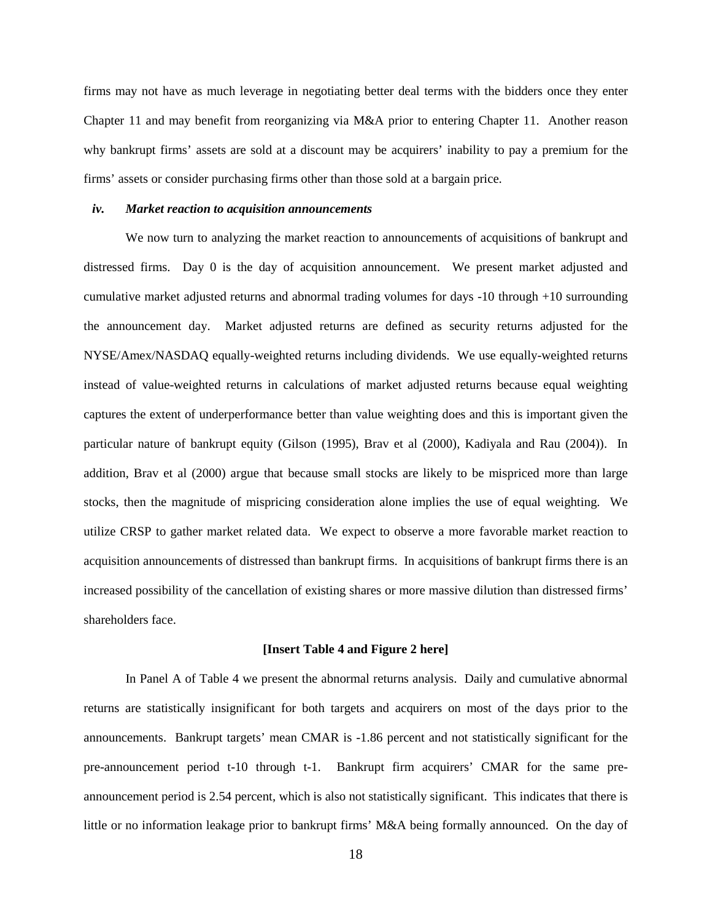firms may not have as much leverage in negotiating better deal terms with the bidders once they enter Chapter 11 and may benefit from reorganizing via M&A prior to entering Chapter 11. Another reason why bankrupt firms' assets are sold at a discount may be acquirers' inability to pay a premium for the firms' assets or consider purchasing firms other than those sold at a bargain price.

### *iv. Market reaction to acquisition announcements*

We now turn to analyzing the market reaction to announcements of acquisitions of bankrupt and distressed firms. Day 0 is the day of acquisition announcement. We present market adjusted and cumulative market adjusted returns and abnormal trading volumes for days -10 through +10 surrounding the announcement day. Market adjusted returns are defined as security returns adjusted for the NYSE/Amex/NASDAQ equally-weighted returns including dividends. We use equally-weighted returns instead of value-weighted returns in calculations of market adjusted returns because equal weighting captures the extent of underperformance better than value weighting does and this is important given the particular nature of bankrupt equity (Gilson (1995), Brav et al (2000), Kadiyala and Rau (2004)). In addition, Brav et al (2000) argue that because small stocks are likely to be mispriced more than large stocks, then the magnitude of mispricing consideration alone implies the use of equal weighting. We utilize CRSP to gather market related data. We expect to observe a more favorable market reaction to acquisition announcements of distressed than bankrupt firms. In acquisitions of bankrupt firms there is an increased possibility of the cancellation of existing shares or more massive dilution than distressed firms' shareholders face.

**[Insert Table 4 and Figure 2 here]**

In Panel A of Table 4 we present the abnormal returns analysis. Daily and cumulative abnormal returns are statistically insignificant for both targets and acquirers on most of the days prior to the announcements. Bankrupt targets' mean CMAR is -1.86 percent and not statistically significant for the pre-announcement period t-10 through t-1. Bankrupt firm acquirers' CMAR for the same pre-announcement period is 2.54 percent, which is also not statistically significant. This indicates that there is little or no information leakage prior to bankrupt firms' M&A being formally announced. On the day of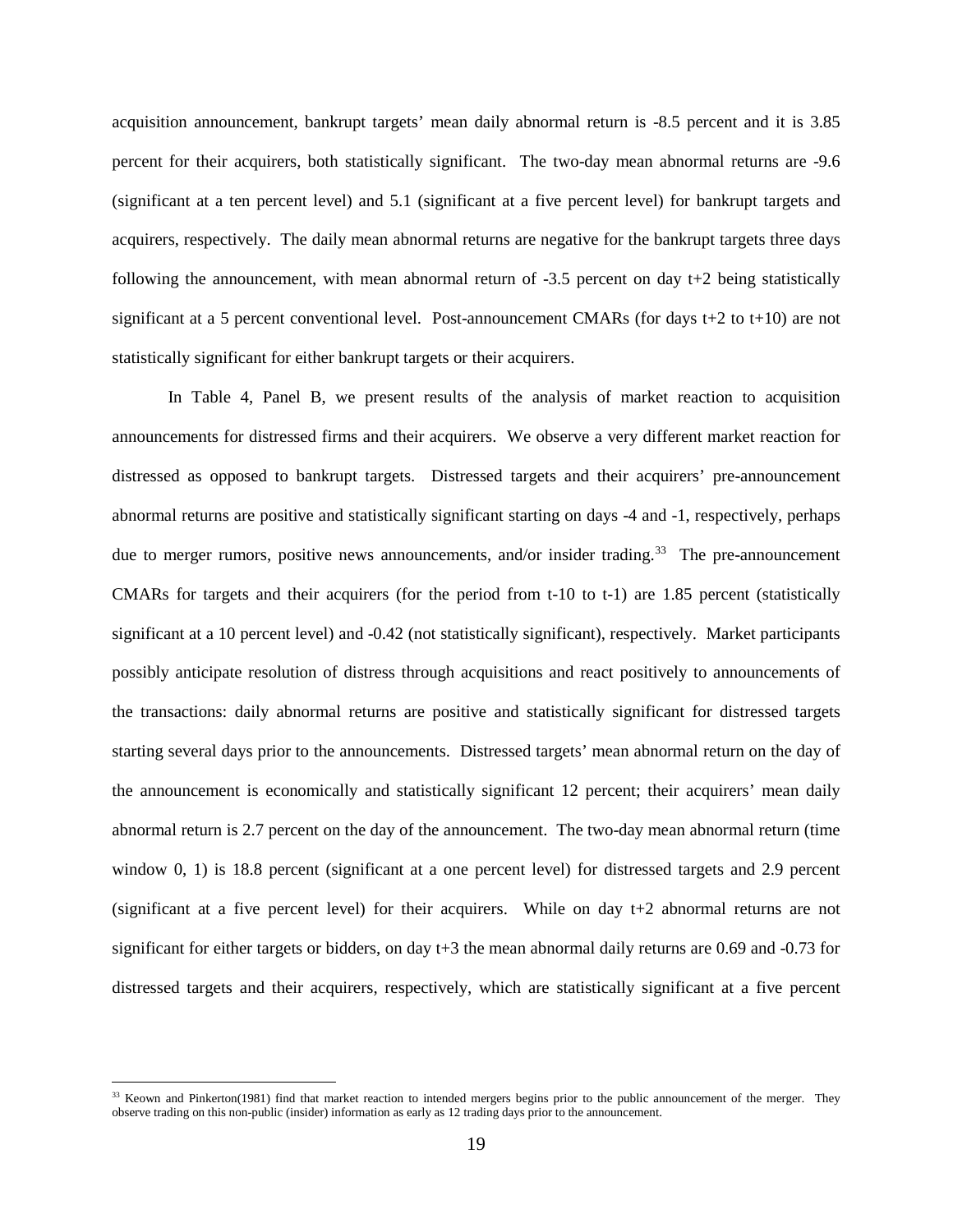acquisition announcement, bankrupt targets' mean daily abnormal return is -8.5 percent and it is 3.85 percent for their acquirers, both statistically significant. The two-day mean abnormal returns are -9.6 (significant at a ten percent level) and 5.1 (significant at a five percent level) for bankrupt targets and acquirers, respectively. The daily mean abnormal returns are negative for the bankrupt targets three days following the announcement, with mean abnormal return of -3.5 percent on day t+2 being statistically significant at a 5 percent conventional level. Post-announcement CMARs (for days t+2 to t+10) are not statistically significant for either bankrupt targets or their acquirers.

In Table 4, Panel B, we present results of the analysis of market reaction to acquisition announcements for distressed firms and their acquirers. We observe a very different market reaction for distressed as opposed to bankrupt targets. Distressed targets and their acquirers' pre-announcement abnormal returns are positive and statistically significant starting on days -4 and -1, respectively, perhaps due to merger rumors, positive news announcements, and/or insider trading.[33] The pre-announcement CMARs for targets and their acquirers (for the period from t-10 to t-1) are 1.85 percent (statistically significant at a 10 percent level) and -0.42 (not statistically significant), respectively. Market participants possibly anticipate resolution of distress through acquisitions and react positively to announcements of the transactions: daily abnormal returns are positive and statistically significant for distressed targets starting several days prior to the announcements. Distressed targets' mean abnormal return on the day of the announcement is economically and statistically significant 12 percent; their acquirers' mean daily abnormal return is 2.7 percent on the day of the announcement. The two-day mean abnormal return (time window 0, 1) is 18.8 percent (significant at a one percent level) for distressed targets and 2.9 percent (significant at a five percent level) for their acquirers. While on day t+2 abnormal returns are not significant for either targets or bidders, on day t+3 the mean abnormal daily returns are 0.69 and -0.73 for distressed targets and their acquirers, respectively, which are statistically significant at a five percent

[33] Keown and Pinkerton(1981) find that market reaction to intended mergers begins prior to the public announcement of the merger. They observe trading on this non-public (insider) information as early as 12 trading days prior to the announcement.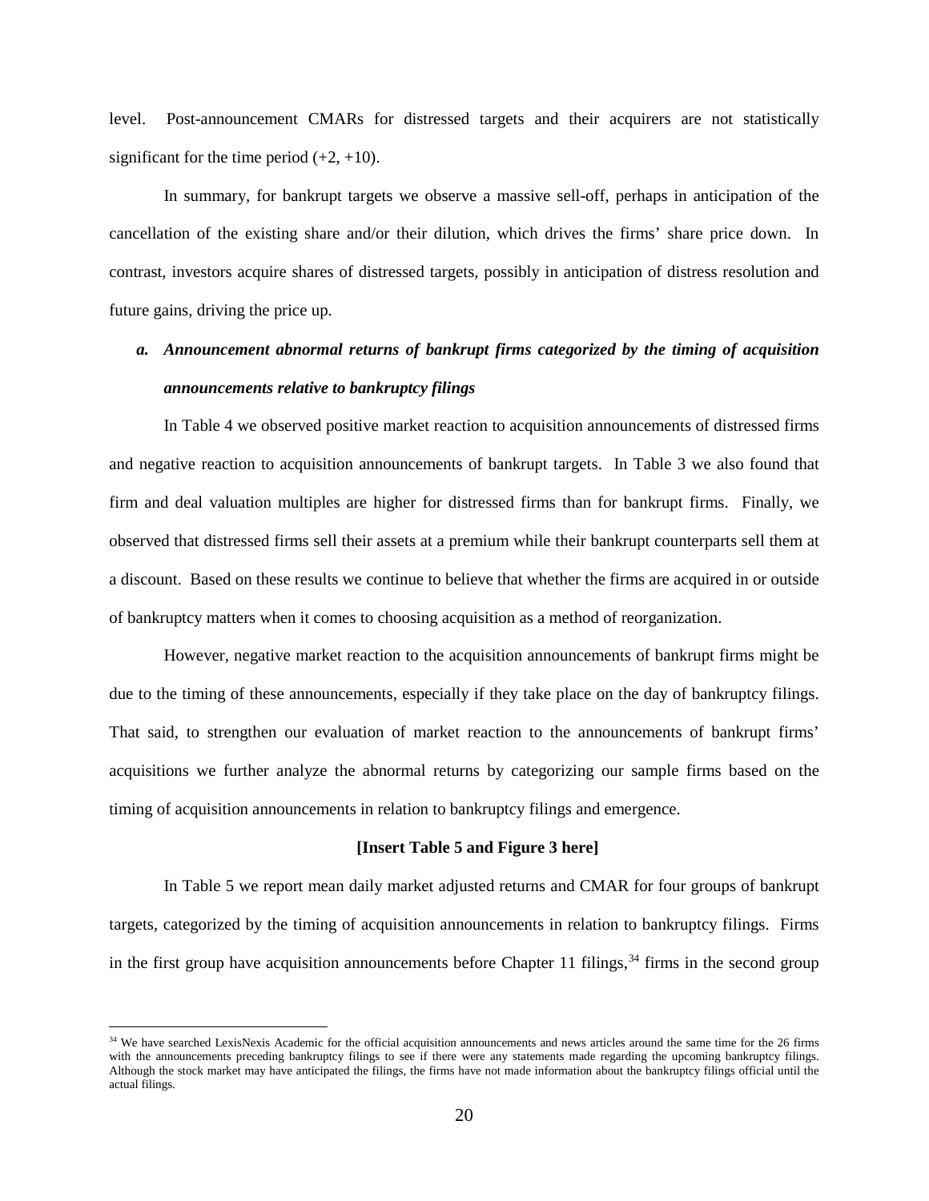level. Post-announcement CMARs for distressed targets and their acquirers are not statistically significant for the time period (+2, +10).

In summary, for bankrupt targets we observe a massive sell-off, perhaps in anticipation of the cancellation of the existing share and/or their dilution, which drives the firms' share price down. In contrast, investors acquire shares of distressed targets, possibly in anticipation of distress resolution and future gains, driving the price up.

### *a. Announcement abnormal returns of bankrupt firms categorized by the timing of acquisition announcements relative to bankruptcy filings*

In Table 4 we observed positive market reaction to acquisition announcements of distressed firms and negative reaction to acquisition announcements of bankrupt targets. In Table 3 we also found that firm and deal valuation multiples are higher for distressed firms than for bankrupt firms. Finally, we observed that distressed firms sell their assets at a premium while their bankrupt counterparts sell them at a discount. Based on these results we continue to believe that whether the firms are acquired in or outside of bankruptcy matters when it comes to choosing acquisition as a method of reorganization.

However, negative market reaction to the acquisition announcements of bankrupt firms might be due to the timing of these announcements, especially if they take place on the day of bankruptcy filings. That said, to strengthen our evaluation of market reaction to the announcements of bankrupt firms' acquisitions we further analyze the abnormal returns by categorizing our sample firms based on the timing of acquisition announcements in relation to bankruptcy filings and emergence.

**[Insert Table 5 and Figure 3 here]**

In Table 5 we report mean daily market adjusted returns and CMAR for four groups of bankrupt targets, categorized by the timing of acquisition announcements in relation to bankruptcy filings. Firms in the first group have acquisition announcements before Chapter 11 filings,[34] firms in the second group

[34] We have searched LexisNexis Academic for the official acquisition announcements and news articles around the same time for the 26 firms with the announcements preceding bankruptcy filings to see if there were any statements made regarding the upcoming bankruptcy filings. Although the stock market may have anticipated the filings, the firms have not made information about the bankruptcy filings official until the actual filings.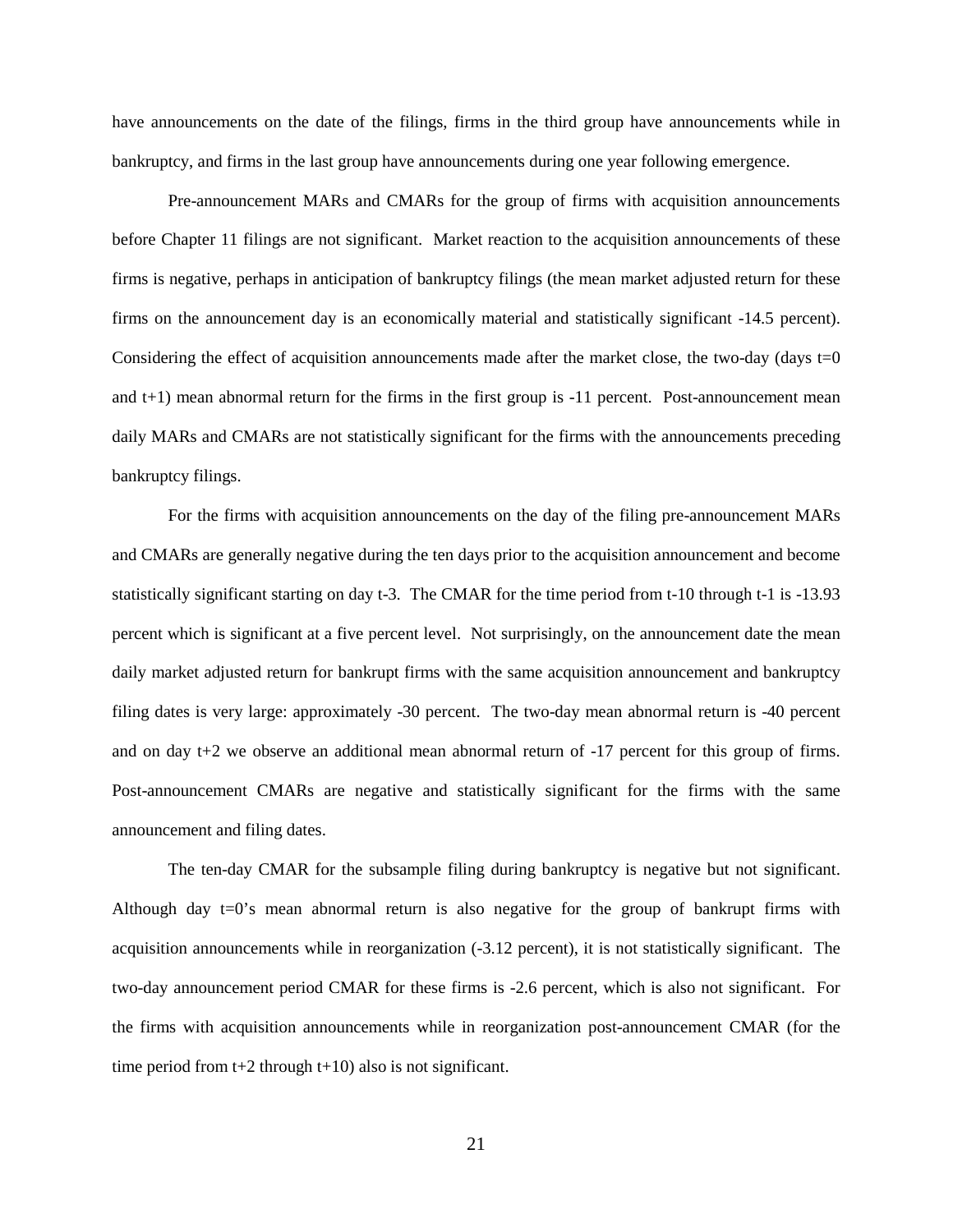have announcements on the date of the filings, firms in the third group have announcements while in bankruptcy, and firms in the last group have announcements during one year following emergence.

Pre-announcement MARs and CMARs for the group of firms with acquisition announcements before Chapter 11 filings are not significant. Market reaction to the acquisition announcements of these firms is negative, perhaps in anticipation of bankruptcy filings (the mean market adjusted return for these firms on the announcement day is an economically material and statistically significant -14.5 percent). Considering the effect of acquisition announcements made after the market close, the two-day (days t=0 and t+1) mean abnormal return for the firms in the first group is -11 percent. Post-announcement mean daily MARs and CMARs are not statistically significant for the firms with the announcements preceding bankruptcy filings.

For the firms with acquisition announcements on the day of the filing pre-announcement MARs and CMARs are generally negative during the ten days prior to the acquisition announcement and become statistically significant starting on day t-3. The CMAR for the time period from t-10 through t-1 is -13.93 percent which is significant at a five percent level. Not surprisingly, on the announcement date the mean daily market adjusted return for bankrupt firms with the same acquisition announcement and bankruptcy filing dates is very large: approximately -30 percent. The two-day mean abnormal return is -40 percent and on day t+2 we observe an additional mean abnormal return of -17 percent for this group of firms. Post-announcement CMARs are negative and statistically significant for the firms with the same announcement and filing dates.

The ten-day CMAR for the subsample filing during bankruptcy is negative but not significant. Although day t=0's mean abnormal return is also negative for the group of bankrupt firms with acquisition announcements while in reorganization (-3.12 percent), it is not statistically significant. The two-day announcement period CMAR for these firms is -2.6 percent, which is also not significant. For the firms with acquisition announcements while in reorganization post-announcement CMAR (for the time period from t+2 through t+10) also is not significant.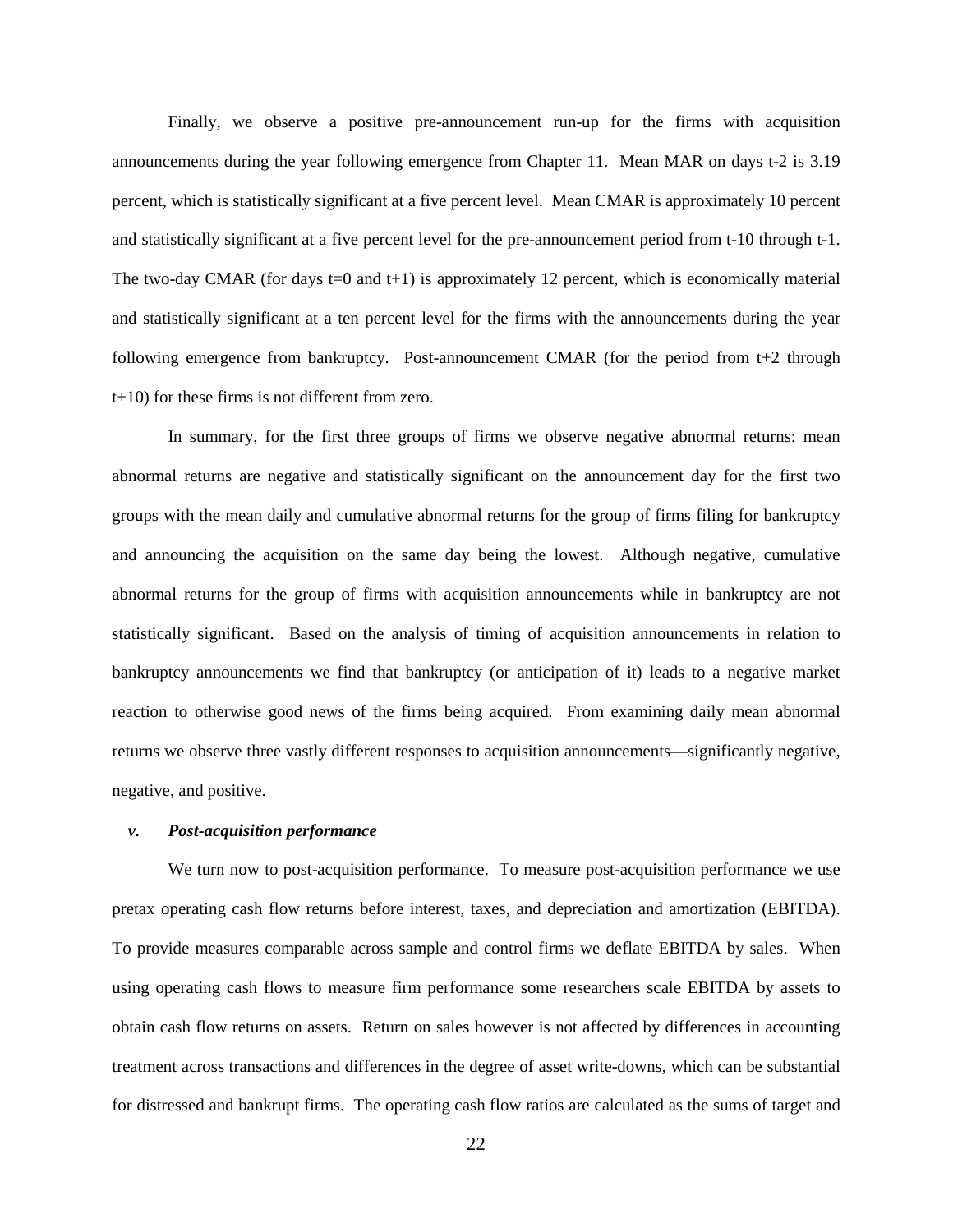Finally, we observe a positive pre-announcement run-up for the firms with acquisition announcements during the year following emergence from Chapter 11. Mean MAR on days t-2 is 3.19 percent, which is statistically significant at a five percent level. Mean CMAR is approximately 10 percent and statistically significant at a five percent level for the pre-announcement period from t-10 through t-1. The two-day CMAR (for days t=0 and t+1) is approximately 12 percent, which is economically material and statistically significant at a ten percent level for the firms with the announcements during the year following emergence from bankruptcy. Post-announcement CMAR (for the period from t+2 through t+10) for these firms is not different from zero.

In summary, for the first three groups of firms we observe negative abnormal returns: mean abnormal returns are negative and statistically significant on the announcement day for the first two groups with the mean daily and cumulative abnormal returns for the group of firms filing for bankruptcy and announcing the acquisition on the same day being the lowest. Although negative, cumulative abnormal returns for the group of firms with acquisition announcements while in bankruptcy are not statistically significant. Based on the analysis of timing of acquisition announcements in relation to bankruptcy announcements we find that bankruptcy (or anticipation of it) leads to a negative market reaction to otherwise good news of the firms being acquired. From examining daily mean abnormal returns we observe three vastly different responses to acquisition announcements—significantly negative, negative, and positive.

### *v. Post-acquisition performance*

We turn now to post-acquisition performance. To measure post-acquisition performance we use pretax operating cash flow returns before interest, taxes, and depreciation and amortization (EBITDA). To provide measures comparable across sample and control firms we deflate EBITDA by sales. When using operating cash flows to measure firm performance some researchers scale EBITDA by assets to obtain cash flow returns on assets. Return on sales however is not affected by differences in accounting treatment across transactions and differences in the degree of asset write-downs, which can be substantial for distressed and bankrupt firms. The operating cash flow ratios are calculated as the sums of target and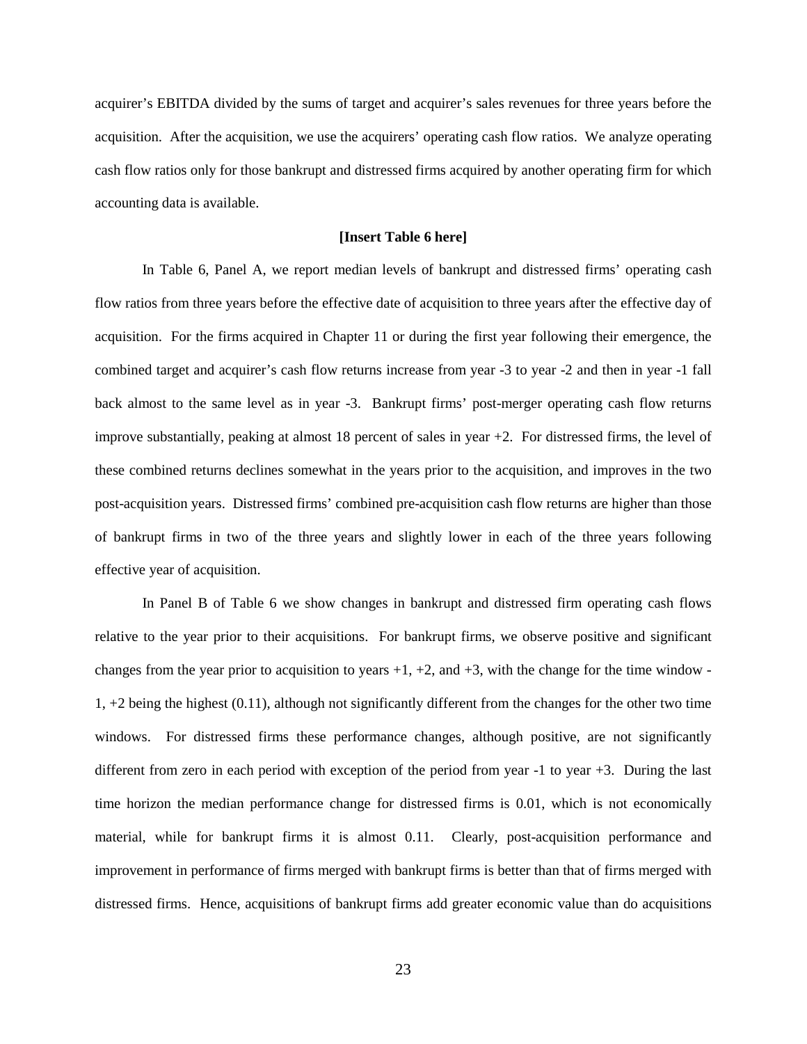acquirer's EBITDA divided by the sums of target and acquirer's sales revenues for three years before the acquisition. After the acquisition, we use the acquirers' operating cash flow ratios. We analyze operating cash flow ratios only for those bankrupt and distressed firms acquired by another operating firm for which accounting data is available.

**[Insert Table 6 here]**

In Table 6, Panel A, we report median levels of bankrupt and distressed firms' operating cash flow ratios from three years before the effective date of acquisition to three years after the effective day of acquisition. For the firms acquired in Chapter 11 or during the first year following their emergence, the combined target and acquirer's cash flow returns increase from year -3 to year -2 and then in year -1 fall back almost to the same level as in year -3. Bankrupt firms' post-merger operating cash flow returns improve substantially, peaking at almost 18 percent of sales in year +2. For distressed firms, the level of these combined returns declines somewhat in the years prior to the acquisition, and improves in the two post-acquisition years. Distressed firms' combined pre-acquisition cash flow returns are higher than those of bankrupt firms in two of the three years and slightly lower in each of the three years following effective year of acquisition.

In Panel B of Table 6 we show changes in bankrupt and distressed firm operating cash flows relative to the year prior to their acquisitions. For bankrupt firms, we observe positive and significant changes from the year prior to acquisition to years +1, +2, and +3, with the change for the time window -1, +2 being the highest (0.11), although not significantly different from the changes for the other two time windows. For distressed firms these performance changes, although positive, are not significantly different from zero in each period with exception of the period from year -1 to year +3. During the last time horizon the median performance change for distressed firms is 0.01, which is not economically material, while for bankrupt firms it is almost 0.11. Clearly, post-acquisition performance and improvement in performance of firms merged with bankrupt firms is better than that of firms merged with distressed firms. Hence, acquisitions of bankrupt firms add greater economic value than do acquisitions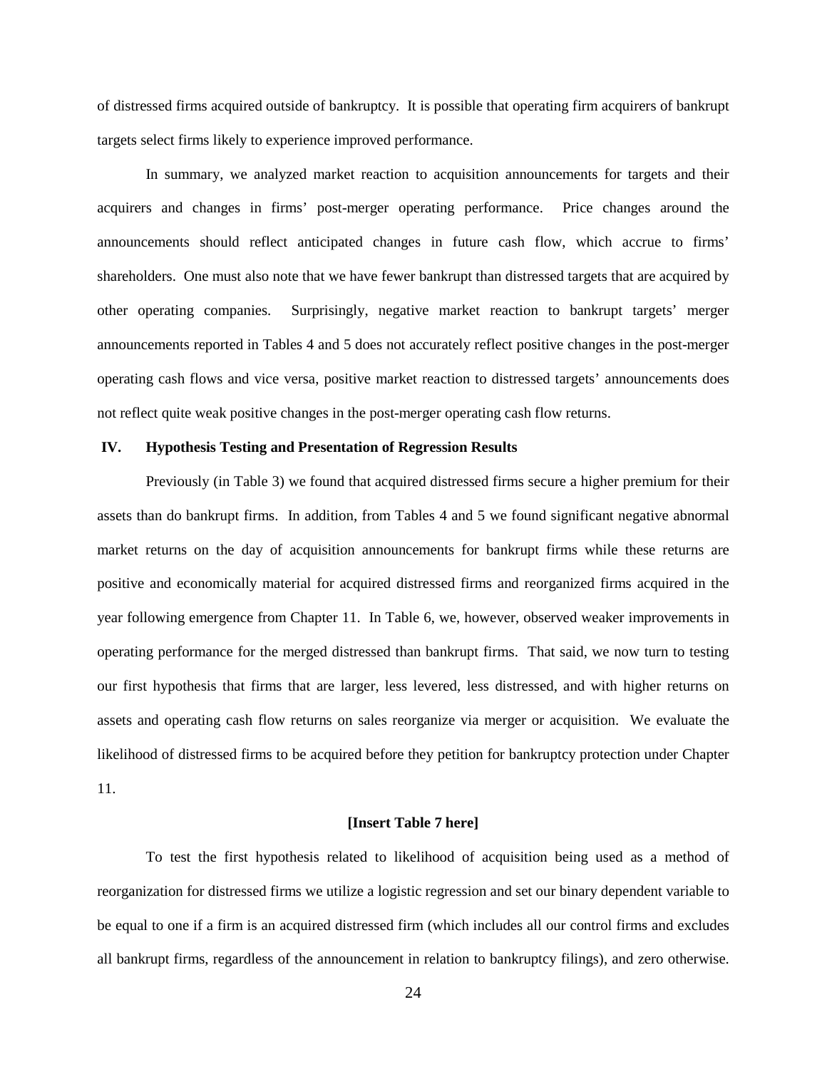of distressed firms acquired outside of bankruptcy. It is possible that operating firm acquirers of bankrupt targets select firms likely to experience improved performance.

In summary, we analyzed market reaction to acquisition announcements for targets and their acquirers and changes in firms' post-merger operating performance. Price changes around the announcements should reflect anticipated changes in future cash flow, which accrue to firms' shareholders. One must also note that we have fewer bankrupt than distressed targets that are acquired by other operating companies. Surprisingly, negative market reaction to bankrupt targets' merger announcements reported in Tables 4 and 5 does not accurately reflect positive changes in the post-merger operating cash flows and vice versa, positive market reaction to distressed targets' announcements does not reflect quite weak positive changes in the post-merger operating cash flow returns.

## IV. Hypothesis Testing and Presentation of Regression Results

Previously (in Table 3) we found that acquired distressed firms secure a higher premium for their assets than do bankrupt firms. In addition, from Tables 4 and 5 we found significant negative abnormal market returns on the day of acquisition announcements for bankrupt firms while these returns are positive and economically material for acquired distressed firms and reorganized firms acquired in the year following emergence from Chapter 11. In Table 6, we, however, observed weaker improvements in operating performance for the merged distressed than bankrupt firms. That said, we now turn to testing our first hypothesis that firms that are larger, less levered, less distressed, and with higher returns on assets and operating cash flow returns on sales reorganize via merger or acquisition. We evaluate the likelihood of distressed firms to be acquired before they petition for bankruptcy protection under Chapter 11.

**[Insert Table 7 here]**

To test the first hypothesis related to likelihood of acquisition being used as a method of reorganization for distressed firms we utilize a logistic regression and set our binary dependent variable to be equal to one if a firm is an acquired distressed firm (which includes all our control firms and excludes all bankrupt firms, regardless of the announcement in relation to bankruptcy filings), and zero otherwise.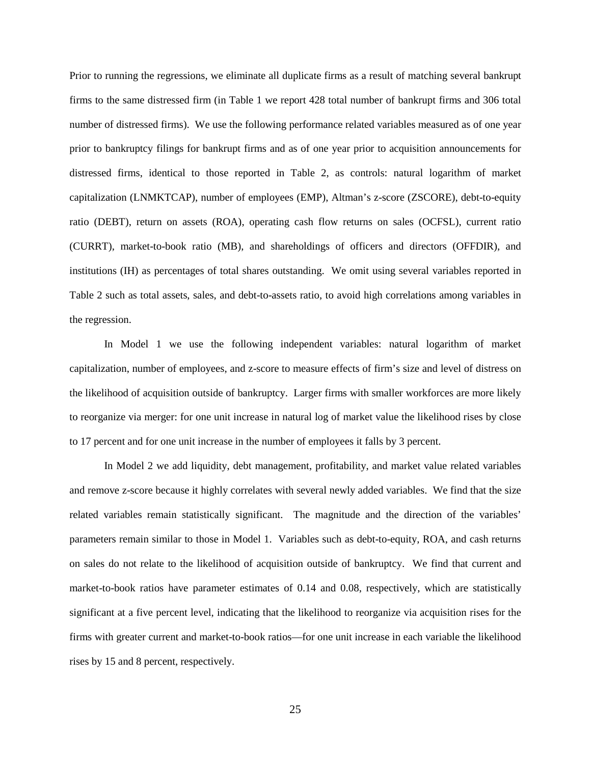Prior to running the regressions, we eliminate all duplicate firms as a result of matching several bankrupt firms to the same distressed firm (in Table 1 we report 428 total number of bankrupt firms and 306 total number of distressed firms). We use the following performance related variables measured as of one year prior to bankruptcy filings for bankrupt firms and as of one year prior to acquisition announcements for distressed firms, identical to those reported in Table 2, as controls: natural logarithm of market capitalization (LNMKTCAP), number of employees (EMP), Altman's z-score (ZSCORE), debt-to-equity ratio (DEBT), return on assets (ROA), operating cash flow returns on sales (OCFSL), current ratio (CURRT), market-to-book ratio (MB), and shareholdings of officers and directors (OFFDIR), and institutions (IH) as percentages of total shares outstanding. We omit using several variables reported in Table 2 such as total assets, sales, and debt-to-assets ratio, to avoid high correlations among variables in the regression.

In Model 1 we use the following independent variables: natural logarithm of market capitalization, number of employees, and z-score to measure effects of firm's size and level of distress on the likelihood of acquisition outside of bankruptcy. Larger firms with smaller workforces are more likely to reorganize via merger: for one unit increase in natural log of market value the likelihood rises by close to 17 percent and for one unit increase in the number of employees it falls by 3 percent.

In Model 2 we add liquidity, debt management, profitability, and market value related variables and remove z-score because it highly correlates with several newly added variables. We find that the size related variables remain statistically significant. The magnitude and the direction of the variables' parameters remain similar to those in Model 1. Variables such as debt-to-equity, ROA, and cash returns on sales do not relate to the likelihood of acquisition outside of bankruptcy. We find that current and market-to-book ratios have parameter estimates of 0.14 and 0.08, respectively, which are statistically significant at a five percent level, indicating that the likelihood to reorganize via acquisition rises for the firms with greater current and market-to-book ratios—for one unit increase in each variable the likelihood rises by 15 and 8 percent, respectively.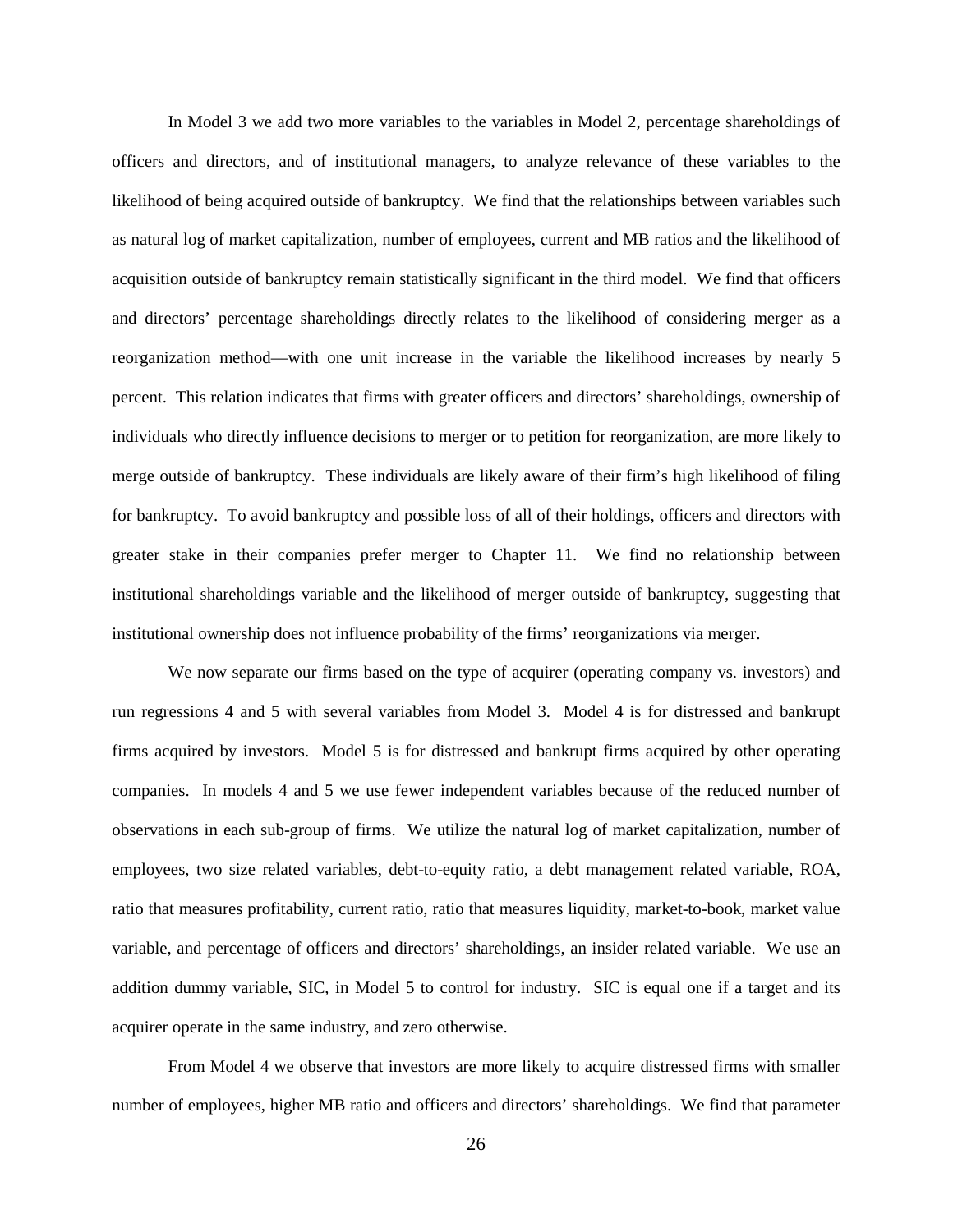In Model 3 we add two more variables to the variables in Model 2, percentage shareholdings of officers and directors, and of institutional managers, to analyze relevance of these variables to the likelihood of being acquired outside of bankruptcy. We find that the relationships between variables such as natural log of market capitalization, number of employees, current and MB ratios and the likelihood of acquisition outside of bankruptcy remain statistically significant in the third model. We find that officers and directors' percentage shareholdings directly relates to the likelihood of considering merger as a reorganization method—with one unit increase in the variable the likelihood increases by nearly 5 percent. This relation indicates that firms with greater officers and directors' shareholdings, ownership of individuals who directly influence decisions to merger or to petition for reorganization, are more likely to merge outside of bankruptcy. These individuals are likely aware of their firm's high likelihood of filing for bankruptcy. To avoid bankruptcy and possible loss of all of their holdings, officers and directors with greater stake in their companies prefer merger to Chapter 11. We find no relationship between institutional shareholdings variable and the likelihood of merger outside of bankruptcy, suggesting that institutional ownership does not influence probability of the firms' reorganizations via merger.

We now separate our firms based on the type of acquirer (operating company vs. investors) and run regressions 4 and 5 with several variables from Model 3. Model 4 is for distressed and bankrupt firms acquired by investors. Model 5 is for distressed and bankrupt firms acquired by other operating companies. In models 4 and 5 we use fewer independent variables because of the reduced number of observations in each sub-group of firms. We utilize the natural log of market capitalization, number of employees, two size related variables, debt-to-equity ratio, a debt management related variable, ROA, ratio that measures profitability, current ratio, ratio that measures liquidity, market-to-book, market value variable, and percentage of officers and directors' shareholdings, an insider related variable. We use an addition dummy variable, SIC, in Model 5 to control for industry. SIC is equal one if a target and its acquirer operate in the same industry, and zero otherwise.

From Model 4 we observe that investors are more likely to acquire distressed firms with smaller number of employees, higher MB ratio and officers and directors' shareholdings. We find that parameter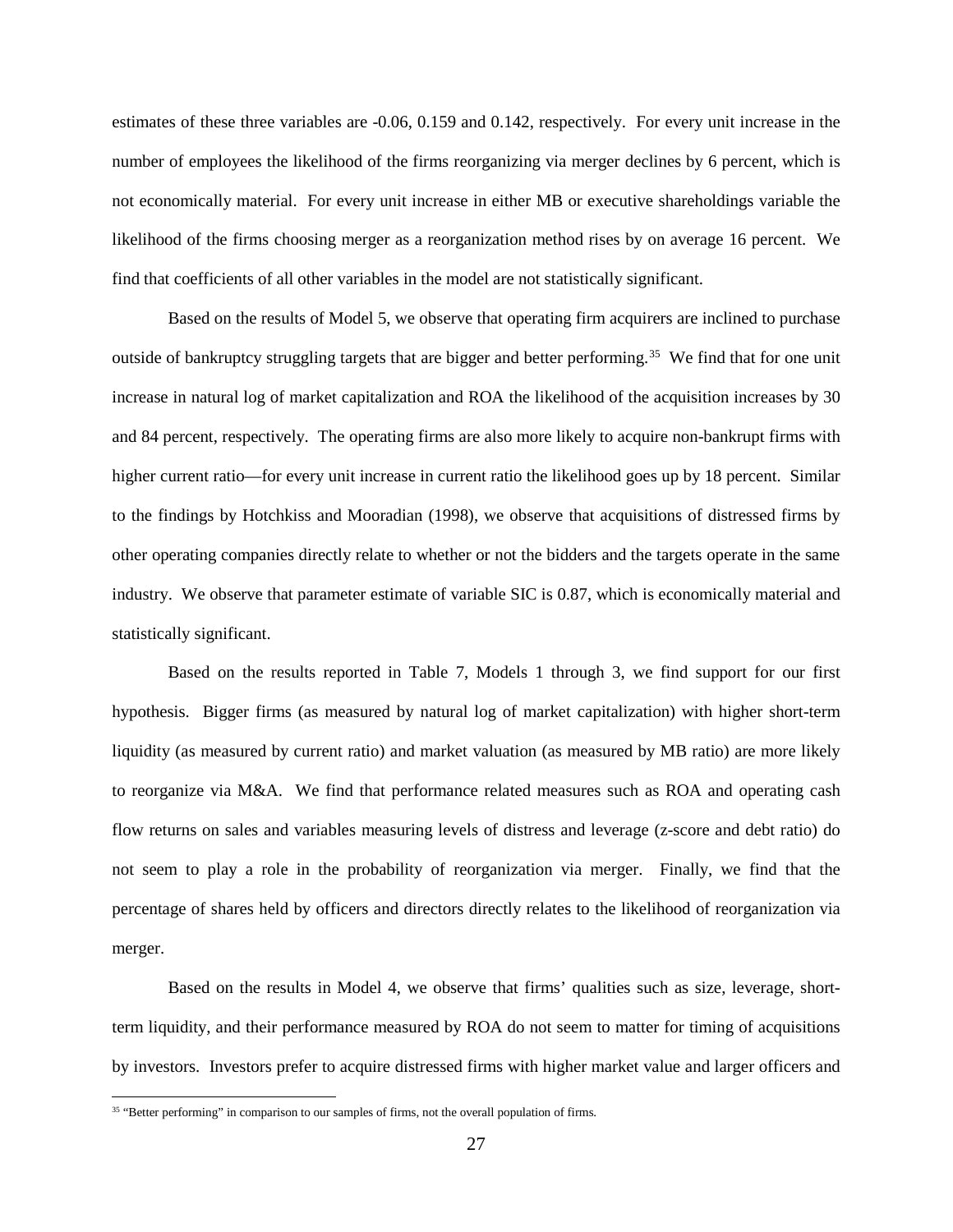estimates of these three variables are -0.06, 0.159 and 0.142, respectively. For every unit increase in the number of employees the likelihood of the firms reorganizing via merger declines by 6 percent, which is not economically material. For every unit increase in either MB or executive shareholdings variable the likelihood of the firms choosing merger as a reorganization method rises by on average 16 percent. We find that coefficients of all other variables in the model are not statistically significant.

Based on the results of Model 5, we observe that operating firm acquirers are inclined to purchase outside of bankruptcy struggling targets that are bigger and better performing.[35] We find that for one unit increase in natural log of market capitalization and ROA the likelihood of the acquisition increases by 30 and 84 percent, respectively. The operating firms are also more likely to acquire non-bankrupt firms with higher current ratio—for every unit increase in current ratio the likelihood goes up by 18 percent. Similar to the findings by Hotchkiss and Mooradian (1998), we observe that acquisitions of distressed firms by other operating companies directly relate to whether or not the bidders and the targets operate in the same industry. We observe that parameter estimate of variable SIC is 0.87, which is economically material and statistically significant.

Based on the results reported in Table 7, Models 1 through 3, we find support for our first hypothesis. Bigger firms (as measured by natural log of market capitalization) with higher short-term liquidity (as measured by current ratio) and market valuation (as measured by MB ratio) are more likely to reorganize via M&A. We find that performance related measures such as ROA and operating cash flow returns on sales and variables measuring levels of distress and leverage (z-score and debt ratio) do not seem to play a role in the probability of reorganization via merger. Finally, we find that the percentage of shares held by officers and directors directly relates to the likelihood of reorganization via merger.

Based on the results in Model 4, we observe that firms' qualities such as size, leverage, short-term liquidity, and their performance measured by ROA do not seem to matter for timing of acquisitions by investors. Investors prefer to acquire distressed firms with higher market value and larger officers and

[35] "Better performing" in comparison to our samples of firms, not the overall population of firms.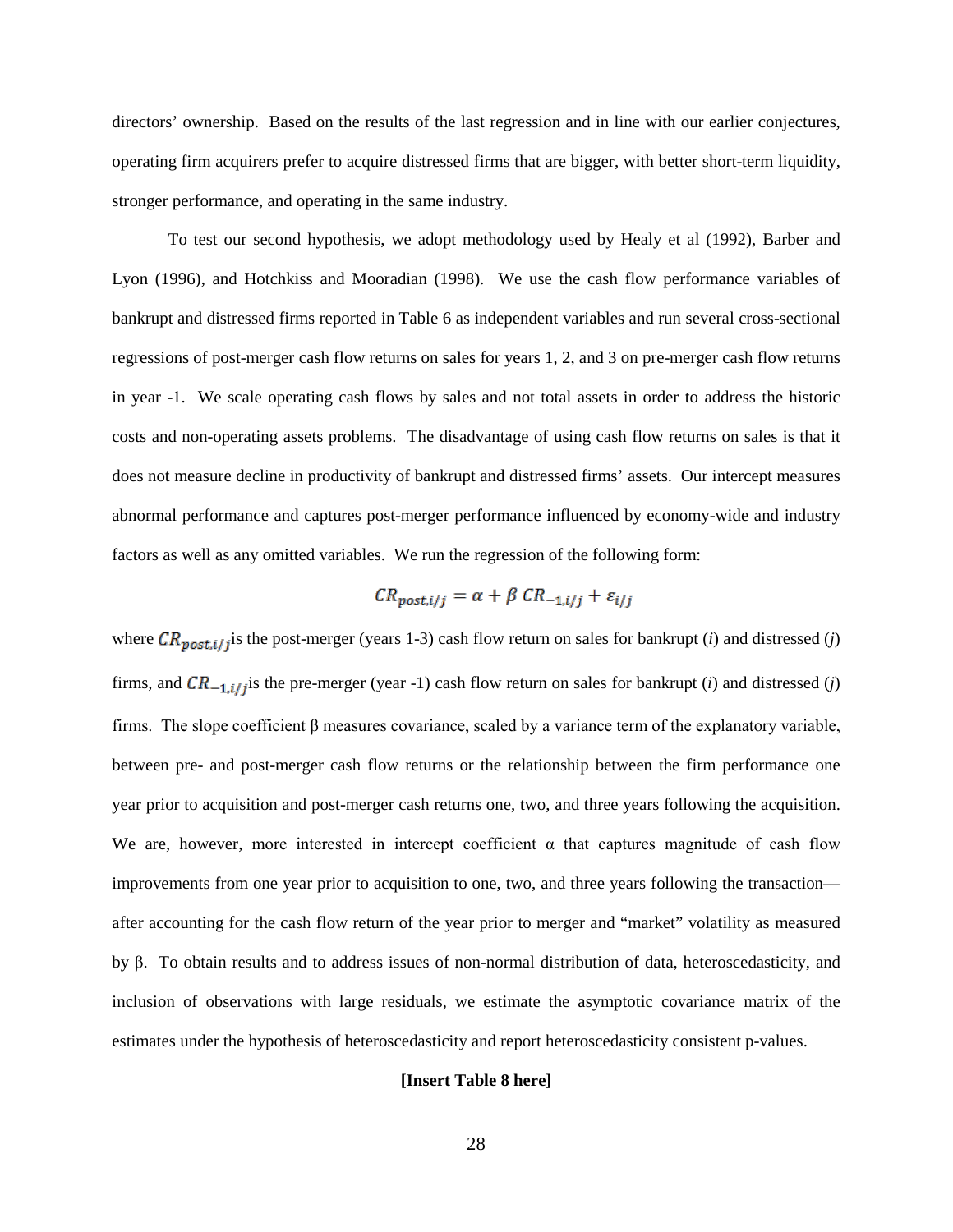directors' ownership. Based on the results of the last regression and in line with our earlier conjectures, operating firm acquirers prefer to acquire distressed firms that are bigger, with better short-term liquidity, stronger performance, and operating in the same industry.

To test our second hypothesis, we adopt methodology used by Healy et al (1992), Barber and Lyon (1996), and Hotchkiss and Mooradian (1998). We use the cash flow performance variables of bankrupt and distressed firms reported in Table 6 as independent variables and run several cross-sectional regressions of post-merger cash flow returns on sales for years 1, 2, and 3 on pre-merger cash flow returns in year -1. We scale operating cash flows by sales and not total assets in order to address the historic costs and non-operating assets problems. The disadvantage of using cash flow returns on sales is that it does not measure decline in productivity of bankrupt and distressed firms' assets. Our intercept measures abnormal performance and captures post-merger performance influenced by economy-wide and industry factors as well as any omitted variables. We run the regression of the following form:

$$CR_{post,i/j} = \alpha + \beta \, CR_{-1,i/j} + \varepsilon_{i/j}$$

where $CR_{post,i/j}$ is the post-merger (years 1-3) cash flow return on sales for bankrupt (*i*) and distressed (*j*) firms, and $CR_{-1,i/j}$ is the pre-merger (year -1) cash flow return on sales for bankrupt (*i*) and distressed (*j*) firms. The slope coefficient β measures covariance, scaled by a variance term of the explanatory variable, between pre- and post-merger cash flow returns or the relationship between the firm performance one year prior to acquisition and post-merger cash returns one, two, and three years following the acquisition. We are, however, more interested in intercept coefficient α that captures magnitude of cash flow improvements from one year prior to acquisition to one, two, and three years following the transaction—after accounting for the cash flow return of the year prior to merger and "market" volatility as measured by β. To obtain results and to address issues of non-normal distribution of data, heteroscedasticity, and inclusion of observations with large residuals, we estimate the asymptotic covariance matrix of the estimates under the hypothesis of heteroscedasticity and report heteroscedasticity consistent p-values.

**[Insert Table 8 here]**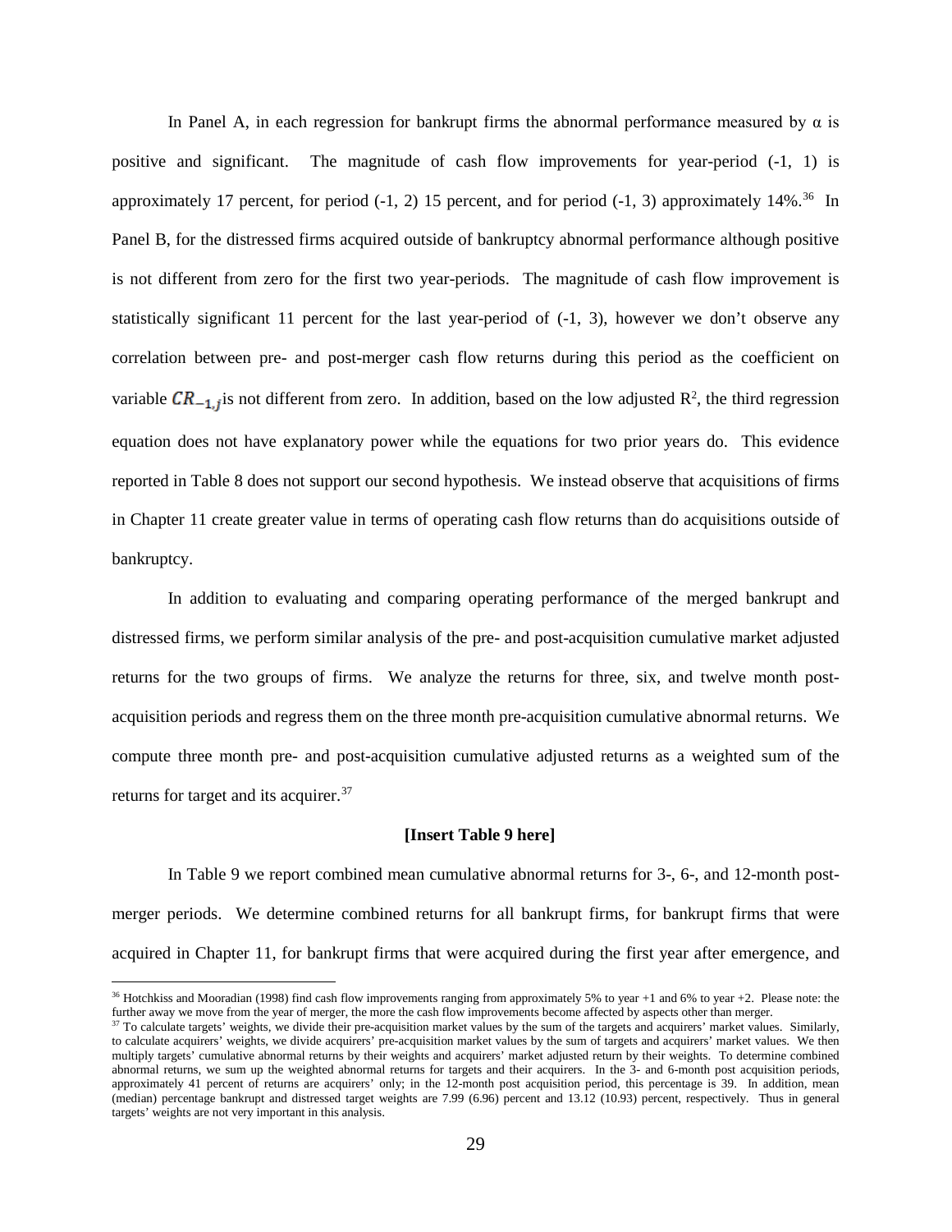In Panel A, in each regression for bankrupt firms the abnormal performance measured by α is positive and significant. The magnitude of cash flow improvements for year-period (-1, 1) is approximately 17 percent, for period (-1, 2) 15 percent, and for period (-1, 3) approximately 14%.[36] In Panel B, for the distressed firms acquired outside of bankruptcy abnormal performance although positive is not different from zero for the first two year-periods. The magnitude of cash flow improvement is statistically significant 11 percent for the last year-period of (-1, 3), however we don't observe any correlation between pre- and post-merger cash flow returns during this period as the coefficient on variable $CR_{-1,j}$ is not different from zero. In addition, based on the low adjusted $R^2$, the third regression equation does not have explanatory power while the equations for two prior years do. This evidence reported in Table 8 does not support our second hypothesis. We instead observe that acquisitions of firms in Chapter 11 create greater value in terms of operating cash flow returns than do acquisitions outside of bankruptcy.

In addition to evaluating and comparing operating performance of the merged bankrupt and distressed firms, we perform similar analysis of the pre- and post-acquisition cumulative market adjusted returns for the two groups of firms. We analyze the returns for three, six, and twelve month post-acquisition periods and regress them on the three month pre-acquisition cumulative abnormal returns. We compute three month pre- and post-acquisition cumulative adjusted returns as a weighted sum of the returns for target and its acquirer.[37]

**[Insert Table 9 here]**

In Table 9 we report combined mean cumulative abnormal returns for 3-, 6-, and 12-month post-merger periods. We determine combined returns for all bankrupt firms, for bankrupt firms that were acquired in Chapter 11, for bankrupt firms that were acquired during the first year after emergence, and

---

[36] Hotchkiss and Mooradian (1998) find cash flow improvements ranging from approximately 5% to year +1 and 6% to year +2. Please note: the further away we move from the year of merger, the more the cash flow improvements become affected by aspects other than merger.

[37] To calculate targets' weights, we divide their pre-acquisition market values by the sum of the targets and acquirers' market values. Similarly, to calculate acquirers' weights, we divide acquirers' pre-acquisition market values by the sum of targets and acquirers' market values. We then multiply targets' cumulative abnormal returns by their weights and acquirers' market adjusted return by their weights. To determine combined abnormal returns, we sum up the weighted abnormal returns for targets and their acquirers. In the 3- and 6-month post acquisition periods, approximately 41 percent of returns are acquirers' only; in the 12-month post acquisition period, this percentage is 39. In addition, mean (median) percentage bankrupt and distressed target weights are 7.99 (6.96) percent and 13.12 (10.93) percent, respectively. Thus in general targets' weights are not very important in this analysis.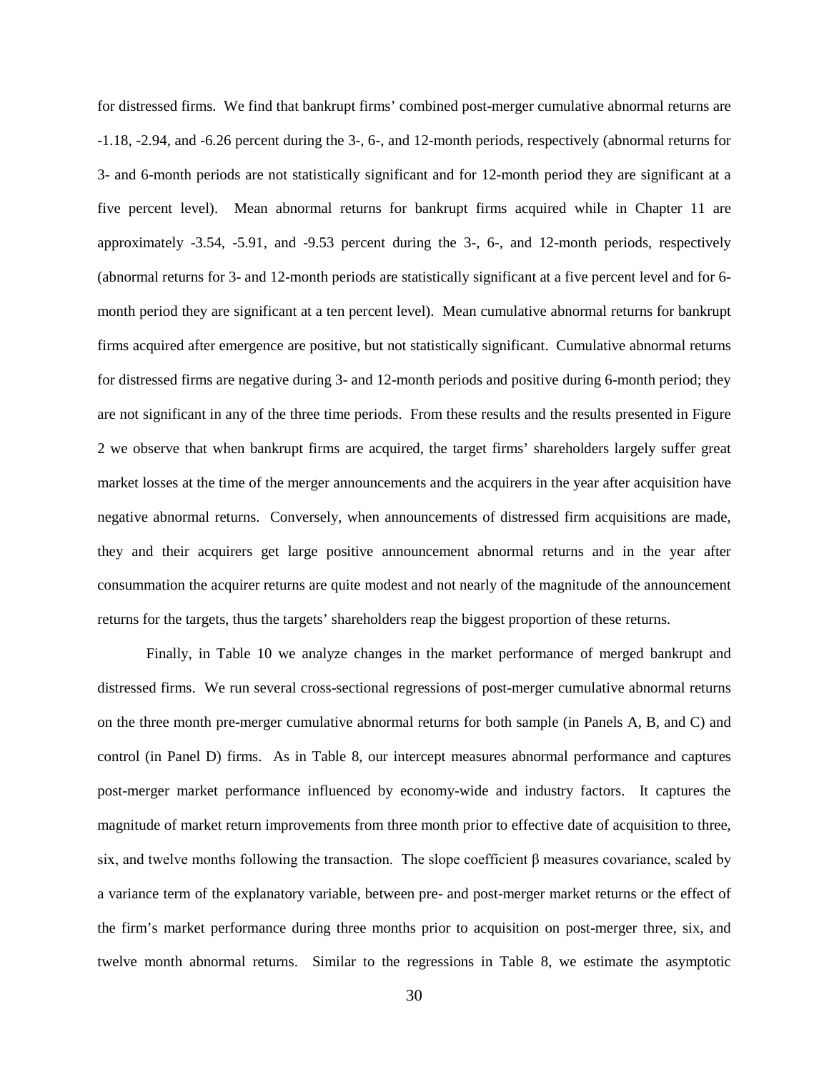for distressed firms. We find that bankrupt firms' combined post-merger cumulative abnormal returns are -1.18, -2.94, and -6.26 percent during the 3-, 6-, and 12-month periods, respectively (abnormal returns for 3- and 6-month periods are not statistically significant and for 12-month period they are significant at a five percent level). Mean abnormal returns for bankrupt firms acquired while in Chapter 11 are approximately -3.54, -5.91, and -9.53 percent during the 3-, 6-, and 12-month periods, respectively (abnormal returns for 3- and 12-month periods are statistically significant at a five percent level and for 6-month period they are significant at a ten percent level). Mean cumulative abnormal returns for bankrupt firms acquired after emergence are positive, but not statistically significant. Cumulative abnormal returns for distressed firms are negative during 3- and 12-month periods and positive during 6-month period; they are not significant in any of the three time periods. From these results and the results presented in Figure 2 we observe that when bankrupt firms are acquired, the target firms' shareholders largely suffer great market losses at the time of the merger announcements and the acquirers in the year after acquisition have negative abnormal returns. Conversely, when announcements of distressed firm acquisitions are made, they and their acquirers get large positive announcement abnormal returns and in the year after consummation the acquirer returns are quite modest and not nearly of the magnitude of the announcement returns for the targets, thus the targets' shareholders reap the biggest proportion of these returns.

Finally, in Table 10 we analyze changes in the market performance of merged bankrupt and distressed firms. We run several cross-sectional regressions of post-merger cumulative abnormal returns on the three month pre-merger cumulative abnormal returns for both sample (in Panels A, B, and C) and control (in Panel D) firms. As in Table 8, our intercept measures abnormal performance and captures post-merger market performance influenced by economy-wide and industry factors. It captures the magnitude of market return improvements from three month prior to effective date of acquisition to three, six, and twelve months following the transaction. The slope coefficient $\beta$ measures covariance, scaled by a variance term of the explanatory variable, between pre- and post-merger market returns or the effect of the firm's market performance during three months prior to acquisition on post-merger three, six, and twelve month abnormal returns. Similar to the regressions in Table 8, we estimate the asymptotic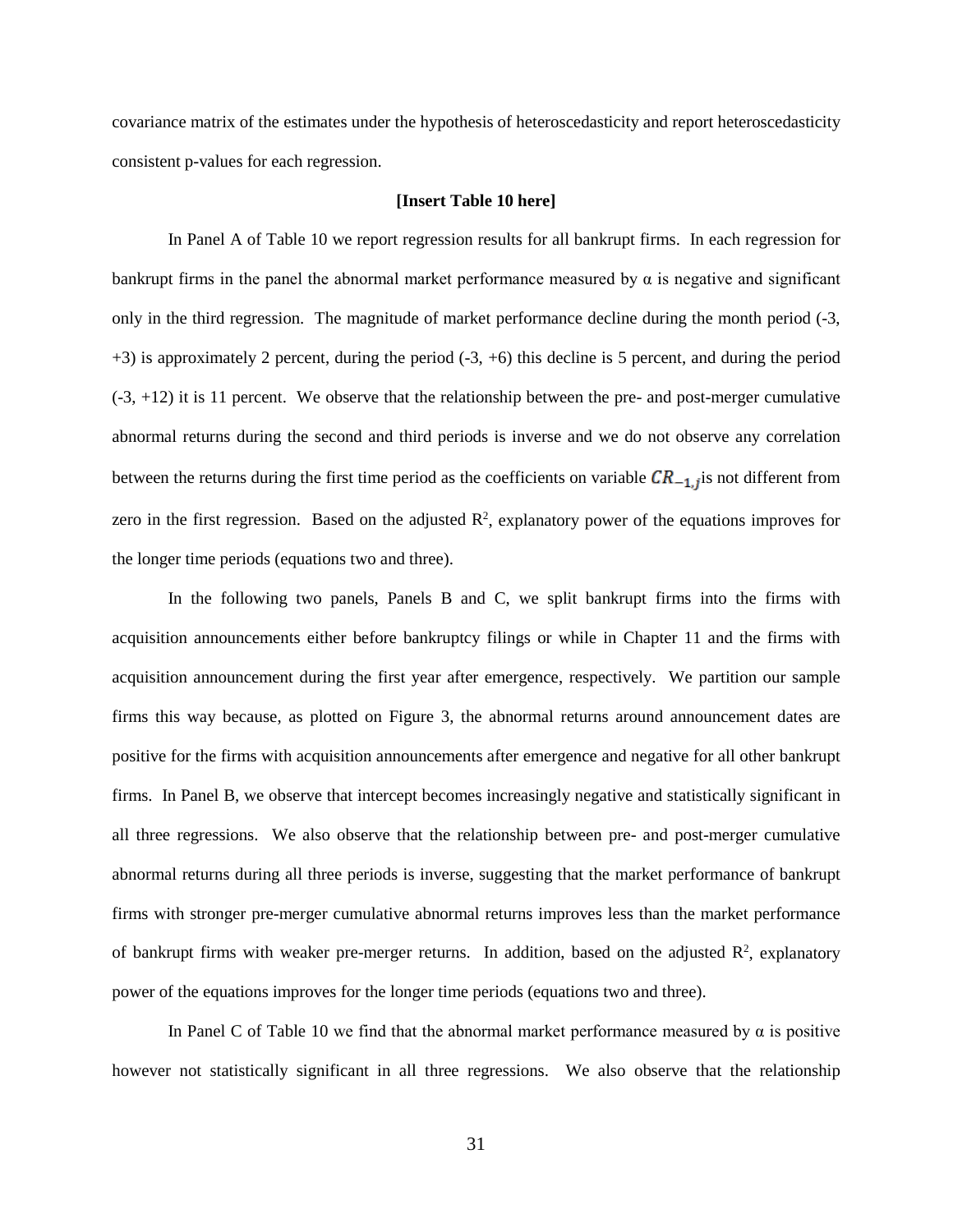covariance matrix of the estimates under the hypothesis of heteroscedasticity and report heteroscedasticity consistent p-values for each regression.

**[Insert Table 10 here]**

In Panel A of Table 10 we report regression results for all bankrupt firms. In each regression for bankrupt firms in the panel the abnormal market performance measured by $\alpha$ is negative and significant only in the third regression. The magnitude of market performance decline during the month period (-3, +3) is approximately 2 percent, during the period (-3, +6) this decline is 5 percent, and during the period (-3, +12) it is 11 percent. We observe that the relationship between the pre- and post-merger cumulative abnormal returns during the second and third periods is inverse and we do not observe any correlation between the returns during the first time period as the coefficients on variable $CR_{-1,j}$ is not different from zero in the first regression. Based on the adjusted $R^2$, explanatory power of the equations improves for the longer time periods (equations two and three).

In the following two panels, Panels B and C, we split bankrupt firms into the firms with acquisition announcements either before bankruptcy filings or while in Chapter 11 and the firms with acquisition announcement during the first year after emergence, respectively. We partition our sample firms this way because, as plotted on Figure 3, the abnormal returns around announcement dates are positive for the firms with acquisition announcements after emergence and negative for all other bankrupt firms. In Panel B, we observe that intercept becomes increasingly negative and statistically significant in all three regressions. We also observe that the relationship between pre- and post-merger cumulative abnormal returns during all three periods is inverse, suggesting that the market performance of bankrupt firms with stronger pre-merger cumulative abnormal returns improves less than the market performance of bankrupt firms with weaker pre-merger returns. In addition, based on the adjusted $R^2$, explanatory power of the equations improves for the longer time periods (equations two and three).

In Panel C of Table 10 we find that the abnormal market performance measured by $\alpha$ is positive however not statistically significant in all three regressions. We also observe that the relationship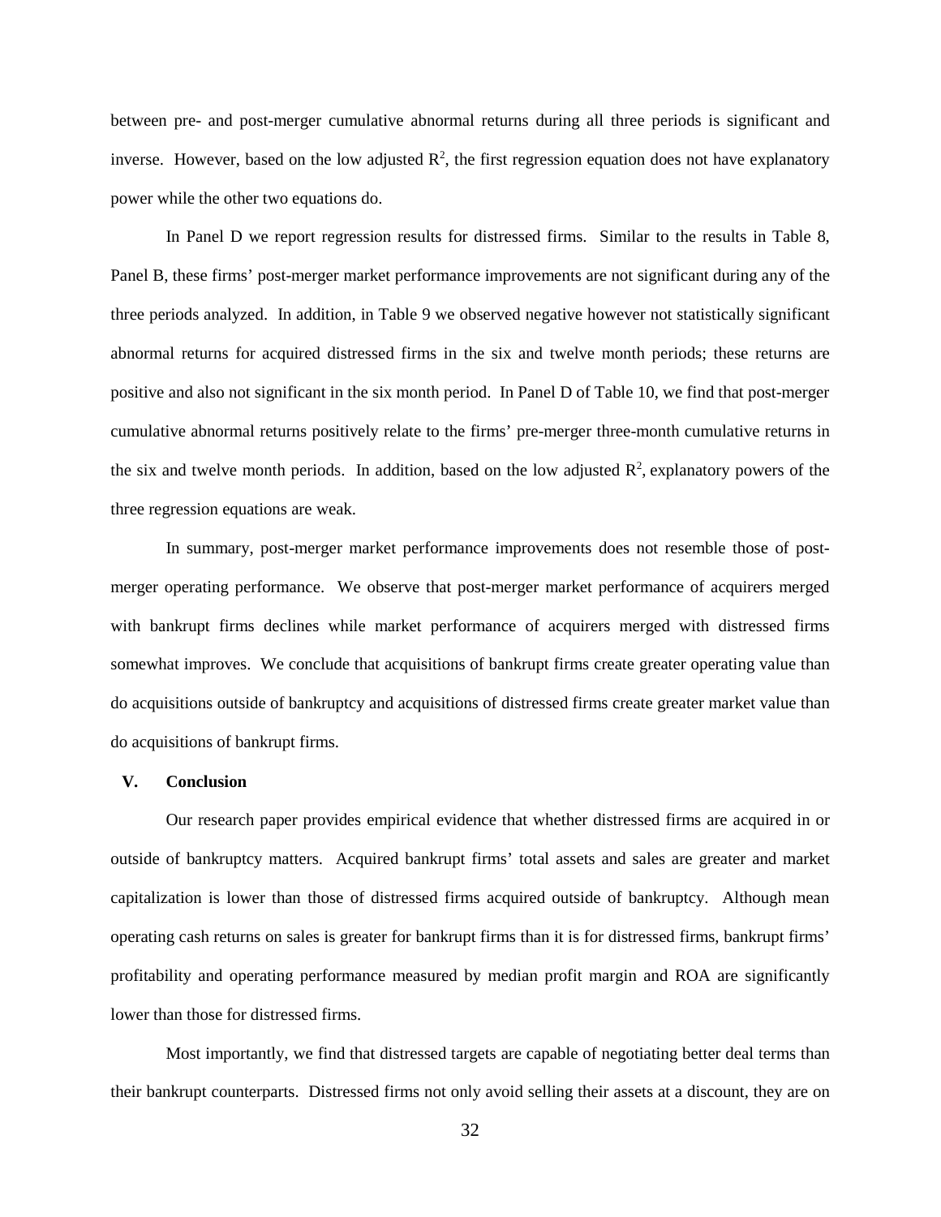between pre- and post-merger cumulative abnormal returns during all three periods is significant and inverse. However, based on the low adjusted $R^2$, the first regression equation does not have explanatory power while the other two equations do.

In Panel D we report regression results for distressed firms. Similar to the results in Table 8, Panel B, these firms' post-merger market performance improvements are not significant during any of the three periods analyzed. In addition, in Table 9 we observed negative however not statistically significant abnormal returns for acquired distressed firms in the six and twelve month periods; these returns are positive and also not significant in the six month period. In Panel D of Table 10, we find that post-merger cumulative abnormal returns positively relate to the firms' pre-merger three-month cumulative returns in the six and twelve month periods. In addition, based on the low adjusted $R^2$, explanatory powers of the three regression equations are weak.

In summary, post-merger market performance improvements does not resemble those of post-merger operating performance. We observe that post-merger market performance of acquirers merged with bankrupt firms declines while market performance of acquirers merged with distressed firms somewhat improves. We conclude that acquisitions of bankrupt firms create greater operating value than do acquisitions outside of bankruptcy and acquisitions of distressed firms create greater market value than do acquisitions of bankrupt firms.

## V. Conclusion

Our research paper provides empirical evidence that whether distressed firms are acquired in or outside of bankruptcy matters. Acquired bankrupt firms' total assets and sales are greater and market capitalization is lower than those of distressed firms acquired outside of bankruptcy. Although mean operating cash returns on sales is greater for bankrupt firms than it is for distressed firms, bankrupt firms' profitability and operating performance measured by median profit margin and ROA are significantly lower than those for distressed firms.

Most importantly, we find that distressed targets are capable of negotiating better deal terms than their bankrupt counterparts. Distressed firms not only avoid selling their assets at a discount, they are on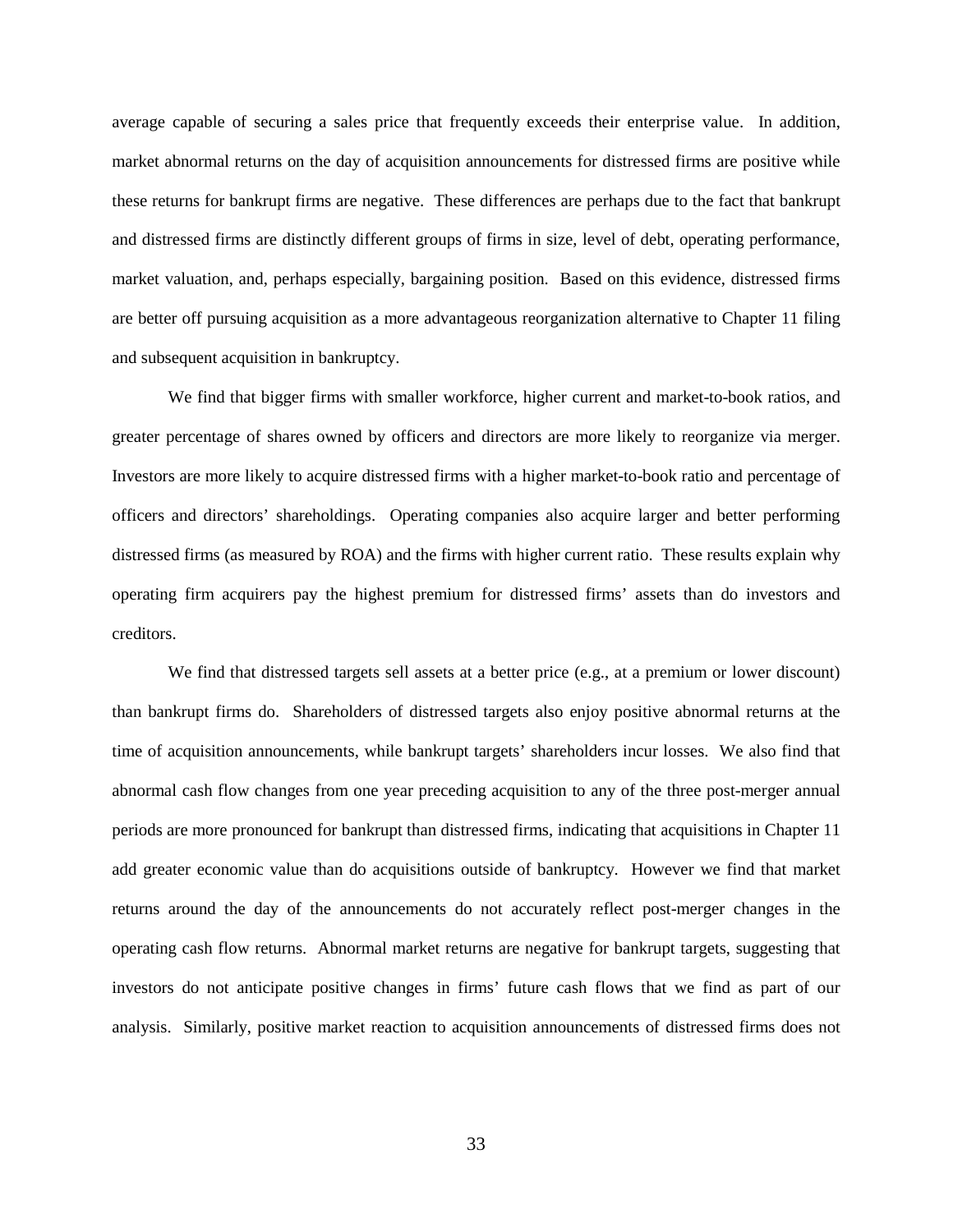average capable of securing a sales price that frequently exceeds their enterprise value. In addition, market abnormal returns on the day of acquisition announcements for distressed firms are positive while these returns for bankrupt firms are negative. These differences are perhaps due to the fact that bankrupt and distressed firms are distinctly different groups of firms in size, level of debt, operating performance, market valuation, and, perhaps especially, bargaining position. Based on this evidence, distressed firms are better off pursuing acquisition as a more advantageous reorganization alternative to Chapter 11 filing and subsequent acquisition in bankruptcy.

We find that bigger firms with smaller workforce, higher current and market-to-book ratios, and greater percentage of shares owned by officers and directors are more likely to reorganize via merger. Investors are more likely to acquire distressed firms with a higher market-to-book ratio and percentage of officers and directors' shareholdings. Operating companies also acquire larger and better performing distressed firms (as measured by ROA) and the firms with higher current ratio. These results explain why operating firm acquirers pay the highest premium for distressed firms' assets than do investors and creditors.

We find that distressed targets sell assets at a better price (e.g., at a premium or lower discount) than bankrupt firms do. Shareholders of distressed targets also enjoy positive abnormal returns at the time of acquisition announcements, while bankrupt targets' shareholders incur losses. We also find that abnormal cash flow changes from one year preceding acquisition to any of the three post-merger annual periods are more pronounced for bankrupt than distressed firms, indicating that acquisitions in Chapter 11 add greater economic value than do acquisitions outside of bankruptcy. However we find that market returns around the day of the announcements do not accurately reflect post-merger changes in the operating cash flow returns. Abnormal market returns are negative for bankrupt targets, suggesting that investors do not anticipate positive changes in firms' future cash flows that we find as part of our analysis. Similarly, positive market reaction to acquisition announcements of distressed firms does not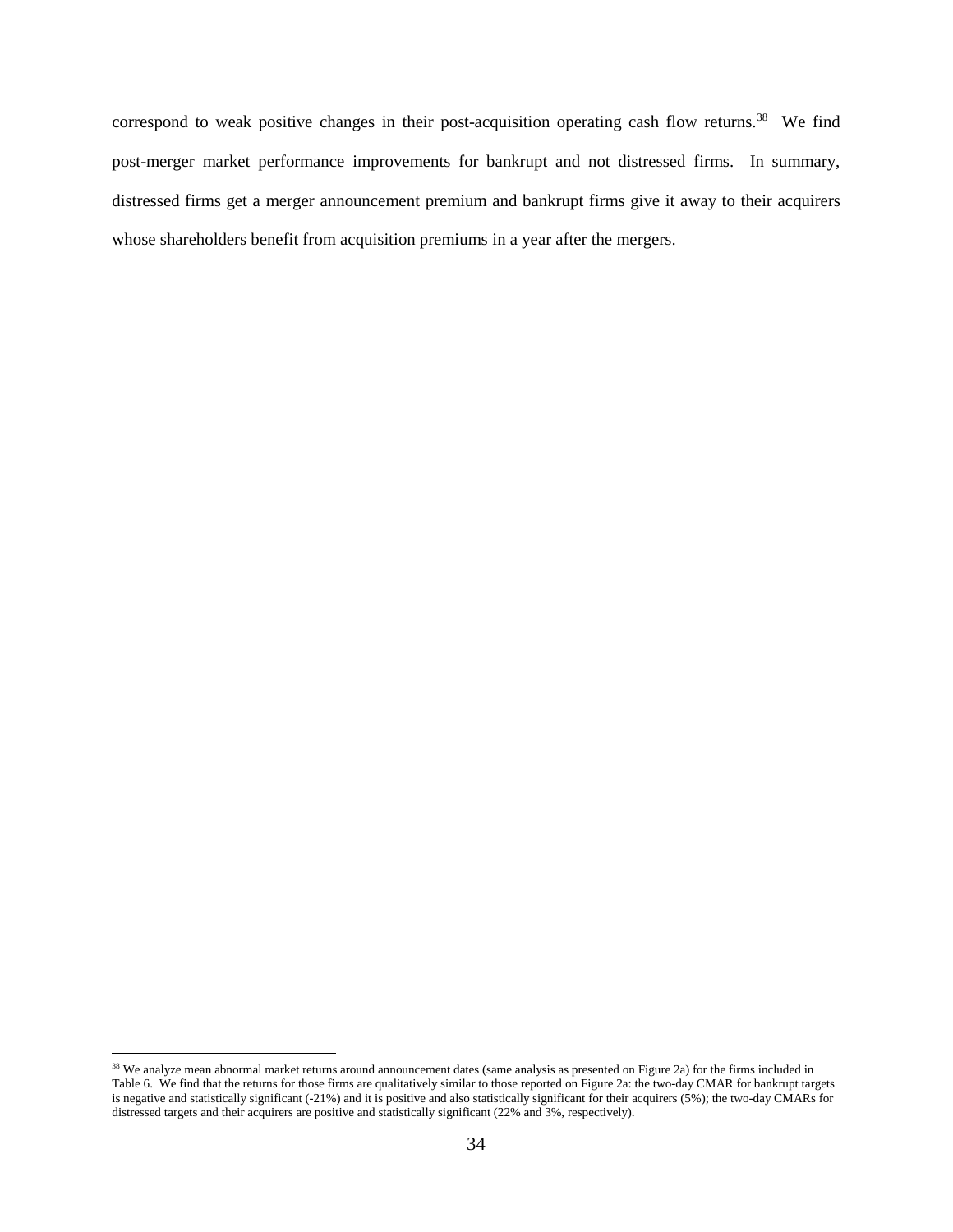correspond to weak positive changes in their post-acquisition operating cash flow returns.[38] We find post-merger market performance improvements for bankrupt and not distressed firms. In summary, distressed firms get a merger announcement premium and bankrupt firms give it away to their acquirers whose shareholders benefit from acquisition premiums in a year after the mergers.

[38] We analyze mean abnormal market returns around announcement dates (same analysis as presented on Figure 2a) for the firms included in Table 6. We find that the returns for those firms are qualitatively similar to those reported on Figure 2a: the two-day CMAR for bankrupt targets is negative and statistically significant (-21%) and it is positive and also statistically significant for their acquirers (5%); the two-day CMARs for distressed targets and their acquirers are positive and statistically significant (22% and 3%, respectively).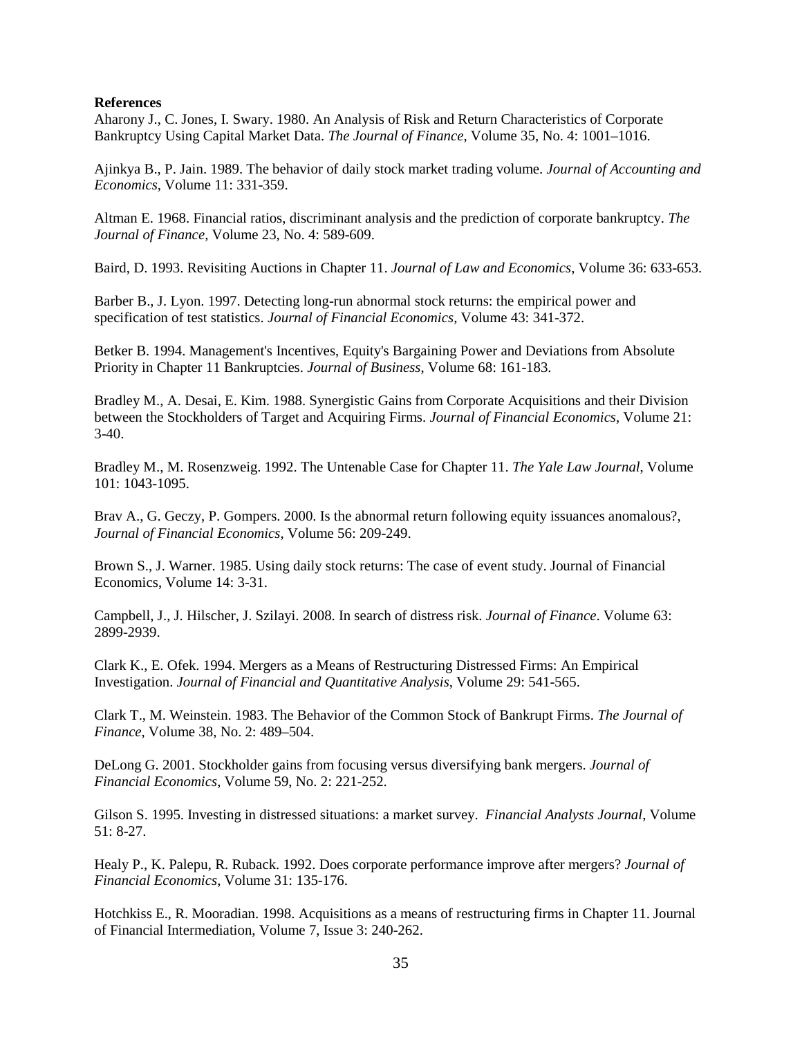**References**

Aharony J., C. Jones, I. Swary. 1980. An Analysis of Risk and Return Characteristics of Corporate Bankruptcy Using Capital Market Data. *The Journal of Finance*, Volume 35, No. 4: 1001–1016.

Ajinkya B., P. Jain. 1989. The behavior of daily stock market trading volume. *Journal of Accounting and Economics*, Volume 11: 331-359.

Altman E. 1968. Financial ratios, discriminant analysis and the prediction of corporate bankruptcy. *The Journal of Finance*, Volume 23, No. 4: 589-609.

Baird, D. 1993. Revisiting Auctions in Chapter 11. *Journal of Law and Economics*, Volume 36: 633-653.

Barber B., J. Lyon. 1997. Detecting long-run abnormal stock returns: the empirical power and specification of test statistics. *Journal of Financial Economics*, Volume 43: 341-372.

Betker B. 1994. Management's Incentives, Equity's Bargaining Power and Deviations from Absolute Priority in Chapter 11 Bankruptcies. *Journal of Business*, Volume 68: 161-183.

Bradley M., A. Desai, E. Kim. 1988. Synergistic Gains from Corporate Acquisitions and their Division between the Stockholders of Target and Acquiring Firms. *Journal of Financial Economics*, Volume 21: 3-40.

Bradley M., M. Rosenzweig. 1992. The Untenable Case for Chapter 11. *The Yale Law Journal*, Volume 101: 1043-1095.

Brav A., G. Geczy, P. Gompers. 2000. Is the abnormal return following equity issuances anomalous?, *Journal of Financial Economics*, Volume 56: 209-249.

Brown S., J. Warner. 1985. Using daily stock returns: The case of event study. Journal of Financial Economics, Volume 14: 3-31.

Campbell, J., J. Hilscher, J. Szilayi. 2008. In search of distress risk. *Journal of Finance*. Volume 63: 2899-2939.

Clark K., E. Ofek. 1994. Mergers as a Means of Restructuring Distressed Firms: An Empirical Investigation. *Journal of Financial and Quantitative Analysis*, Volume 29: 541-565.

Clark T., M. Weinstein. 1983. The Behavior of the Common Stock of Bankrupt Firms. *The Journal of Finance*, Volume 38, No. 2: 489–504.

DeLong G. 2001. Stockholder gains from focusing versus diversifying bank mergers. *Journal of Financial Economics*, Volume 59, No. 2: 221-252.

Gilson S. 1995. Investing in distressed situations: a market survey. *Financial Analysts Journal*, Volume 51: 8-27.

Healy P., K. Palepu, R. Ruback. 1992. Does corporate performance improve after mergers? *Journal of Financial Economics*, Volume 31: 135-176.

Hotchkiss E., R. Mooradian. 1998. Acquisitions as a means of restructuring firms in Chapter 11. Journal of Financial Intermediation, Volume 7, Issue 3: 240-262.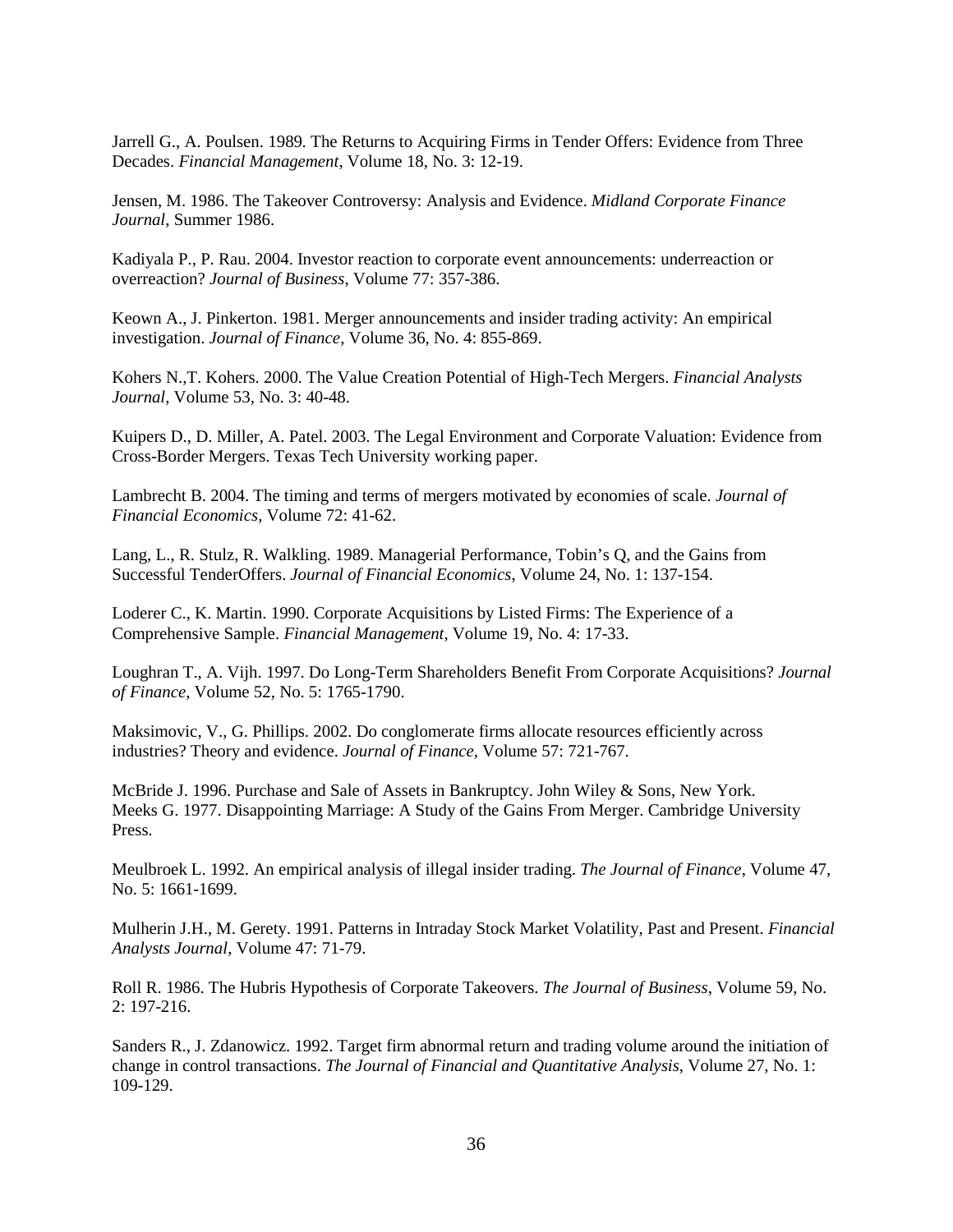Jarrell G., A. Poulsen. 1989. The Returns to Acquiring Firms in Tender Offers: Evidence from Three Decades. *Financial Management*, Volume 18, No. 3: 12-19.

Jensen, M. 1986. The Takeover Controversy: Analysis and Evidence. *Midland Corporate Finance Journal*, Summer 1986.

Kadiyala P., P. Rau. 2004. Investor reaction to corporate event announcements: underreaction or overreaction? *Journal of Business*, Volume 77: 357-386.

Keown A., J. Pinkerton. 1981. Merger announcements and insider trading activity: An empirical investigation. *Journal of Finance*, Volume 36, No. 4: 855-869.

Kohers N.,T. Kohers. 2000. The Value Creation Potential of High-Tech Mergers. *Financial Analysts Journal*, Volume 53, No. 3: 40-48.

Kuipers D., D. Miller, A. Patel. 2003. The Legal Environment and Corporate Valuation: Evidence from Cross-Border Mergers. Texas Tech University working paper.

Lambrecht B. 2004. The timing and terms of mergers motivated by economies of scale. *Journal of Financial Economics*, Volume 72: 41-62.

Lang, L., R. Stulz, R. Walkling. 1989. Managerial Performance, Tobin's Q, and the Gains from Successful TenderOffers. *Journal of Financial Economics*, Volume 24, No. 1: 137-154.

Loderer C., K. Martin. 1990. Corporate Acquisitions by Listed Firms: The Experience of a Comprehensive Sample. *Financial Management*, Volume 19, No. 4: 17-33.

Loughran T., A. Vijh. 1997. Do Long-Term Shareholders Benefit From Corporate Acquisitions? *Journal of Finance*, Volume 52, No. 5: 1765-1790.

Maksimovic, V., G. Phillips. 2002. Do conglomerate firms allocate resources efficiently across industries? Theory and evidence. *Journal of Finance*, Volume 57: 721-767.

McBride J. 1996. Purchase and Sale of Assets in Bankruptcy. John Wiley & Sons, New York.
Meeks G. 1977. Disappointing Marriage: A Study of the Gains From Merger. Cambridge University Press.

Meulbroek L. 1992. An empirical analysis of illegal insider trading. *The Journal of Finance*, Volume 47, No. 5: 1661-1699.

Mulherin J.H., M. Gerety. 1991. Patterns in Intraday Stock Market Volatility, Past and Present. *Financial Analysts Journal*, Volume 47: 71-79.

Roll R. 1986. The Hubris Hypothesis of Corporate Takeovers. *The Journal of Business*, Volume 59, No. 2: 197-216.

Sanders R., J. Zdanowicz. 1992. Target firm abnormal return and trading volume around the initiation of change in control transactions. *The Journal of Financial and Quantitative Analysis*, Volume 27, No. 1: 109-129.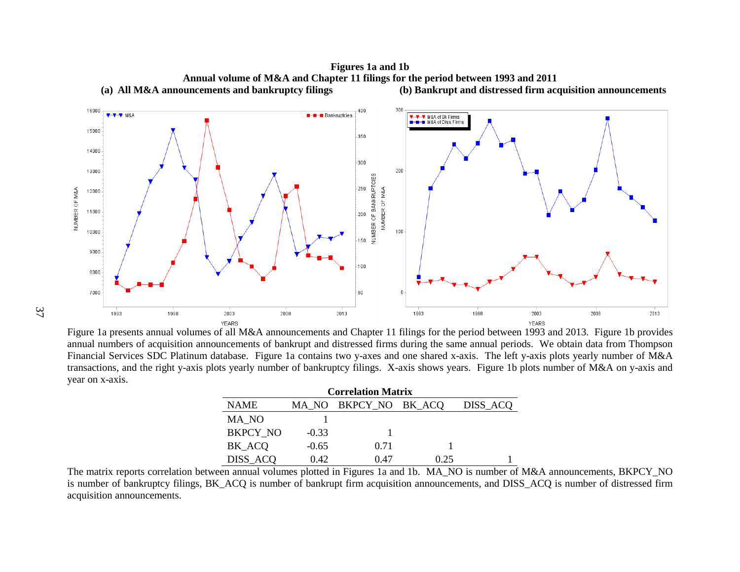**Figures 1a and 1b**
**Annual volume of M&A and Chapter 11 filings for the period between 1993 and 2011**

**(a) All M&A announcements and bankruptcy filings** **(b) Bankrupt and distressed firm acquisition announcements**

Figure 1a presents annual volumes of all M&A announcements and Chapter 11 filings for the period between 1993 and 2013. Figure 1b provides annual numbers of acquisition announcements of bankrupt and distressed firms during the same annual periods. We obtain data from Thompson Financial Services SDC Platinum database. Figure 1a contains two y-axes and one shared x-axis. The left y-axis plots yearly number of M&A transactions, and the right y-axis plots yearly number of bankruptcy filings. X-axis shows years. Figure 1b plots number of M&A on y-axis and year on x-axis.

**Correlation Matrix**

| NAME | MA_NO | BKPCY_NO | BK_ACQ | DISS_ACQ |
|---|---|---|---|---|
| MA_NO | 1 | | | |
| BKPCY_NO | -0.33 | 1 | | |
| BK_ACQ | -0.65 | 0.71 | 1 | |
| DISS_ACQ | 0.42 | 0.47 | 0.25 | 1 |

The matrix reports correlation between annual volumes plotted in Figures 1a and 1b. MA_NO is number of M&A announcements, BKPCY_NO is number of bankruptcy filings, BK_ACQ is number of bankrupt firm acquisition announcements, and DISS_ACQ is number of distressed firm acquisition announcements.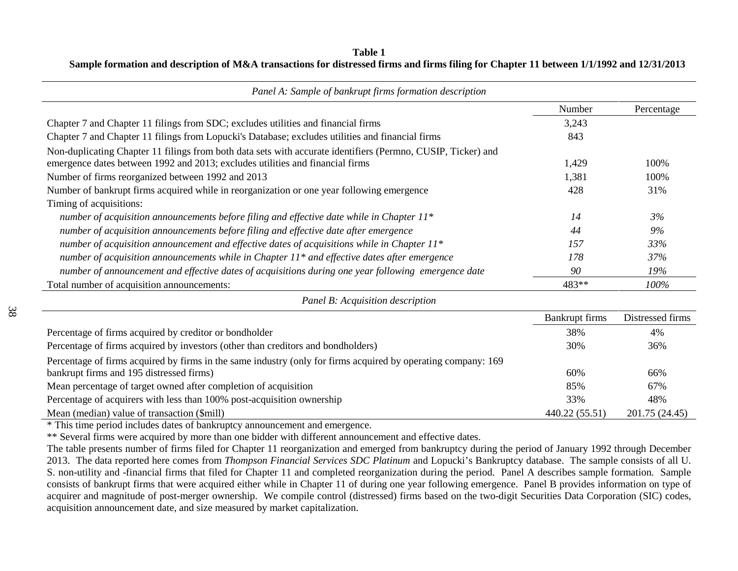**Table 1**

**Sample formation and description of M&A transactions for distressed firms and firms filing for Chapter 11 between 1/1/1992 and 12/31/2013**

*Panel A: Sample of bankrupt firms formation description*

| | Number | Percentage |
|---|---|---|
| Chapter 7 and Chapter 11 filings from SDC; excludes utilities and financial firms | 3,243 | |
| Chapter 7 and Chapter 11 filings from Lopucki's Database; excludes utilities and financial firms | 843 | |
| Non-duplicating Chapter 11 filings from both data sets with accurate identifiers (Permno, CUSIP, Ticker) and emergence dates between 1992 and 2013; excludes utilities and financial firms | 1,429 | 100% |
| Number of firms reorganized between 1992 and 2013 | 1,381 | 100% |
| Number of bankrupt firms acquired while in reorganization or one year following emergence | 428 | 31% |
| Timing of acquisitions: | | |
| *number of acquisition announcements before filing and effective date while in Chapter 11\** | *14* | *3%* |
| *number of acquisition announcements before filing and effective date after emergence* | *44* | *9%* |
| *number of acquisition announcement and effective dates of acquisitions while in Chapter 11\** | *157* | *33%* |
| *number of acquisition announcements while in Chapter 11\* and effective dates after emergence* | *178* | *37%* |
| *number of announcement and effective dates of acquisitions during one year following emergence date* | *90* | *19%* |
| Total number of acquisition announcements: | 483** | *100%* |

*Panel B: Acquisition description*

| | Bankrupt firms | Distressed firms |
|---|---|---|
| Percentage of firms acquired by creditor or bondholder | 38% | 4% |
| Percentage of firms acquired by investors (other than creditors and bondholders) | 30% | 36% |
| Percentage of firms acquired by firms in the same industry (only for firms acquired by operating company: 169 bankrupt firms and 195 distressed firms) | 60% | 66% |
| Mean percentage of target owned after completion of acquisition | 85% | 67% |
| Percentage of acquirers with less than 100% post-acquisition ownership | 33% | 48% |
| Mean (median) value of transaction ($mill) | 440.22 (55.51) | 201.75 (24.45) |

\* This time period includes dates of bankruptcy announcement and emergence.

\*\* Several firms were acquired by more than one bidder with different announcement and effective dates.

The table presents number of firms filed for Chapter 11 reorganization and emerged from bankruptcy during the period of January 1992 through December 2013. The data reported here comes from *Thompson Financial Services SDC Platinum* and Lopucki's Bankruptcy database. The sample consists of all U. S. non-utility and -financial firms that filed for Chapter 11 and completed reorganization during the period. Panel A describes sample formation. Sample consists of bankrupt firms that were acquired either while in Chapter 11 of during one year following emergence. Panel B provides information on type of acquirer and magnitude of post-merger ownership. We compile control (distressed) firms based on the two-digit Securities Data Corporation (SIC) codes, acquisition announcement date, and size measured by market capitalization.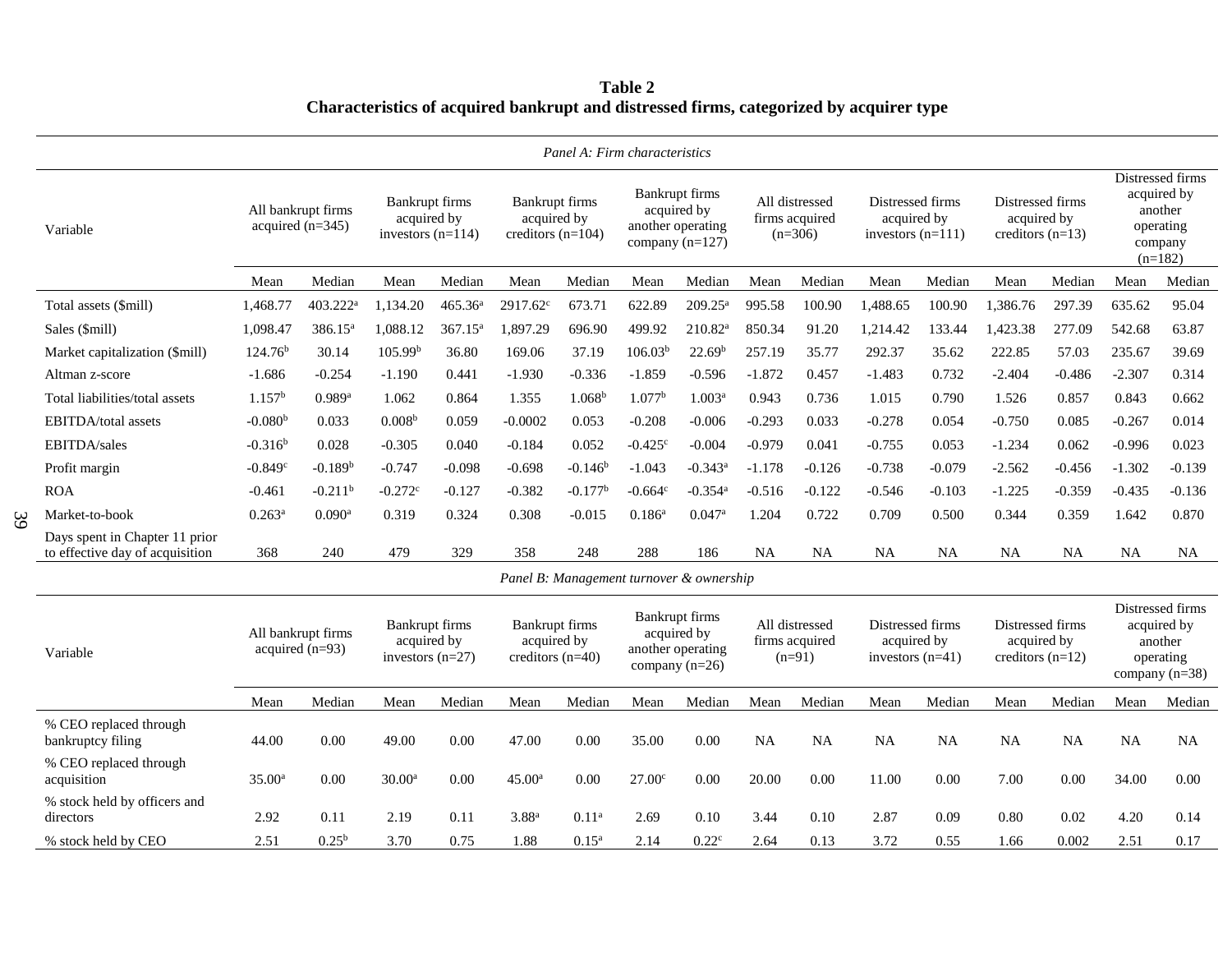**Table 2**
**Characteristics of acquired bankrupt and distressed firms, categorized by acquirer type**

*Panel A: Firm characteristics*

| Variable | All bankrupt firms acquired (n=345) | | Bankrupt firms acquired by investors (n=114) | | Bankrupt firms acquired by creditors (n=104) | | Bankrupt firms acquired by another operating company (n=127) | | All distressed firms acquired (n=306) | | Distressed firms acquired by investors (n=111) | | Distressed firms acquired by creditors (n=13) | | Distressed firms acquired by another operating company (n=182) | |
|---|---|---|---|---|---|---|---|---|---|---|---|---|---|---|---|---|
| | Mean | Median | Mean | Median | Mean | Median | Mean | Median | Mean | Median | Mean | Median | Mean | Median | Mean | Median |
| Total assets ($mill) | 1,468.77 | 403.222[a] | 1,134.20 | 465.36[a] | 2917.62[c] | 673.71 | 622.89 | 209.25[a] | 995.58 | 100.90 | 1,488.65 | 100.90 | 1,386.76 | 297.39 | 635.62 | 95.04 |
| Sales ($mill) | 1,098.47 | 386.15[a] | 1,088.12 | 367.15[a] | 1,897.29 | 696.90 | 499.92 | 210.82[a] | 850.34 | 91.20 | 1,214.42 | 133.44 | 1,423.38 | 277.09 | 542.68 | 63.87 |
| Market capitalization ($mill) | 124.76[b] | 30.14 | 105.99[b] | 36.80 | 169.06 | 37.19 | 106.03[b] | 22.69[b] | 257.19 | 35.77 | 292.37 | 35.62 | 222.85 | 57.03 | 235.67 | 39.69 |
| Altman z-score | -1.686 | -0.254 | -1.190 | 0.441 | -1.930 | -0.336 | -1.859 | -0.596 | -1.872 | 0.457 | -1.483 | 0.732 | -2.404 | -0.486 | -2.307 | 0.314 |
| Total liabilities/total assets | 1.157[b] | 0.989[a] | 1.062 | 0.864 | 1.355 | 1.068[b] | 1.077[b] | 1.003[a] | 0.943 | 0.736 | 1.015 | 0.790 | 1.526 | 0.857 | 0.843 | 0.662 |
| EBITDA/total assets | -0.080[b] | 0.033 | 0.008[b] | 0.059 | -0.0002 | 0.053 | -0.208 | -0.006 | -0.293 | 0.033 | -0.278 | 0.054 | -0.750 | 0.085 | -0.267 | 0.014 |
| EBITDA/sales | -0.316[b] | 0.028 | -0.305 | 0.040 | -0.184 | 0.052 | -0.425[c] | -0.004 | -0.979 | 0.041 | -0.755 | 0.053 | -1.234 | 0.062 | -0.996 | 0.023 |
| Profit margin | -0.849[c] | -0.189[b] | -0.747 | -0.098 | -0.698 | -0.146[b] | -1.043 | -0.343[a] | -1.178 | -0.126 | -0.738 | -0.079 | -2.562 | -0.456 | -1.302 | -0.139 |
| ROA | -0.461 | -0.211[b] | -0.272[c] | -0.127 | -0.382 | -0.177[b] | -0.664[c] | -0.354[a] | -0.516 | -0.122 | -0.546 | -0.103 | -1.225 | -0.359 | -0.435 | -0.136 |
| Market-to-book | 0.263[a] | 0.090[a] | 0.319 | 0.324 | 0.308 | -0.015 | 0.186[a] | 0.047[a] | 1.204 | 0.722 | 0.709 | 0.500 | 0.344 | 0.359 | 1.642 | 0.870 |
| Days spent in Chapter 11 prior to effective day of acquisition | 368 | 240 | 479 | 329 | 358 | 248 | 288 | 186 | NA | NA | NA | NA | NA | NA | NA | NA |

*Panel B: Management turnover & ownership*

| Variable | All bankrupt firms acquired (n=93) | | Bankrupt firms acquired by investors (n=27) | | Bankrupt firms acquired by creditors (n=40) | | Bankrupt firms acquired by another operating company (n=26) | | All distressed firms acquired (n=91) | | Distressed firms acquired by investors (n=41) | | Distressed firms acquired by creditors (n=12) | | Distressed firms acquired by another operating company (n=38) | |
|---|---|---|---|---|---|---|---|---|---|---|---|---|---|---|---|---|
| | Mean | Median | Mean | Median | Mean | Median | Mean | Median | Mean | Median | Mean | Median | Mean | Median | Mean | Median |
| % CEO replaced through bankruptcy filing | 44.00 | 0.00 | 49.00 | 0.00 | 47.00 | 0.00 | 35.00 | 0.00 | NA | NA | NA | NA | NA | NA | NA | NA |
| % CEO replaced through acquisition | 35.00[a] | 0.00 | 30.00[a] | 0.00 | 45.00[a] | 0.00 | 27.00[c] | 0.00 | 20.00 | 0.00 | 11.00 | 0.00 | 7.00 | 0.00 | 34.00 | 0.00 |
| % stock held by officers and directors | 2.92 | 0.11 | 2.19 | 0.11 | 3.88[a] | 0.11[a] | 2.69 | 0.10 | 3.44 | 0.10 | 2.87 | 0.09 | 0.80 | 0.02 | 4.20 | 0.14 |
| % stock held by CEO | 2.51 | 0.25[b] | 3.70 | 0.75 | 1.88 | 0.15[a] | 2.14 | 0.22[c] | 2.64 | 0.13 | 3.72 | 0.55 | 1.66 | 0.002 | 2.51 | 0.17 |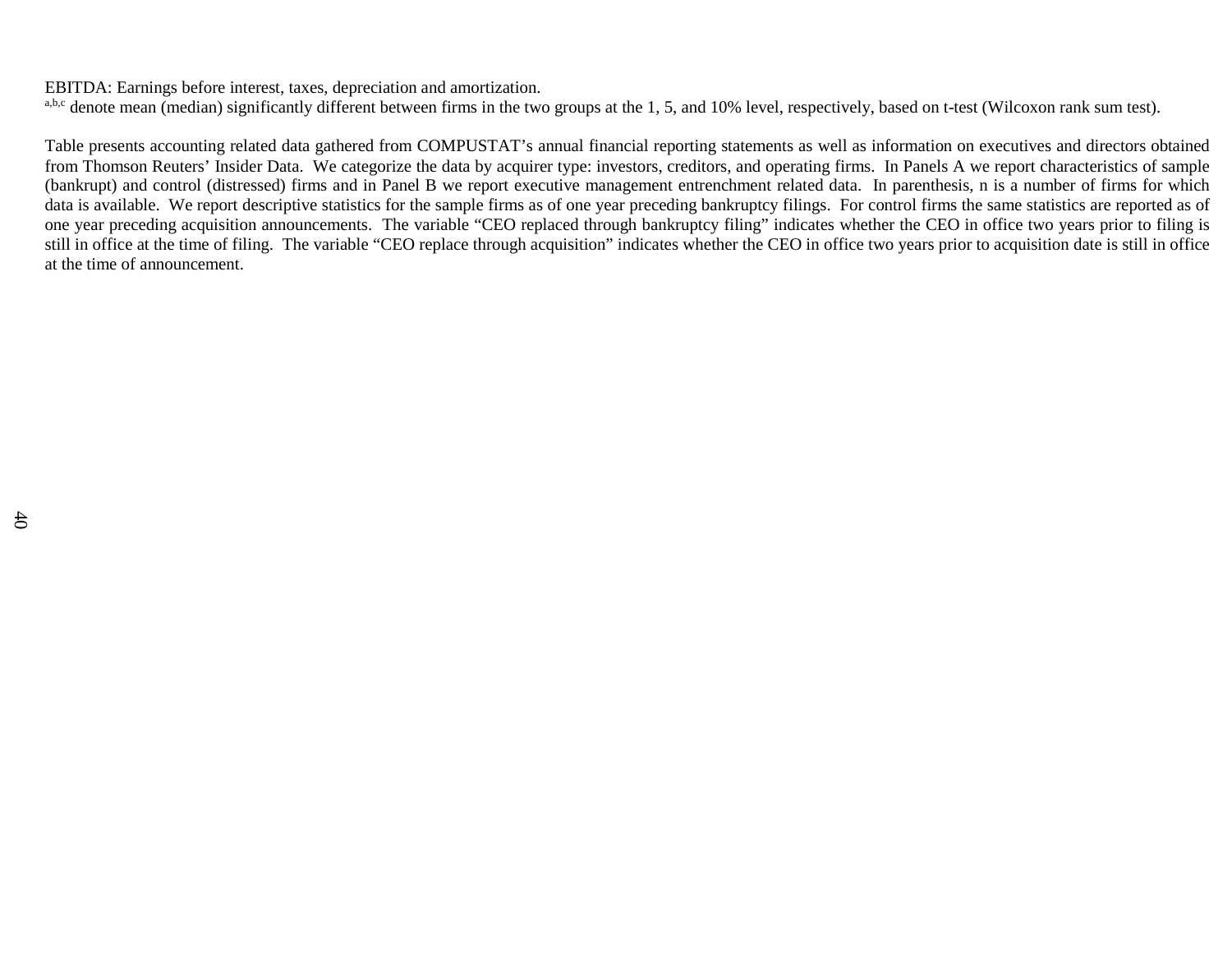EBITDA: Earnings before interest, taxes, depreciation and amortization.
[a,b,c] denote mean (median) significantly different between firms in the two groups at the 1, 5, and 10% level, respectively, based on t-test (Wilcoxon rank sum test).

Table presents accounting related data gathered from COMPUSTAT's annual financial reporting statements as well as information on executives and directors obtained from Thomson Reuters' Insider Data. We categorize the data by acquirer type: investors, creditors, and operating firms. In Panels A we report characteristics of sample (bankrupt) and control (distressed) firms and in Panel B we report executive management entrenchment related data. In parenthesis, n is a number of firms for which data is available. We report descriptive statistics for the sample firms as of one year preceding bankruptcy filings. For control firms the same statistics are reported as of one year preceding acquisition announcements. The variable "CEO replaced through bankruptcy filing" indicates whether the CEO in office two years prior to filing is still in office at the time of filing. The variable "CEO replace through acquisition" indicates whether the CEO in office two years prior to acquisition date is still in office at the time of announcement.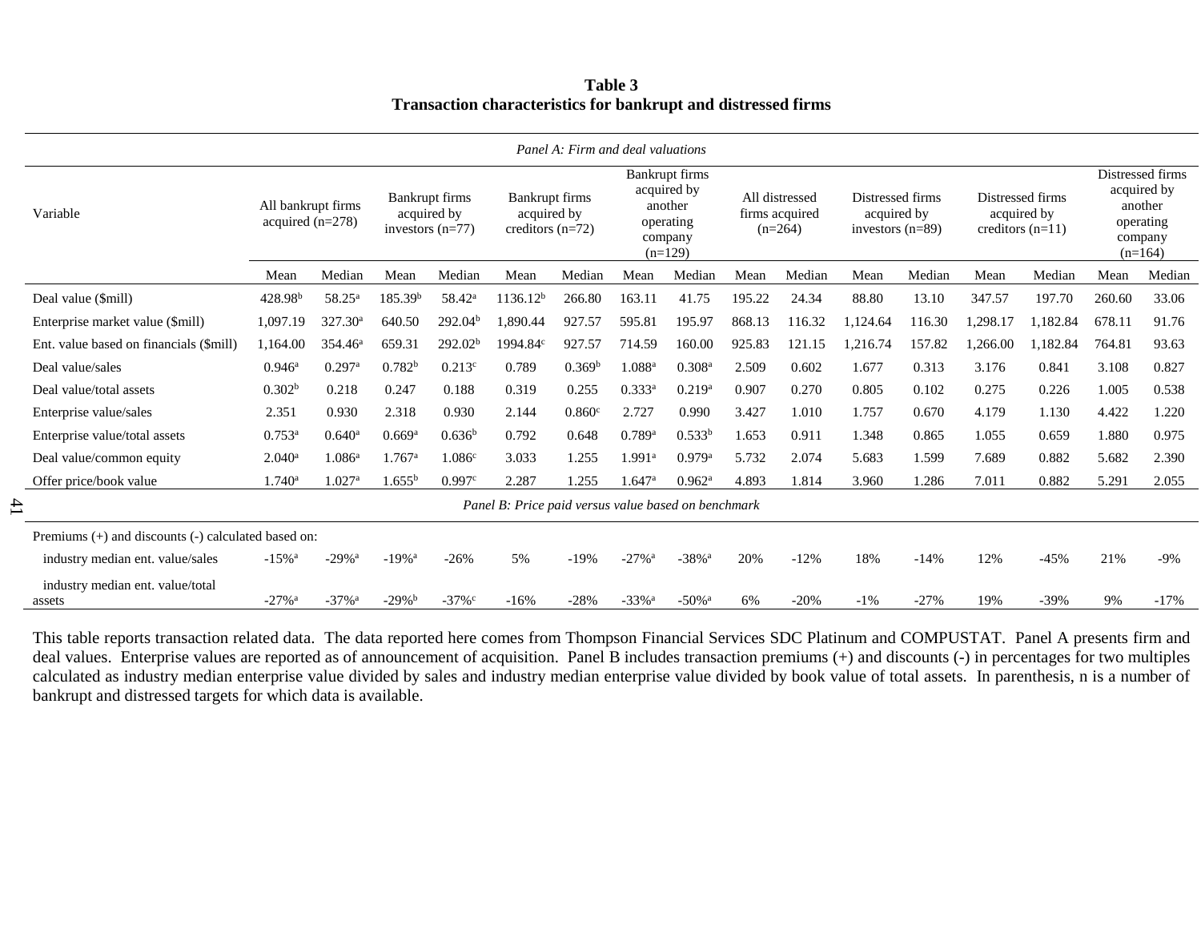**Table 3**
**Transaction characteristics for bankrupt and distressed firms**

*Panel A: Firm and deal valuations*

| Variable | All bankrupt firms acquired (n=278) | | Bankrupt firms acquired by investors (n=77) | | Bankrupt firms acquired by creditors (n=72) | | Bankrupt firms acquired by another operating company (n=129) | | All distressed firms acquired (n=264) | | Distressed firms acquired by investors (n=89) | | Distressed firms acquired by creditors (n=11) | | Distressed firms acquired by another operating company (n=164) | |
|---|---|---|---|---|---|---|---|---|---|---|---|---|---|---|---|---|
| | Mean | Median | Mean | Median | Mean | Median | Mean | Median | Mean | Median | Mean | Median | Mean | Median | Mean | Median |
| Deal value ($mill) | 428.98[b] | 58.25[a] | 185.39[b] | 58.42[a] | 1136.12[b] | 266.80 | 163.11 | 41.75 | 195.22 | 24.34 | 88.80 | 13.10 | 347.57 | 197.70 | 260.60 | 33.06 |
| Enterprise market value ($mill) | 1,097.19 | 327.30[a] | 640.50 | 292.04[b] | 1,890.44 | 927.57 | 595.81 | 195.97 | 868.13 | 116.32 | 1,124.64 | 116.30 | 1,298.17 | 1,182.84 | 678.11 | 91.76 |
| Ent. value based on financials ($mill) | 1,164.00 | 354.46[a] | 659.31 | 292.02[b] | 1994.84[c] | 927.57 | 714.59 | 160.00 | 925.83 | 121.15 | 1,216.74 | 157.82 | 1,266.00 | 1,182.84 | 764.81 | 93.63 |
| Deal value/sales | 0.946[a] | 0.297[a] | 0.782[b] | 0.213[c] | 0.789 | 0.369[b] | 1.088[a] | 0.308[a] | 2.509 | 0.602 | 1.677 | 0.313 | 3.176 | 0.841 | 3.108 | 0.827 |
| Deal value/total assets | 0.302[b] | 0.218 | 0.247 | 0.188 | 0.319 | 0.255 | 0.333[a] | 0.219[a] | 0.907 | 0.270 | 0.805 | 0.102 | 0.275 | 0.226 | 1.005 | 0.538 |
| Enterprise value/sales | 2.351 | 0.930 | 2.318 | 0.930 | 2.144 | 0.860[c] | 2.727 | 0.990 | 3.427 | 1.010 | 1.757 | 0.670 | 4.179 | 1.130 | 4.422 | 1.220 |
| Enterprise value/total assets | 0.753[a] | 0.640[a] | 0.669[a] | 0.636[b] | 0.792 | 0.648 | 0.789[a] | 0.533[b] | 1.653 | 0.911 | 1.348 | 0.865 | 1.055 | 0.659 | 1.880 | 0.975 |
| Deal value/common equity | 2.040[a] | 1.086[a] | 1.767[a] | 1.086[c] | 3.033 | 1.255 | 1.991[a] | 0.979[a] | 5.732 | 2.074 | 5.683 | 1.599 | 7.689 | 0.882 | 5.682 | 2.390 |
| Offer price/book value | 1.740[a] | 1.027[a] | 1.655[b] | 0.997[c] | 2.287 | 1.255 | 1.647[a] | 0.962[a] | 4.893 | 1.814 | 3.960 | 1.286 | 7.011 | 0.882 | 5.291 | 2.055 |
| *Panel B: Price paid versus value based on benchmark* | | | | | | | | | | | | | | | | |
| Premiums (+) and discounts (-) calculated based on: | | | | | | | | | | | | | | | | |
| industry median ent. value/sales | -15%[a] | -29%[a] | -19%[a] | -26% | 5% | -19% | -27%[a] | -38%[a] | 20% | -12% | 18% | -14% | 12% | -45% | 21% | -9% |
| industry median ent. value/total assets | -27%[a] | -37%[a] | -29%[b] | -37%[c] | -16% | -28% | -33%[a] | -50%[a] | 6% | -20% | -1% | -27% | 19% | -39% | 9% | -17% |

This table reports transaction related data. The data reported here comes from Thompson Financial Services SDC Platinum and COMPUSTAT. Panel A presents firm and deal values. Enterprise values are reported as of announcement of acquisition. Panel B includes transaction premiums (+) and discounts (-) in percentages for two multiples calculated as industry median enterprise value divided by sales and industry median enterprise value divided by book value of total assets. In parenthesis, n is a number of bankrupt and distressed targets for which data is available.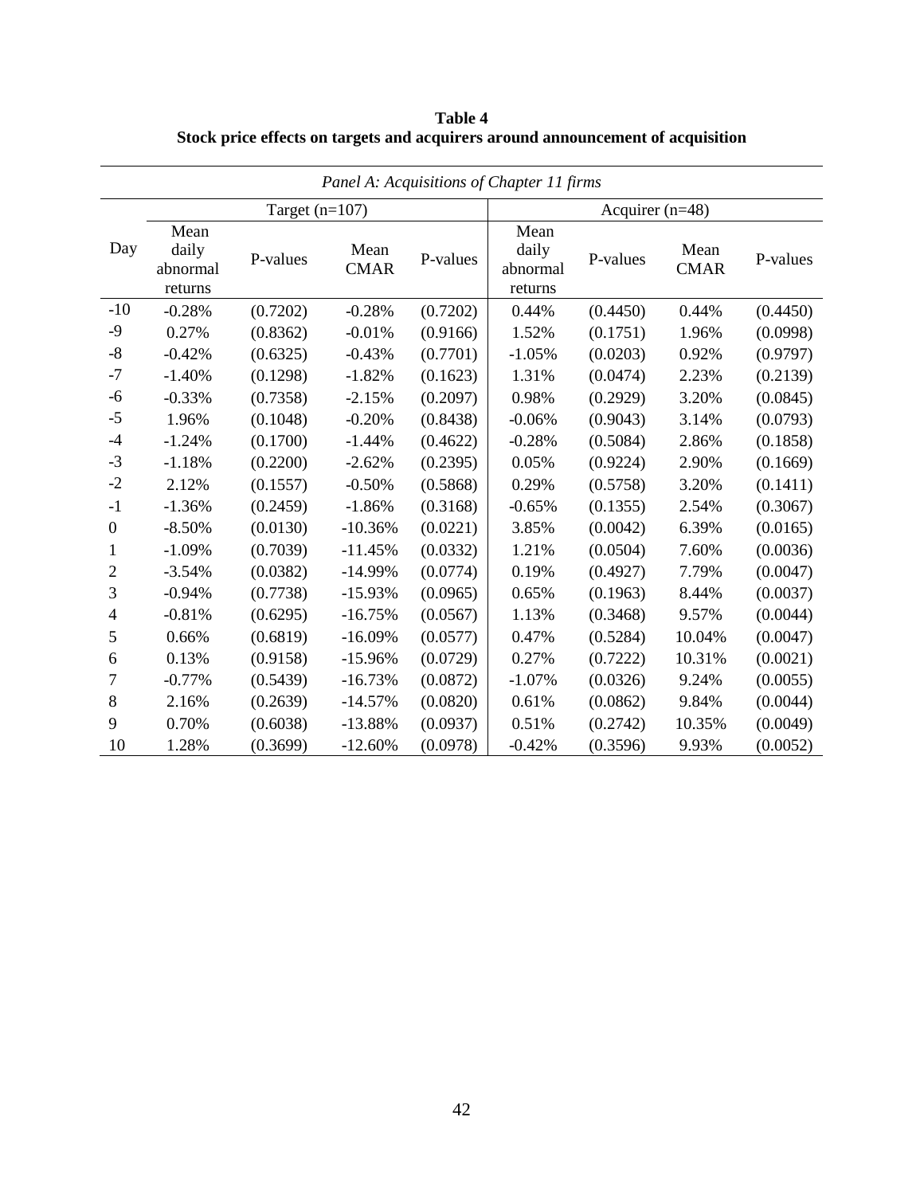**Table 4**
**Stock price effects on targets and acquirers around announcement of acquisition**

| *Panel A: Acquisitions of Chapter 11 firms* | | | | | | | | |
|---|---|---|---|---|---|---|---|---|
| | Target (n=107) | | | | Acquirer (n=48) | | | |
| Day | Mean daily abnormal returns | P-values | Mean CMAR | P-values | Mean daily abnormal returns | P-values | Mean CMAR | P-values |
| -10 | -0.28% | (0.7202) | -0.28% | (0.7202) | 0.44% | (0.4450) | 0.44% | (0.4450) |
| -9 | 0.27% | (0.8362) | -0.01% | (0.9166) | 1.52% | (0.1751) | 1.96% | (0.0998) |
| -8 | -0.42% | (0.6325) | -0.43% | (0.7701) | -1.05% | (0.0203) | 0.92% | (0.9797) |
| -7 | -1.40% | (0.1298) | -1.82% | (0.1623) | 1.31% | (0.0474) | 2.23% | (0.2139) |
| -6 | -0.33% | (0.7358) | -2.15% | (0.2097) | 0.98% | (0.2929) | 3.20% | (0.0845) |
| -5 | 1.96% | (0.1048) | -0.20% | (0.8438) | -0.06% | (0.9043) | 3.14% | (0.0793) |
| -4 | -1.24% | (0.1700) | -1.44% | (0.4622) | -0.28% | (0.5084) | 2.86% | (0.1858) |
| -3 | -1.18% | (0.2200) | -2.62% | (0.2395) | 0.05% | (0.9224) | 2.90% | (0.1669) |
| -2 | 2.12% | (0.1557) | -0.50% | (0.5868) | 0.29% | (0.5758) | 3.20% | (0.1411) |
| -1 | -1.36% | (0.2459) | -1.86% | (0.3168) | -0.65% | (0.1355) | 2.54% | (0.3067) |
| 0 | -8.50% | (0.0130) | -10.36% | (0.0221) | 3.85% | (0.0042) | 6.39% | (0.0165) |
| 1 | -1.09% | (0.7039) | -11.45% | (0.0332) | 1.21% | (0.0504) | 7.60% | (0.0036) |
| 2 | -3.54% | (0.0382) | -14.99% | (0.0774) | 0.19% | (0.4927) | 7.79% | (0.0047) |
| 3 | -0.94% | (0.7738) | -15.93% | (0.0965) | 0.65% | (0.1963) | 8.44% | (0.0037) |
| 4 | -0.81% | (0.6295) | -16.75% | (0.0567) | 1.13% | (0.3468) | 9.57% | (0.0044) |
| 5 | 0.66% | (0.6819) | -16.09% | (0.0577) | 0.47% | (0.5284) | 10.04% | (0.0047) |
| 6 | 0.13% | (0.9158) | -15.96% | (0.0729) | 0.27% | (0.7222) | 10.31% | (0.0021) |
| 7 | -0.77% | (0.5439) | -16.73% | (0.0872) | -1.07% | (0.0326) | 9.24% | (0.0055) |
| 8 | 2.16% | (0.2639) | -14.57% | (0.0820) | 0.61% | (0.0862) | 9.84% | (0.0044) |
| 9 | 0.70% | (0.6038) | -13.88% | (0.0937) | 0.51% | (0.2742) | 10.35% | (0.0049) |
| 10 | 1.28% | (0.3699) | -12.60% | (0.0978) | -0.42% | (0.3596) | 9.93% | (0.0052) |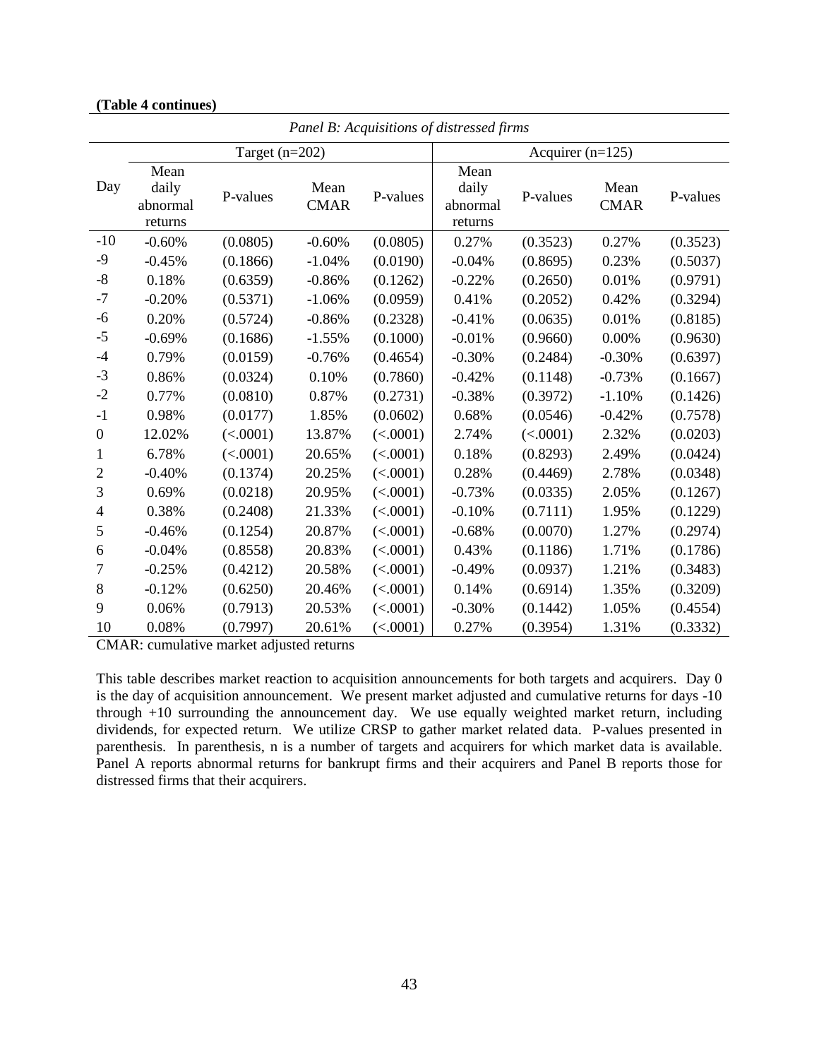**(Table 4 continues)**

| *Panel B: Acquisitions of distressed firms* | | | | | | | | |
|---|---|---|---|---|---|---|---|---|
| | Target (n=202) | | | | Acquirer (n=125) | | | |
| Day | Mean daily abnormal returns | P-values | Mean CMAR | P-values | Mean daily abnormal returns | P-values | Mean CMAR | P-values |
| -10 | -0.60% | (0.0805) | -0.60% | (0.0805) | 0.27% | (0.3523) | 0.27% | (0.3523) |
| -9 | -0.45% | (0.1866) | -1.04% | (0.0190) | -0.04% | (0.8695) | 0.23% | (0.5037) |
| -8 | 0.18% | (0.6359) | -0.86% | (0.1262) | -0.22% | (0.2650) | 0.01% | (0.9791) |
| -7 | -0.20% | (0.5371) | -1.06% | (0.0959) | 0.41% | (0.2052) | 0.42% | (0.3294) |
| -6 | 0.20% | (0.5724) | -0.86% | (0.2328) | -0.41% | (0.0635) | 0.01% | (0.8185) |
| -5 | -0.69% | (0.1686) | -1.55% | (0.1000) | -0.01% | (0.9660) | 0.00% | (0.9630) |
| -4 | 0.79% | (0.0159) | -0.76% | (0.4654) | -0.30% | (0.2484) | -0.30% | (0.6397) |
| -3 | 0.86% | (0.0324) | 0.10% | (0.7860) | -0.42% | (0.1148) | -0.73% | (0.1667) |
| -2 | 0.77% | (0.0810) | 0.87% | (0.2731) | -0.38% | (0.3972) | -1.10% | (0.1426) |
| -1 | 0.98% | (0.0177) | 1.85% | (0.0602) | 0.68% | (0.0546) | -0.42% | (0.7578) |
| 0 | 12.02% | (<.0001) | 13.87% | (<.0001) | 2.74% | (<.0001) | 2.32% | (0.0203) |
| 1 | 6.78% | (<.0001) | 20.65% | (<.0001) | 0.18% | (0.8293) | 2.49% | (0.0424) |
| 2 | -0.40% | (0.1374) | 20.25% | (<.0001) | 0.28% | (0.4469) | 2.78% | (0.0348) |
| 3 | 0.69% | (0.0218) | 20.95% | (<.0001) | -0.73% | (0.0335) | 2.05% | (0.1267) |
| 4 | 0.38% | (0.2408) | 21.33% | (<.0001) | -0.10% | (0.7111) | 1.95% | (0.1229) |
| 5 | -0.46% | (0.1254) | 20.87% | (<.0001) | -0.68% | (0.0070) | 1.27% | (0.2974) |
| 6 | -0.04% | (0.8558) | 20.83% | (<.0001) | 0.43% | (0.1186) | 1.71% | (0.1786) |
| 7 | -0.25% | (0.4212) | 20.58% | (<.0001) | -0.49% | (0.0937) | 1.21% | (0.3483) |
| 8 | -0.12% | (0.6250) | 20.46% | (<.0001) | 0.14% | (0.6914) | 1.35% | (0.3209) |
| 9 | 0.06% | (0.7913) | 20.53% | (<.0001) | -0.30% | (0.1442) | 1.05% | (0.4554) |
| 10 | 0.08% | (0.7997) | 20.61% | (<.0001) | 0.27% | (0.3954) | 1.31% | (0.3332) |

CMAR: cumulative market adjusted returns

This table describes market reaction to acquisition announcements for both targets and acquirers. Day 0 is the day of acquisition announcement. We present market adjusted and cumulative returns for days -10 through +10 surrounding the announcement day. We use equally weighted market return, including dividends, for expected return. We utilize CRSP to gather market related data. P-values presented in parenthesis. In parenthesis, n is a number of targets and acquirers for which market data is available. Panel A reports abnormal returns for bankrupt firms and their acquirers and Panel B reports those for distressed firms that their acquirers.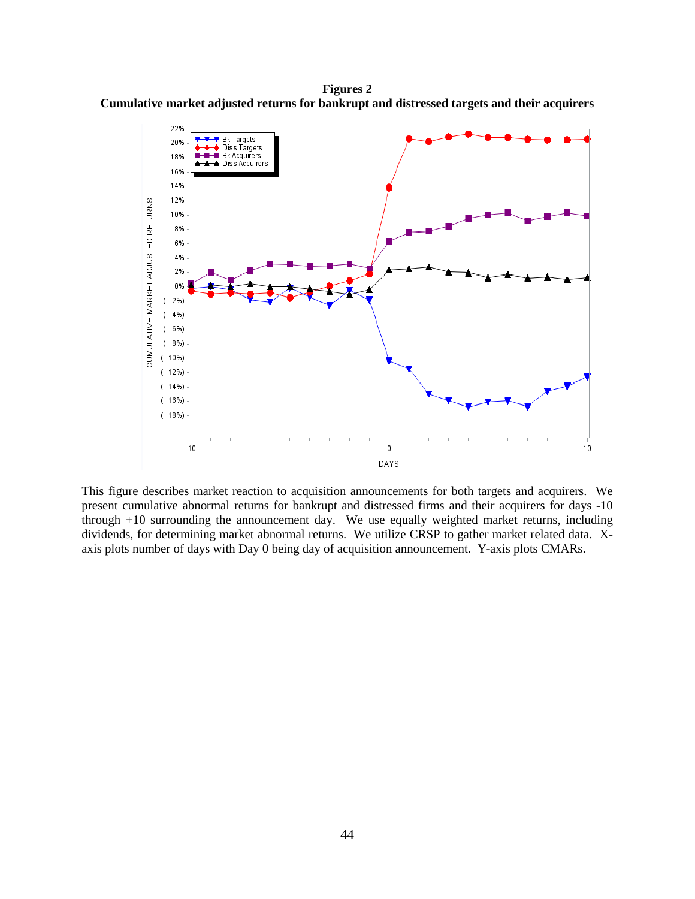**Figures 2**
**Cumulative market adjusted returns for bankrupt and distressed targets and their acquirers**

This figure describes market reaction to acquisition announcements for both targets and acquirers. We present cumulative abnormal returns for bankrupt and distressed firms and their acquirers for days -10 through +10 surrounding the announcement day. We use equally weighted market returns, including dividends, for determining market abnormal returns. We utilize CRSP to gather market related data. X-axis plots number of days with Day 0 being day of acquisition announcement. Y-axis plots CMARs.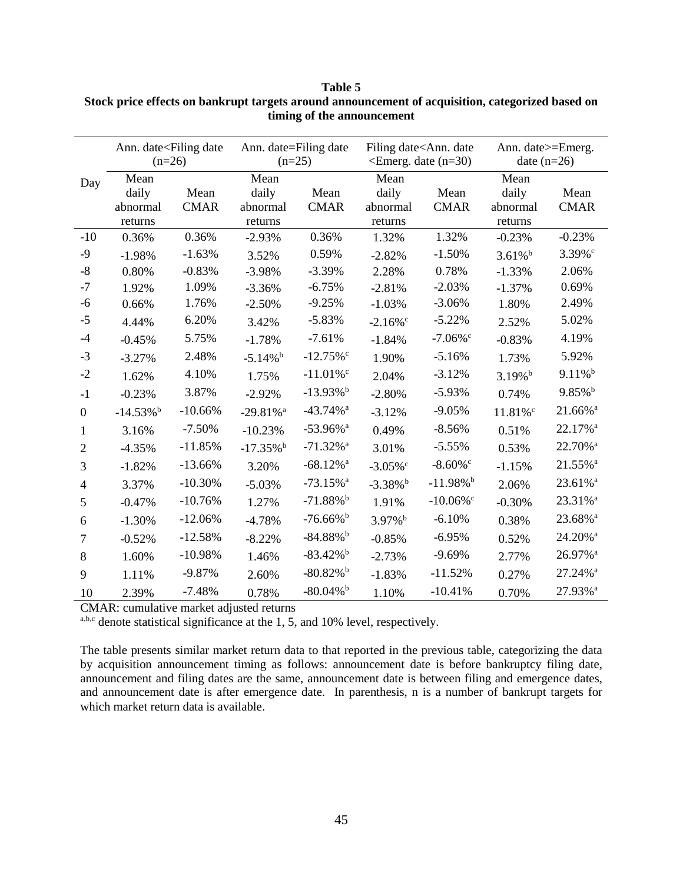**Table 5**
**Stock price effects on bankrupt targets around announcement of acquisition, categorized based on timing of the announcement**

| Day | Ann. date<Filing date (n=26) | | Ann. date=Filing date (n=25) | | Filing date<Ann. date <Emerg. date (n=30) | | Ann. date>=Emerg. date (n=26) | |
|---|---|---|---|---|---|---|---|---|
| | Mean daily abnormal returns | Mean CMAR | Mean daily abnormal returns | Mean CMAR | Mean daily abnormal returns | Mean CMAR | Mean daily abnormal returns | Mean CMAR |
| -10 | 0.36% | 0.36% | -2.93% | 0.36% | 1.32% | 1.32% | -0.23% | -0.23% |
| -9 | -1.98% | -1.63% | 3.52% | 0.59% | -2.82% | -1.50% | 3.61%[b] | 3.39%[c] |
| -8 | 0.80% | -0.83% | -3.98% | -3.39% | 2.28% | 0.78% | -1.33% | 2.06% |
| -7 | 1.92% | 1.09% | -3.36% | -6.75% | -2.81% | -2.03% | -1.37% | 0.69% |
| -6 | 0.66% | 1.76% | -2.50% | -9.25% | -1.03% | -3.06% | 1.80% | 2.49% |
| -5 | 4.44% | 6.20% | 3.42% | -5.83% | -2.16%[c] | -5.22% | 2.52% | 5.02% |
| -4 | -0.45% | 5.75% | -1.78% | -7.61% | -1.84% | -7.06%[c] | -0.83% | 4.19% |
| -3 | -3.27% | 2.48% | -5.14%[b] | -12.75%[c] | 1.90% | -5.16% | 1.73% | 5.92% |
| -2 | 1.62% | 4.10% | 1.75% | -11.01%[c] | 2.04% | -3.12% | 3.19%[b] | 9.11%[b] |
| -1 | -0.23% | 3.87% | -2.92% | -13.93%[b] | -2.80% | -5.93% | 0.74% | 9.85%[b] |
| 0 | -14.53%[b] | -10.66% | -29.81%[a] | -43.74%[a] | -3.12% | -9.05% | 11.81%[c] | 21.66%[a] |
| 1 | 3.16% | -7.50% | -10.23% | -53.96%[a] | 0.49% | -8.56% | 0.51% | 22.17%[a] |
| 2 | -4.35% | -11.85% | -17.35%[b] | -71.32%[a] | 3.01% | -5.55% | 0.53% | 22.70%[a] |
| 3 | -1.82% | -13.66% | 3.20% | -68.12%[a] | -3.05%[c] | -8.60%[c] | -1.15% | 21.55%[a] |
| 4 | 3.37% | -10.30% | -5.03% | -73.15%[a] | -3.38%[b] | -11.98%[b] | 2.06% | 23.61%[a] |
| 5 | -0.47% | -10.76% | 1.27% | -71.88%[b] | 1.91% | -10.06%[c] | -0.30% | 23.31%[a] |
| 6 | -1.30% | -12.06% | -4.78% | -76.66%[b] | 3.97%[b] | -6.10% | 0.38% | 23.68%[a] |
| 7 | -0.52% | -12.58% | -8.22% | -84.88%[b] | -0.85% | -6.95% | 0.52% | 24.20%[a] |
| 8 | 1.60% | -10.98% | 1.46% | -83.42%[b] | -2.73% | -9.69% | 2.77% | 26.97%[a] |
| 9 | 1.11% | -9.87% | 2.60% | -80.82%[b] | -1.83% | -11.52% | 0.27% | 27.24%[a] |
| 10 | 2.39% | -7.48% | 0.78% | -80.04%[b] | 1.10% | -10.41% | 0.70% | 27.93%[a] |

CMAR: cumulative market adjusted returns

[a,b,c] denote statistical significance at the 1, 5, and 10% level, respectively.

The table presents similar market return data to that reported in the previous table, categorizing the data by acquisition announcement timing as follows: announcement date is before bankruptcy filing date, announcement and filing dates are the same, announcement date is between filing and emergence dates, and announcement date is after emergence date. In parenthesis, n is a number of bankrupt targets for which market return data is available.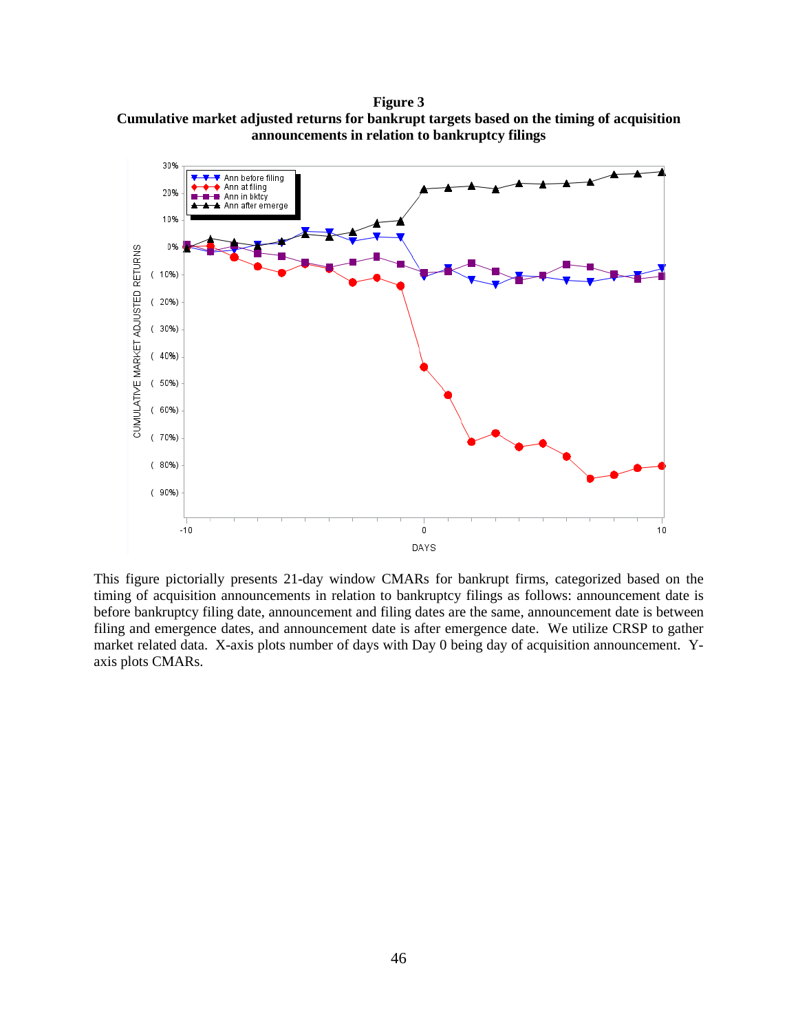**Figure 3**
**Cumulative market adjusted returns for bankrupt targets based on the timing of acquisition announcements in relation to bankruptcy filings**

This figure pictorially presents 21-day window CMARs for bankrupt firms, categorized based on the timing of acquisition announcements in relation to bankruptcy filings as follows: announcement date is before bankruptcy filing date, announcement and filing dates are the same, announcement date is between filing and emergence dates, and announcement date is after emergence date. We utilize CRSP to gather market related data. X-axis plots number of days with Day 0 being day of acquisition announcement. Y-axis plots CMARs.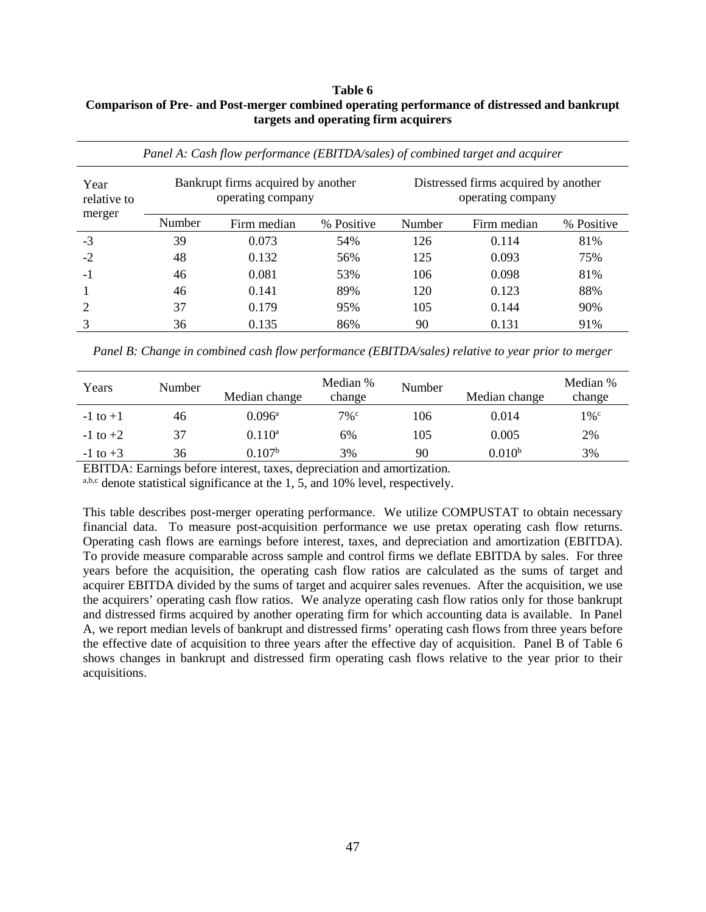**Table 6**
**Comparison of Pre- and Post-merger combined operating performance of distressed and bankrupt targets and operating firm acquirers**

*Panel A: Cash flow performance (EBITDA/sales) of combined target and acquirer*

| Year relative to merger | Bankrupt firms acquired by another operating company | | | Distressed firms acquired by another operating company | | |
|---|---|---|---|---|---|---|
| | Number | Firm median | % Positive | Number | Firm median | % Positive |
| -3 | 39 | 0.073 | 54% | 126 | 0.114 | 81% |
| -2 | 48 | 0.132 | 56% | 125 | 0.093 | 75% |
| -1 | 46 | 0.081 | 53% | 106 | 0.098 | 81% |
| 1 | 46 | 0.141 | 89% | 120 | 0.123 | 88% |
| 2 | 37 | 0.179 | 95% | 105 | 0.144 | 90% |
| 3 | 36 | 0.135 | 86% | 90 | 0.131 | 91% |

*Panel B: Change in combined cash flow performance (EBITDA/sales) relative to year prior to merger*

| Years | Number | Median change | Median % change | Number | Median change | Median % change |
|---|---|---|---|---|---|---|
| -1 to +1 | 46 | 0.096[a] | 7%[c] | 106 | 0.014 | 1%[c] |
| -1 to +2 | 37 | 0.110[a] | 6% | 105 | 0.005 | 2% |
| -1 to +3 | 36 | 0.107[b] | 3% | 90 | 0.010[b] | 3% |

EBITDA: Earnings before interest, taxes, depreciation and amortization.
[a,b,c] denote statistical significance at the 1, 5, and 10% level, respectively.

This table describes post-merger operating performance. We utilize COMPUSTAT to obtain necessary financial data. To measure post-acquisition performance we use pretax operating cash flow returns. Operating cash flows are earnings before interest, taxes, and depreciation and amortization (EBITDA). To provide measure comparable across sample and control firms we deflate EBITDA by sales. For three years before the acquisition, the operating cash flow ratios are calculated as the sums of target and acquirer EBITDA divided by the sums of target and acquirer sales revenues. After the acquisition, we use the acquirers' operating cash flow ratios. We analyze operating cash flow ratios only for those bankrupt and distressed firms acquired by another operating firm for which accounting data is available. In Panel A, we report median levels of bankrupt and distressed firms' operating cash flows from three years before the effective date of acquisition to three years after the effective day of acquisition. Panel B of Table 6 shows changes in bankrupt and distressed firm operating cash flows relative to the year prior to their acquisitions.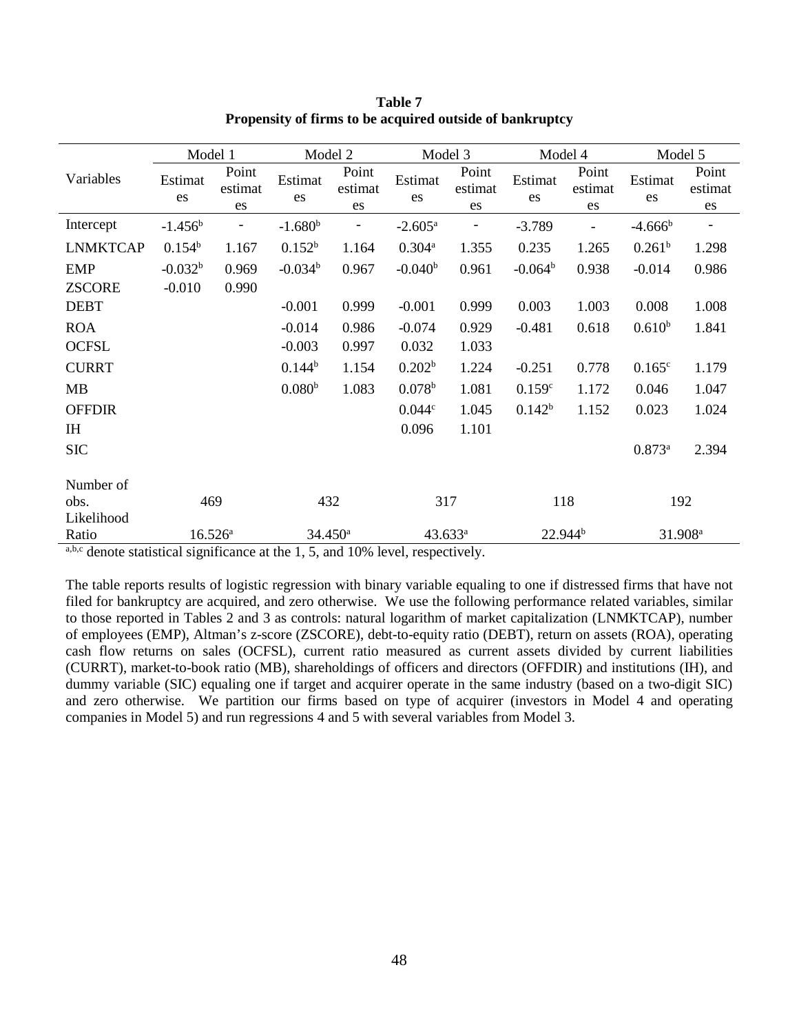**Table 7**
**Propensity of firms to be acquired outside of bankruptcy**

| Variables | Model 1 | | Model 2 | | Model 3 | | Model 4 | | Model 5 | |
|---|---|---|---|---|---|---|---|---|---|---|
| | Estimates | Point estimates | Estimates | Point estimates | Estimates | Point estimates | Estimates | Point estimates | Estimates | Point estimates |
| Intercept | -1.456[b] | - | -1.680[b] | - | -2.605[a] | - | -3.789 | - | -4.666[b] | - |
| LNMKTCAP | 0.154[b] | 1.167 | 0.152[b] | 1.164 | 0.304[a] | 1.355 | 0.235 | 1.265 | 0.261[b] | 1.298 |
| EMP | -0.032[b] | 0.969 | -0.034[b] | 0.967 | -0.040[b] | 0.961 | -0.064[b] | 0.938 | -0.014 | 0.986 |
| ZSCORE | -0.010 | 0.990 | | | | | | | | |
| DEBT | | | -0.001 | 0.999 | -0.001 | 0.999 | 0.003 | 1.003 | 0.008 | 1.008 |
| ROA | | | -0.014 | 0.986 | -0.074 | 0.929 | -0.481 | 0.618 | 0.610[b] | 1.841 |
| OCFSL | | | -0.003 | 0.997 | 0.032 | 1.033 | | | | |
| CURRT | | | 0.144[b] | 1.154 | 0.202[b] | 1.224 | -0.251 | 0.778 | 0.165[c] | 1.179 |
| MB | | | 0.080[b] | 1.083 | 0.078[b] | 1.081 | 0.159[c] | 1.172 | 0.046 | 1.047 |
| OFFDIR | | | | | 0.044[c] | 1.045 | 0.142[b] | 1.152 | 0.023 | 1.024 |
| IH | | | | | 0.096 | 1.101 | | | | |
| SIC | | | | | | | | | 0.873[a] | 2.394 |
| Number of obs. | 469 | | 432 | | 317 | | 118 | | 192 | |
| Likelihood Ratio | 16.526[a] | | 34.450[a] | | 43.633[a] | | 22.944[b] | | 31.908[a] | |

[a,b,c] denote statistical significance at the 1, 5, and 10% level, respectively.

The table reports results of logistic regression with binary variable equaling to one if distressed firms that have not filed for bankruptcy are acquired, and zero otherwise. We use the following performance related variables, similar to those reported in Tables 2 and 3 as controls: natural logarithm of market capitalization (LNMKTCAP), number of employees (EMP), Altman's z-score (ZSCORE), debt-to-equity ratio (DEBT), return on assets (ROA), operating cash flow returns on sales (OCFSL), current ratio measured as current assets divided by current liabilities (CURRT), market-to-book ratio (MB), shareholdings of officers and directors (OFFDIR) and institutions (IH), and dummy variable (SIC) equaling one if target and acquirer operate in the same industry (based on a two-digit SIC) and zero otherwise. We partition our firms based on type of acquirer (investors in Model 4 and operating companies in Model 5) and run regressions 4 and 5 with several variables from Model 3.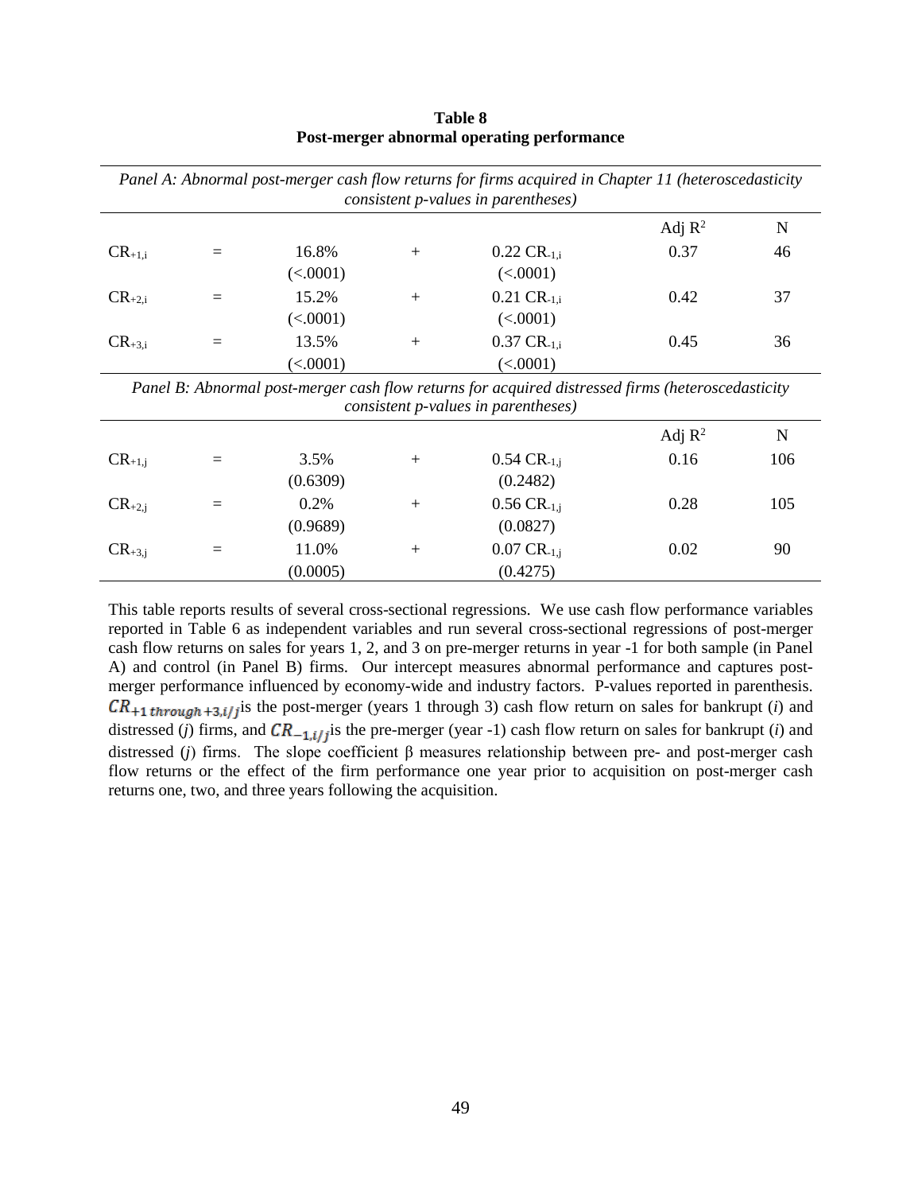**Table 8**
**Post-merger abnormal operating performance**

*Panel A: Abnormal post-merger cash flow returns for firms acquired in Chapter 11 (heteroscedasticity consistent p-values in parentheses)*

| | | | | | Adj $R^2$ | N |
|---|---|---|---|---|---|---|
| $CR_{+1,i}$ | = | 16.8% | + | 0.22 $CR_{-1,i}$ | 0.37 | 46 |
| | | (<.0001) | | (<.0001) | | |
| $CR_{+2,i}$ | = | 15.2% | + | 0.21 $CR_{-1,i}$ | 0.42 | 37 |
| | | (<.0001) | | (<.0001) | | |
| $CR_{+3,i}$ | = | 13.5% | + | 0.37 $CR_{-1,i}$ | 0.45 | 36 |
| | | (<.0001) | | (<.0001) | | |

*Panel B: Abnormal post-merger cash flow returns for acquired distressed firms (heteroscedasticity consistent p-values in parentheses)*

| | | | | | Adj $R^2$ | N |
|---|---|---|---|---|---|---|
| $CR_{+1,j}$ | = | 3.5% | + | 0.54 $CR_{-1,j}$ | 0.16 | 106 |
| | | (0.6309) | | (0.2482) | | |
| $CR_{+2,j}$ | = | 0.2% | + | 0.56 $CR_{-1,j}$ | 0.28 | 105 |
| | | (0.9689) | | (0.0827) | | |
| $CR_{+3,j}$ | = | 11.0% | + | 0.07 $CR_{-1,j}$ | 0.02 | 90 |
| | | (0.0005) | | (0.4275) | | |

This table reports results of several cross-sectional regressions. We use cash flow performance variables reported in Table 6 as independent variables and run several cross-sectional regressions of post-merger cash flow returns on sales for years 1, 2, and 3 on pre-merger returns in year -1 for both sample (in Panel A) and control (in Panel B) firms. Our intercept measures abnormal performance and captures post-merger performance influenced by economy-wide and industry factors. P-values reported in parenthesis. $CR_{+1\ through\ +3,i/j}$ is the post-merger (years 1 through 3) cash flow return on sales for bankrupt (*i*) and distressed (*j*) firms, and $CR_{-1,i/j}$ is the pre-merger (year -1) cash flow return on sales for bankrupt (*i*) and distressed (*j*) firms. The slope coefficient β measures relationship between pre- and post-merger cash flow returns or the effect of the firm performance one year prior to acquisition on post-merger cash returns one, two, and three years following the acquisition.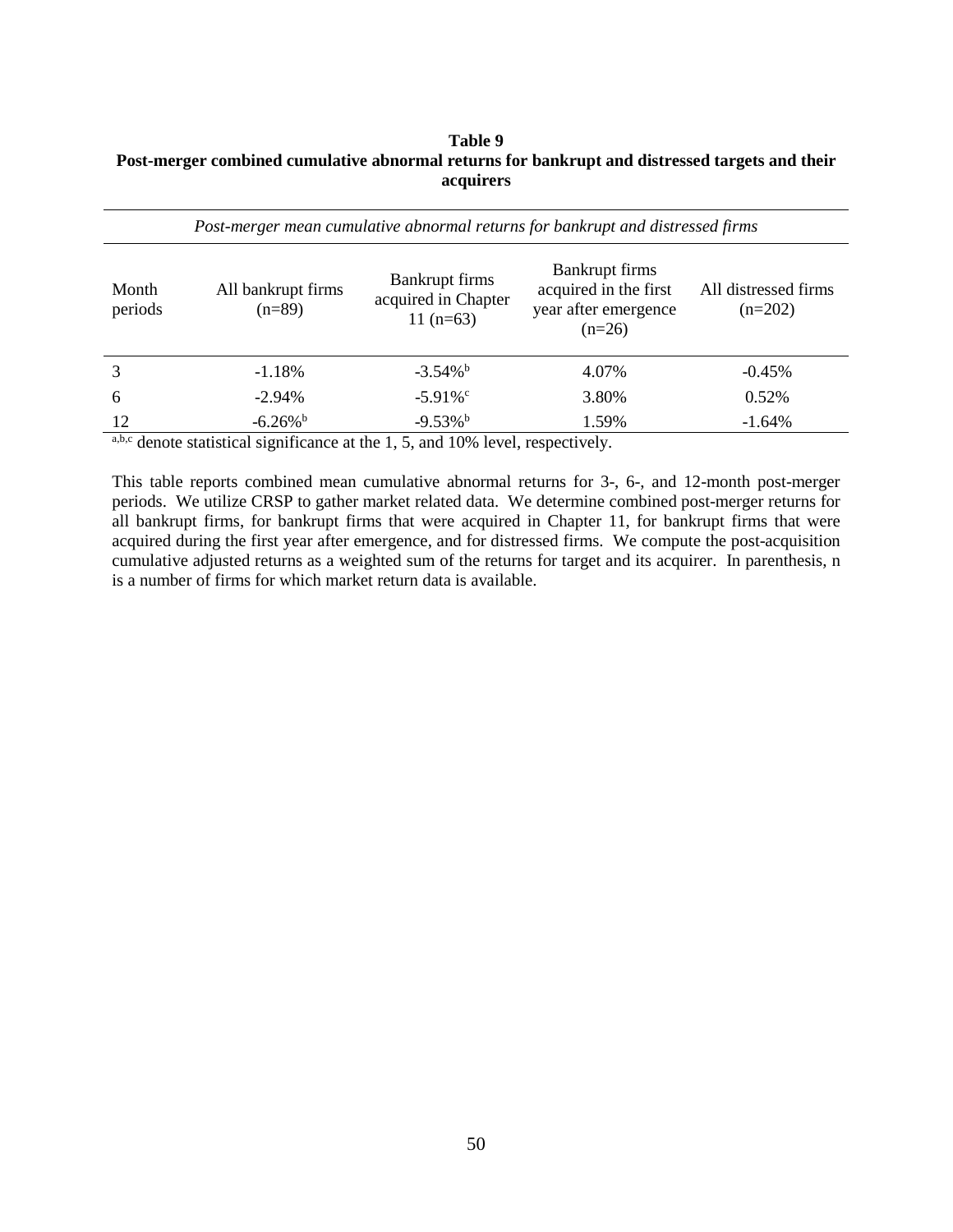**Table 9**
**Post-merger combined cumulative abnormal returns for bankrupt and distressed targets and their acquirers**

| *Post-merger mean cumulative abnormal returns for bankrupt and distressed firms* | | | | |
|---|---|---|---|---|
| Month periods | All bankrupt firms (n=89) | Bankrupt firms acquired in Chapter 11 (n=63) | Bankrupt firms acquired in the first year after emergence (n=26) | All distressed firms (n=202) |
| 3 | -1.18% | -3.54%[b] | 4.07% | -0.45% |
| 6 | -2.94% | -5.91%[c] | 3.80% | 0.52% |
| 12 | -6.26%[b] | -9.53%[b] | 1.59% | -1.64% |

[a,b,c] denote statistical significance at the 1, 5, and 10% level, respectively.

This table reports combined mean cumulative abnormal returns for 3-, 6-, and 12-month post-merger periods. We utilize CRSP to gather market related data. We determine combined post-merger returns for all bankrupt firms, for bankrupt firms that were acquired in Chapter 11, for bankrupt firms that were acquired during the first year after emergence, and for distressed firms. We compute the post-acquisition cumulative adjusted returns as a weighted sum of the returns for target and its acquirer. In parenthesis, n is a number of firms for which market return data is available.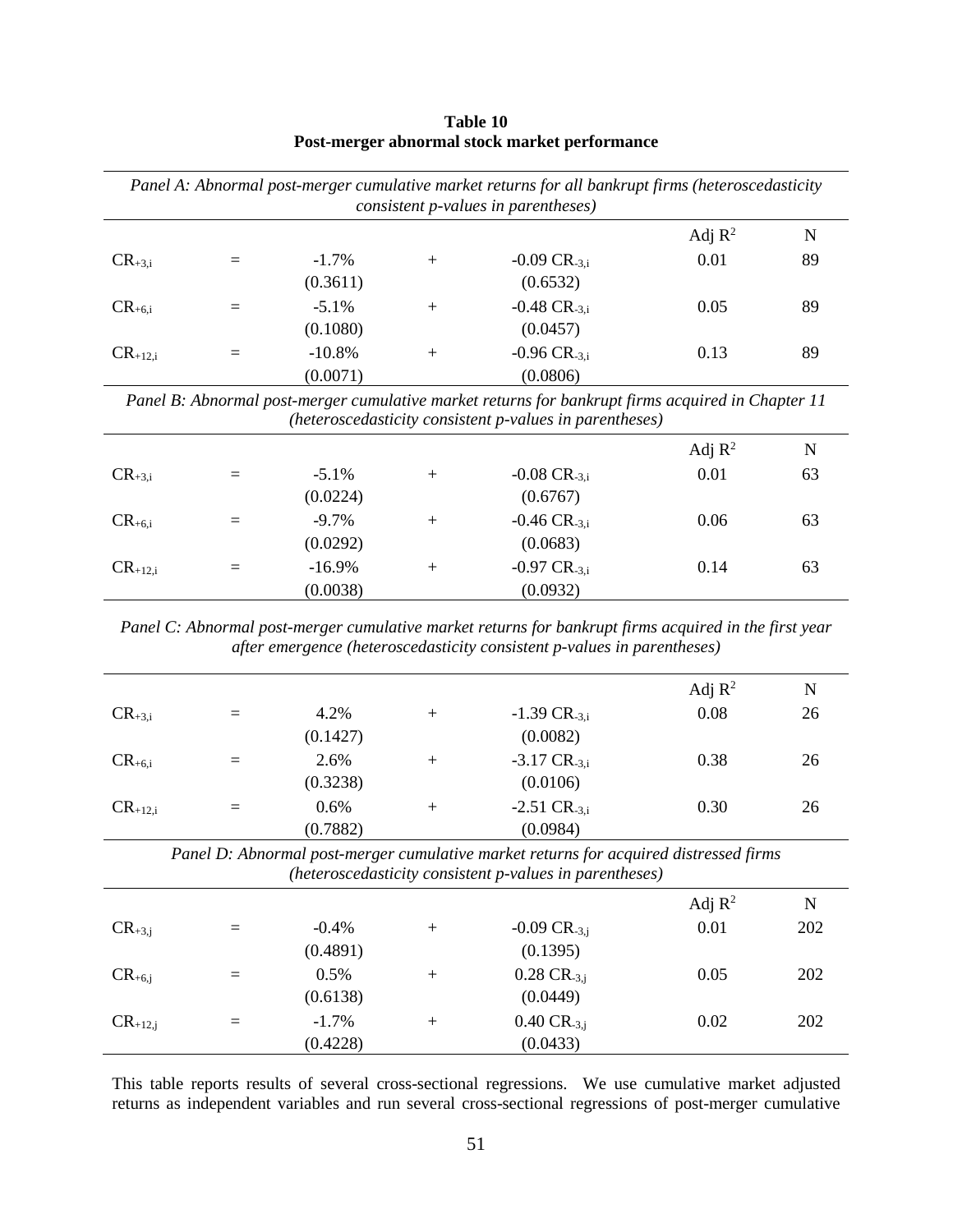**Table 10**
**Post-merger abnormal stock market performance**

*Panel A: Abnormal post-merger cumulative market returns for all bankrupt firms (heteroscedasticity consistent p-values in parentheses)*

| | | | | | Adj $R^2$ | N |
|---|---|---|---|---|---|---|
| $CR_{+3,i}$ | = | -1.7% | + | -0.09 $CR_{-3,i}$ | 0.01 | 89 |
| | | (0.3611) | | (0.6532) | | |
| $CR_{+6,i}$ | = | -5.1% | + | -0.48 $CR_{-3,i}$ | 0.05 | 89 |
| | | (0.1080) | | (0.0457) | | |
| $CR_{+12,i}$ | = | -10.8% | + | -0.96 $CR_{-3,i}$ | 0.13 | 89 |
| | | (0.0071) | | (0.0806) | | |

*Panel B: Abnormal post-merger cumulative market returns for bankrupt firms acquired in Chapter 11 (heteroscedasticity consistent p-values in parentheses)*

| | | | | | Adj $R^2$ | N |
|---|---|---|---|---|---|---|
| $CR_{+3,i}$ | = | -5.1% | + | -0.08 $CR_{-3,i}$ | 0.01 | 63 |
| | | (0.0224) | | (0.6767) | | |
| $CR_{+6,i}$ | = | -9.7% | + | -0.46 $CR_{-3,i}$ | 0.06 | 63 |
| | | (0.0292) | | (0.0683) | | |
| $CR_{+12,i}$ | = | -16.9% | + | -0.97 $CR_{-3,i}$ | 0.14 | 63 |
| | | (0.0038) | | (0.0932) | | |

*Panel C: Abnormal post-merger cumulative market returns for bankrupt firms acquired in the first year after emergence (heteroscedasticity consistent p-values in parentheses)*

| | | | | | Adj $R^2$ | N |
|---|---|---|---|---|---|---|
| $CR_{+3,i}$ | = | 4.2% | + | -1.39 $CR_{-3,i}$ | 0.08 | 26 |
| | | (0.1427) | | (0.0082) | | |
| $CR_{+6,i}$ | = | 2.6% | + | -3.17 $CR_{-3,i}$ | 0.38 | 26 |
| | | (0.3238) | | (0.0106) | | |
| $CR_{+12,i}$ | = | 0.6% | + | -2.51 $CR_{-3,i}$ | 0.30 | 26 |
| | | (0.7882) | | (0.0984) | | |

*Panel D: Abnormal post-merger cumulative market returns for acquired distressed firms (heteroscedasticity consistent p-values in parentheses)*

| | | | | | Adj $R^2$ | N |
|---|---|---|---|---|---|---|
| $CR_{+3,j}$ | = | -0.4% | + | -0.09 $CR_{-3,j}$ | 0.01 | 202 |
| | | (0.4891) | | (0.1395) | | |
| $CR_{+6,j}$ | = | 0.5% | + | 0.28 $CR_{-3,j}$ | 0.05 | 202 |
| | | (0.6138) | | (0.0449) | | |
| $CR_{+12,j}$ | = | -1.7% | + | 0.40 $CR_{-3,j}$ | 0.02 | 202 |
| | | (0.4228) | | (0.0433) | | |

This table reports results of several cross-sectional regressions. We use cumulative market adjusted returns as independent variables and run several cross-sectional regressions of post-merger cumulative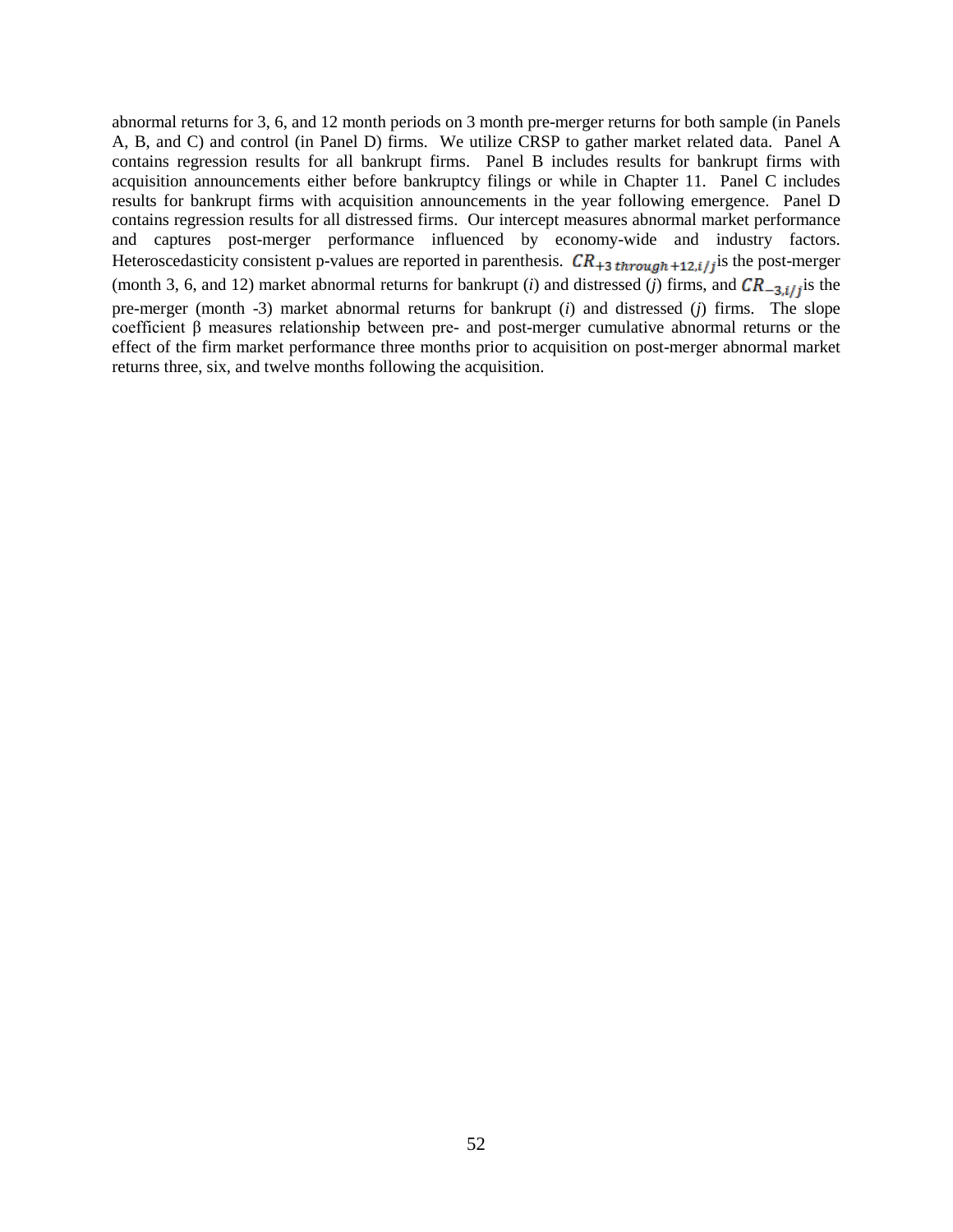abnormal returns for 3, 6, and 12 month periods on 3 month pre-merger returns for both sample (in Panels A, B, and C) and control (in Panel D) firms. We utilize CRSP to gather market related data. Panel A contains regression results for all bankrupt firms. Panel B includes results for bankrupt firms with acquisition announcements either before bankruptcy filings or while in Chapter 11. Panel C includes results for bankrupt firms with acquisition announcements in the year following emergence. Panel D contains regression results for all distressed firms. Our intercept measures abnormal market performance and captures post-merger performance influenced by economy-wide and industry factors. Heteroscedasticity consistent p-values are reported in parenthesis. $CR_{+3\ through\ +12,i/j}$ is the post-merger (month 3, 6, and 12) market abnormal returns for bankrupt (*i*) and distressed (*j*) firms, and $CR_{-3,i/j}$ is the pre-merger (month -3) market abnormal returns for bankrupt (*i*) and distressed (*j*) firms. The slope coefficient β measures relationship between pre- and post-merger cumulative abnormal returns or the effect of the firm market performance three months prior to acquisition on post-merger abnormal market returns three, six, and twelve months following the acquisition.